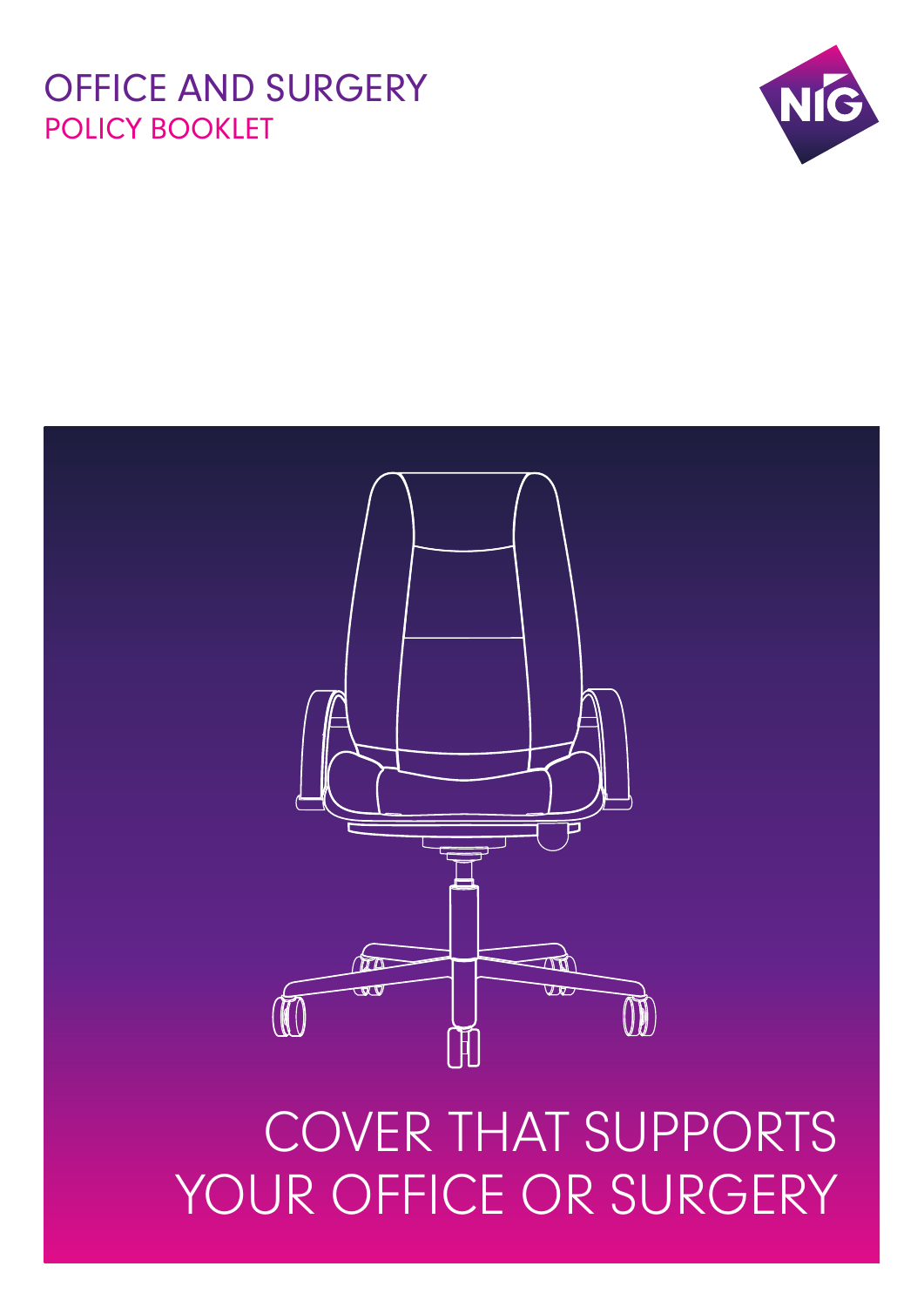# OFFICE AND SURGERY

## POLICY BOOKLET

COVER THAT SUPPORTS YOUR OFFICE OR SURGERY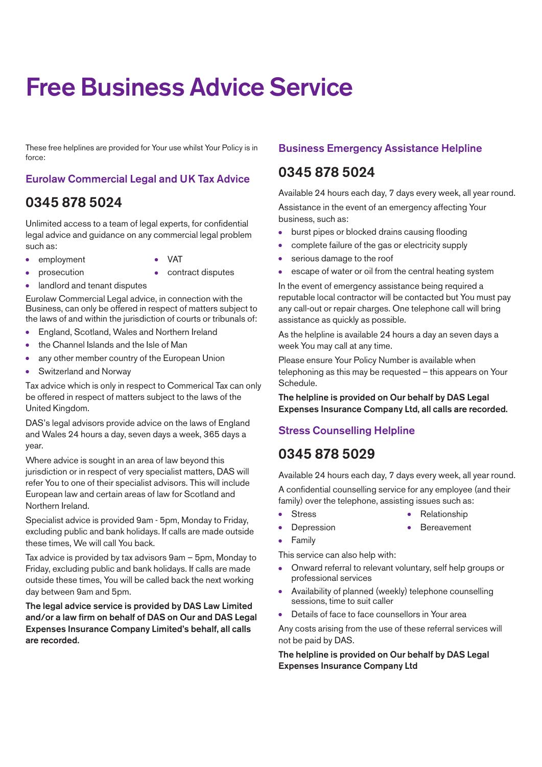# Free Business Advice Service

These free helplines are provided for Your use whilst Your Policy is in force:

## Eurolaw Commercial Legal and UK Tax Advice

## 0345 878 5024

Unlimited access to a team of legal experts, for confidential legal advice and guidance on any commercial legal problem such as:

- employment
- prosecution
- landlord and tenant disputes
- VAT
- contract disputes

Eurolaw Commercial Legal advice, in connection with the Business, can only be offered in respect of matters subject to the laws of and within the jurisdiction of courts or tribunals of:

- England, Scotland, Wales and Northern Ireland
- the Channel Islands and the Isle of Man
- any other member country of the European Union
- Switzerland and Norway

Tax advice which is only in respect to Commerical Tax can only be offered in respect of matters subject to the laws of the United Kingdom.

DAS's legal advisors provide advice on the laws of England and Wales 24 hours a day, seven days a week, 365 days a year.

Where advice is sought in an area of law beyond this jurisdiction or in respect of very specialist matters, DAS will refer You to one of their specialist advisors. This will include European law and certain areas of law for Scotland and Northern Ireland.

Specialist advice is provided 9am - 5pm, Monday to Friday, excluding public and bank holidays. If calls are made outside these times, We will call You back.

Tax advice is provided by tax advisors 9am – 5pm, Monday to Friday, excluding public and bank holidays. If calls are made outside these times, You will be called back the next working day between 9am and 5pm.

**The legal advice service is provided by DAS Law Limited and/or a law firm on behalf of DAS on Our and DAS Legal Expenses Insurance Company Limited's behalf, all calls are recorded.**

## Business Emergency Assistance Helpline

## 0345 878 5024

Available 24 hours each day, 7 days every week, all year round.

Assistance in the event of an emergency affecting Your business, such as:

- burst pipes or blocked drains causing flooding
- complete failure of the gas or electricity supply
- serious damage to the roof
- escape of water or oil from the central heating system

In the event of emergency assistance being required a reputable local contractor will be contacted but You must pay any call-out or repair charges. One telephone call will bring assistance as quickly as possible.

As the helpline is available 24 hours a day an seven days a week You may call at any time.

Please ensure Your Policy Number is available when telephoning as this may be requested – this appears on Your Schedule.

**The helpline is provided on Our behalf by DAS Legal Expenses Insurance Company Ltd, all calls are recorded.**

## Stress Counselling Helpline

## 0345 878 5029

Available 24 hours each day, 7 days every week, all year round.

A confidential counselling service for any employee (and their family) over the telephone, assisting issues such as:

- Stress
- Depression
- Family
- Relationship
- Bereavement

This service can also help with:

- Onward referral to relevant voluntary, self help groups or professional services
- Availability of planned (weekly) telephone counselling sessions, time to suit caller
- Details of face to face counsellors in Your area

Any costs arising from the use of these referral services will not be paid by DAS.

**The helpline is provided on Our behalf by DAS Legal Expenses Insurance Company Ltd**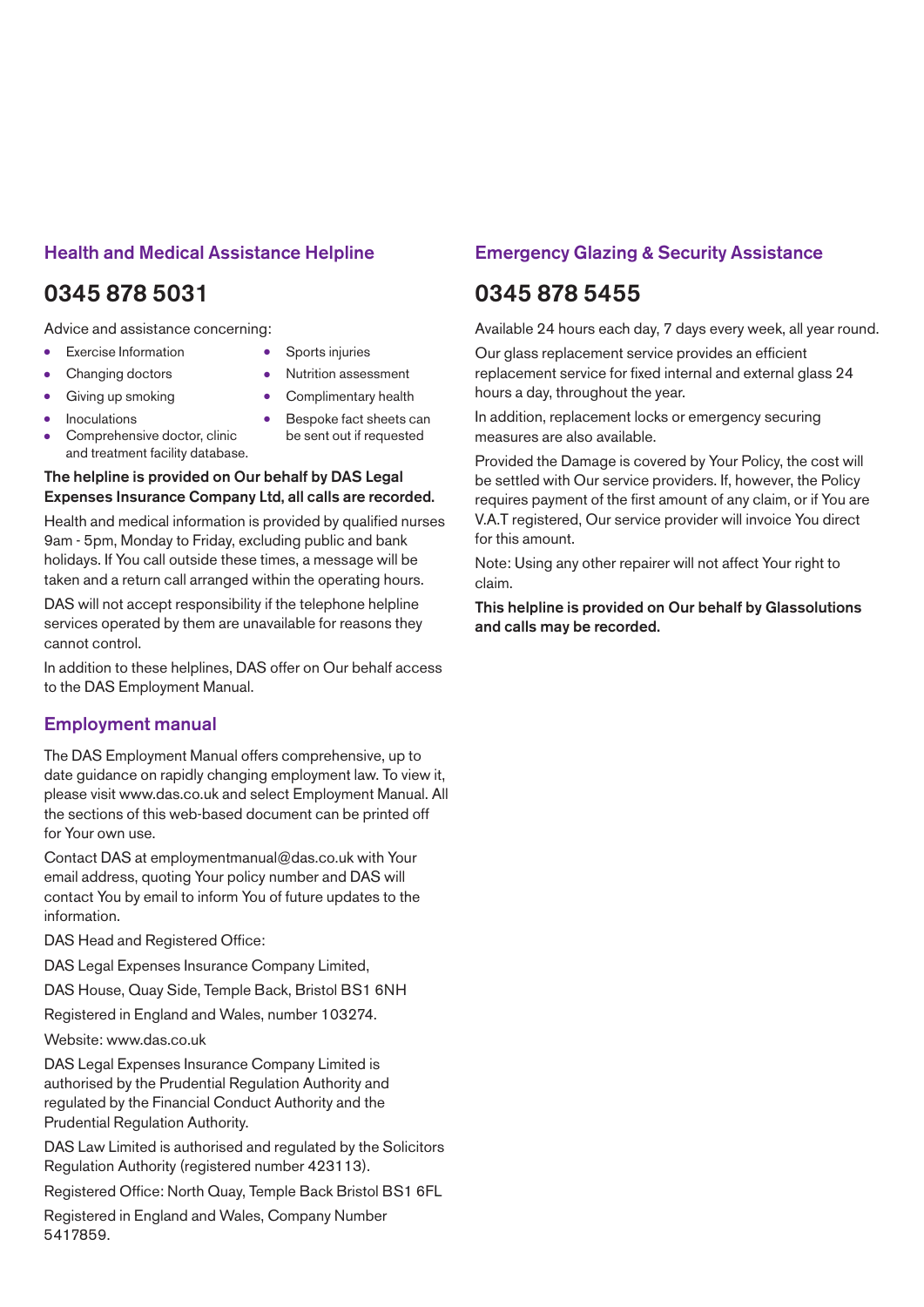## Health and Medical Assistance Helpline

## 0345 878 5031

Advice and assistance concerning:

- Exercise Information
- Changing doctors
- Giving up smoking
- Inoculations
- Comprehensive doctor, clinic and treatment facility database.
- Sports injuries
- Nutrition assessment
- Complimentary health
- Bespoke fact sheets can be sent out if requested

**The helpline is provided on Our behalf by DAS Legal Expenses Insurance Company Ltd, all calls are recorded.**

Health and medical information is provided by qualified nurses 9am - 5pm, Monday to Friday, excluding public and bank holidays. If You call outside these times, a message will be taken and a return call arranged within the operating hours.

DAS will not accept responsibility if the telephone helpline services operated by them are unavailable for reasons they cannot control.

In addition to these helplines, DAS offer on Our behalf access to the DAS Employment Manual.

## Employment manual

The DAS Employment Manual offers comprehensive, up to date guidance on rapidly changing employment law. To view it, please visit www.das.co.uk and select Employment Manual. All the sections of this web-based document can be printed off for Your own use.

Contact DAS at employmentmanual@das.co.uk with Your email address, quoting Your policy number and DAS will contact You by email to inform You of future updates to the information.

DAS Head and Registered Office:

DAS Legal Expenses Insurance Company Limited,

DAS House, Quay Side, Temple Back, Bristol BS1 6NH

Registered in England and Wales, number 103274.

Website: www.das.co.uk

DAS Legal Expenses Insurance Company Limited is authorised by the Prudential Regulation Authority and regulated by the Financial Conduct Authority and the Prudential Regulation Authority.

DAS Law Limited is authorised and regulated by the Solicitors Regulation Authority (registered number 423113).

Registered Office: North Quay, Temple Back Bristol BS1 6FL

Registered in England and Wales, Company Number 5417859.

## Emergency Glazing & Security Assistance

## 0345 878 5455

Available 24 hours each day, 7 days every week, all year round.

Our glass replacement service provides an efficient replacement service for fixed internal and external glass 24 hours a day, throughout the year.

In addition, replacement locks or emergency securing measures are also available.

Provided the Damage is covered by Your Policy, the cost will be settled with Our service providers. If, however, the Policy requires payment of the first amount of any claim, or if You are V.A.T registered, Our service provider will invoice You direct for this amount.

Note: Using any other repairer will not affect Your right to claim.

**This helpline is provided on Our behalf by Glassolutions and calls may be recorded.**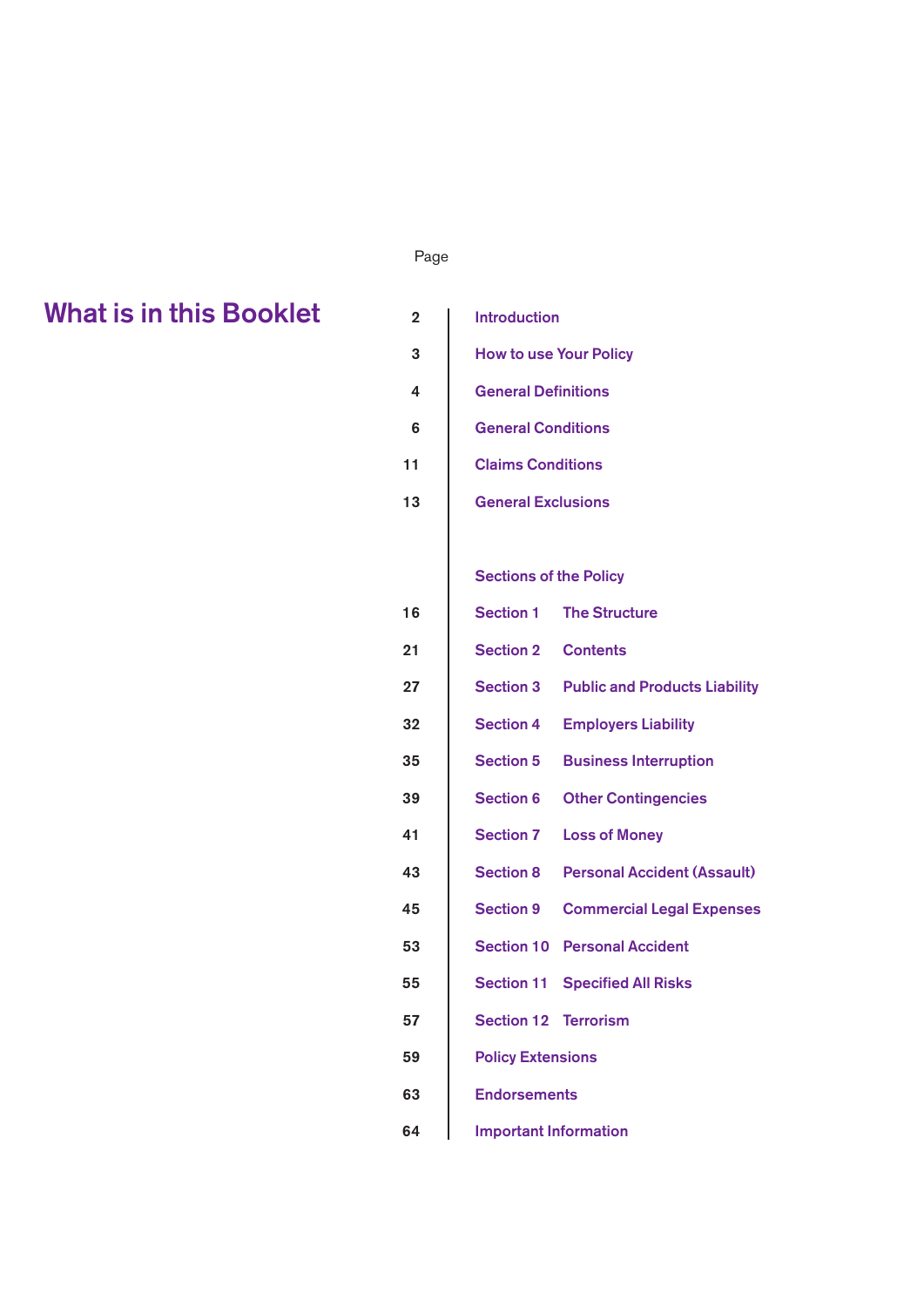# What is in this Booklet

| Page | |
|---|---|
| 2 | Introduction |
| 3 | How to use Your Policy |
| 4 | General Definitions |
| 6 | General Conditions |
| 11 | Claims Conditions |
| 13 | General Exclusions |
| | |
| | Sections of the Policy |
| 16 | Section 1 The Structure |
| 21 | Section 2 Contents |
| 27 | Section 3 Public and Products Liability |
| 32 | Section 4 Employers Liability |
| 35 | Section 5 Business Interruption |
| 39 | Section 6 Other Contingencies |
| 41 | Section 7 Loss of Money |
| 43 | Section 8 Personal Accident (Assault) |
| 45 | Section 9 Commercial Legal Expenses |
| 53 | Section 10 Personal Accident |
| 55 | Section 11 Specified All Risks |
| 57 | Section 12 Terrorism |
| 59 | Policy Extensions |
| 63 | Endorsements |
| 64 | Important Information |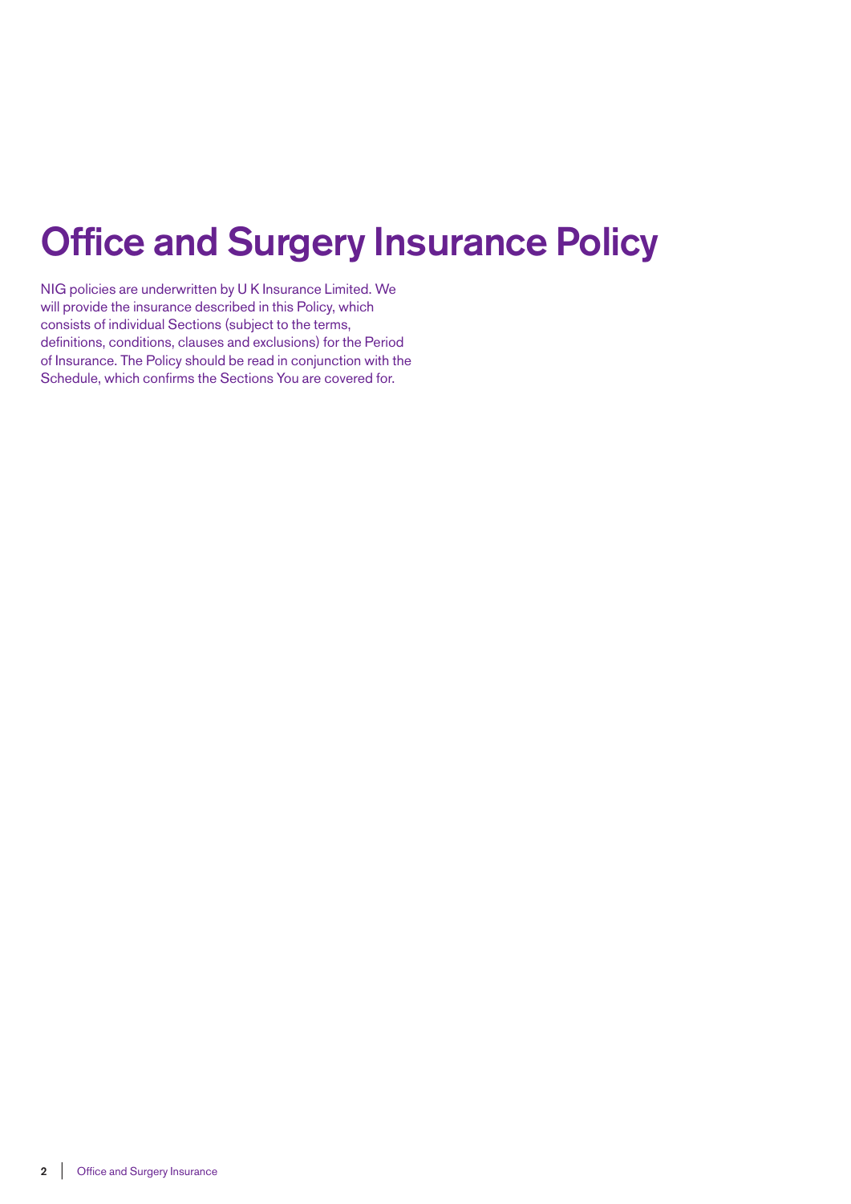# Office and Surgery Insurance Policy

NIG policies are underwritten by U K Insurance Limited. We will provide the insurance described in this Policy, which consists of individual Sections (subject to the terms, definitions, conditions, clauses and exclusions) for the Period of Insurance. The Policy should be read in conjunction with the Schedule, which confirms the Sections You are covered for.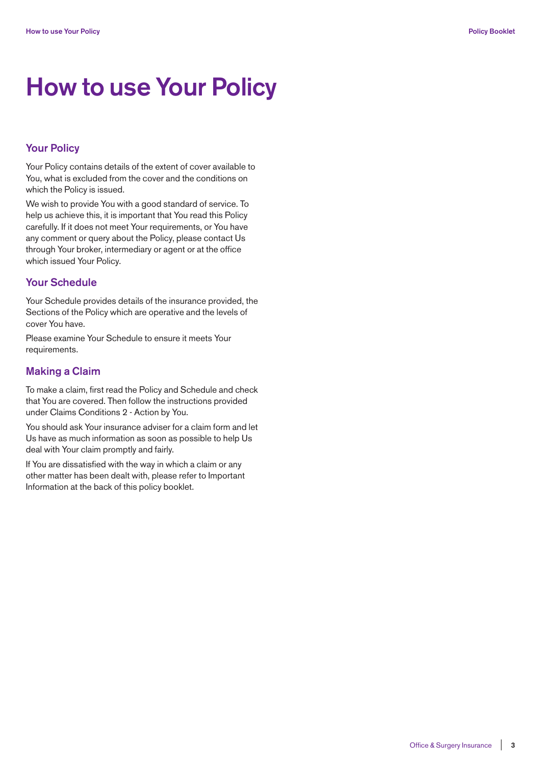# How to use Your Policy

## Your Policy

Your Policy contains details of the extent of cover available to You, what is excluded from the cover and the conditions on which the Policy is issued.

We wish to provide You with a good standard of service. To help us achieve this, it is important that You read this Policy carefully. If it does not meet Your requirements, or You have any comment or query about the Policy, please contact Us through Your broker, intermediary or agent or at the office which issued Your Policy.

## Your Schedule

Your Schedule provides details of the insurance provided, the Sections of the Policy which are operative and the levels of cover You have.

Please examine Your Schedule to ensure it meets Your requirements.

## Making a Claim

To make a claim, first read the Policy and Schedule and check that You are covered. Then follow the instructions provided under Claims Conditions 2 - Action by You.

You should ask Your insurance adviser for a claim form and let Us have as much information as soon as possible to help Us deal with Your claim promptly and fairly.

If You are dissatisfied with the way in which a claim or any other matter has been dealt with, please refer to Important Information at the back of this policy booklet.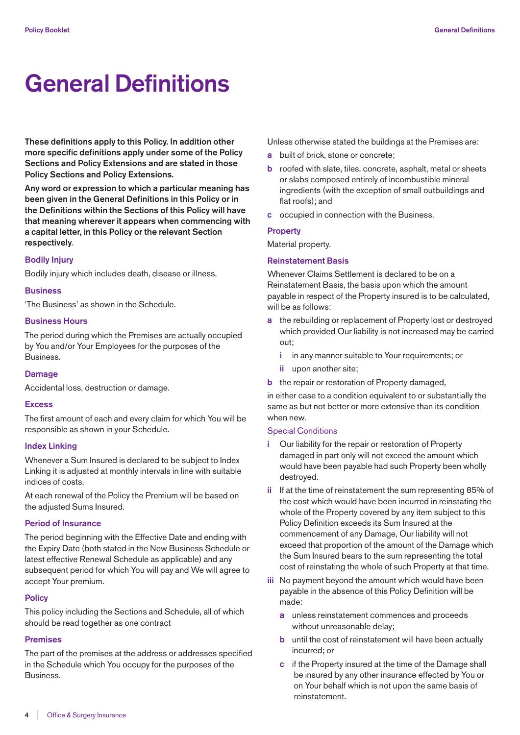# General Definitions

**These definitions apply to this Policy. In addition other more specific definitions apply under some of the Policy Sections and Policy Extensions and are stated in those Policy Sections and Policy Extensions.**

**Any word or expression to which a particular meaning has been given in the General Definitions in this Policy or in the Definitions within the Sections of this Policy will have that meaning wherever it appears when commencing with a capital letter, in this Policy or the relevant Section respectively**.

### Bodily Injury

Bodily injury which includes death, disease or illness.

### Business

'The Business' as shown in the Schedule.

### Business Hours

The period during which the Premises are actually occupied by You and/or Your Employees for the purposes of the Business.

### Damage

Accidental loss, destruction or damage.

### Excess

The first amount of each and every claim for which You will be responsible as shown in your Schedule.

### Index Linking

Whenever a Sum Insured is declared to be subject to Index Linking it is adjusted at monthly intervals in line with suitable indices of costs.

At each renewal of the Policy the Premium will be based on the adjusted Sums Insured.

### Period of Insurance

The period beginning with the Effective Date and ending with the Expiry Date (both stated in the New Business Schedule or latest effective Renewal Schedule as applicable) and any subsequent period for which You will pay and We will agree to accept Your premium.

### Policy

This policy including the Sections and Schedule, all of which should be read together as one contract

### Premises

The part of the premises at the address or addresses specified in the Schedule which You occupy for the purposes of the Business.

Unless otherwise stated the buildings at the Premises are:

- **a** built of brick, stone or concrete;
- **b** roofed with slate, tiles, concrete, asphalt, metal or sheets or slabs composed entirely of incombustible mineral ingredients (with the exception of small outbuildings and flat roofs); and
- **c** occupied in connection with the Business.

### Property

Material property.

### Reinstatement Basis

Whenever Claims Settlement is declared to be on a Reinstatement Basis, the basis upon which the amount payable in respect of the Property insured is to be calculated, will be as follows:

- **a** the rebuilding or replacement of Property lost or destroyed which provided Our liability is not increased may be carried out;
  - **i** in any manner suitable to Your requirements; or
  - **ii** upon another site;
- **b** the repair or restoration of Property damaged,

in either case to a condition equivalent to or substantially the same as but not better or more extensive than its condition when new.

Special Conditions

- **i** Our liability for the repair or restoration of Property damaged in part only will not exceed the amount which would have been payable had such Property been wholly destroyed.
- **ii** If at the time of reinstatement the sum representing 85% of the cost which would have been incurred in reinstating the whole of the Property covered by any item subject to this Policy Definition exceeds its Sum Insured at the commencement of any Damage, Our liability will not exceed that proportion of the amount of the Damage which the Sum Insured bears to the sum representing the total cost of reinstating the whole of such Property at that time.
- **iii** No payment beyond the amount which would have been payable in the absence of this Policy Definition will be made:
  - **a** unless reinstatement commences and proceeds without unreasonable delay;
  - **b** until the cost of reinstatement will have been actually incurred; or
  - **c** if the Property insured at the time of the Damage shall be insured by any other insurance effected by You or on Your behalf which is not upon the same basis of reinstatement.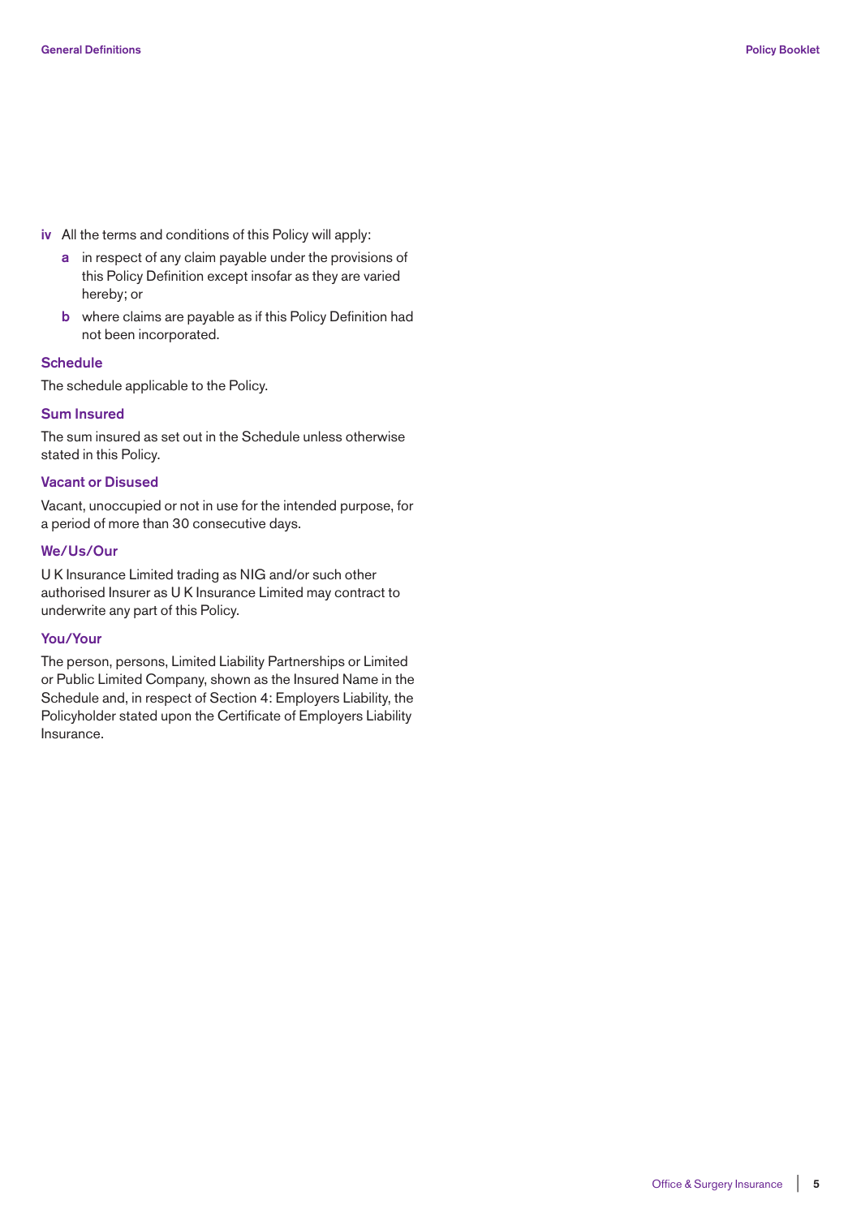iv All the terms and conditions of this Policy will apply:

   a in respect of any claim payable under the provisions of this Policy Definition except insofar as they are varied hereby; or

   b where claims are payable as if this Policy Definition had not been incorporated.

### Schedule

The schedule applicable to the Policy.

### Sum Insured

The sum insured as set out in the Schedule unless otherwise stated in this Policy.

### Vacant or Disused

Vacant, unoccupied or not in use for the intended purpose, for a period of more than 30 consecutive days.

### We/Us/Our

U K Insurance Limited trading as NIG and/or such other authorised Insurer as U K Insurance Limited may contract to underwrite any part of this Policy.

### You/Your

The person, persons, Limited Liability Partnerships or Limited or Public Limited Company, shown as the Insured Name in the Schedule and, in respect of Section 4: Employers Liability, the Policyholder stated upon the Certificate of Employers Liability Insurance.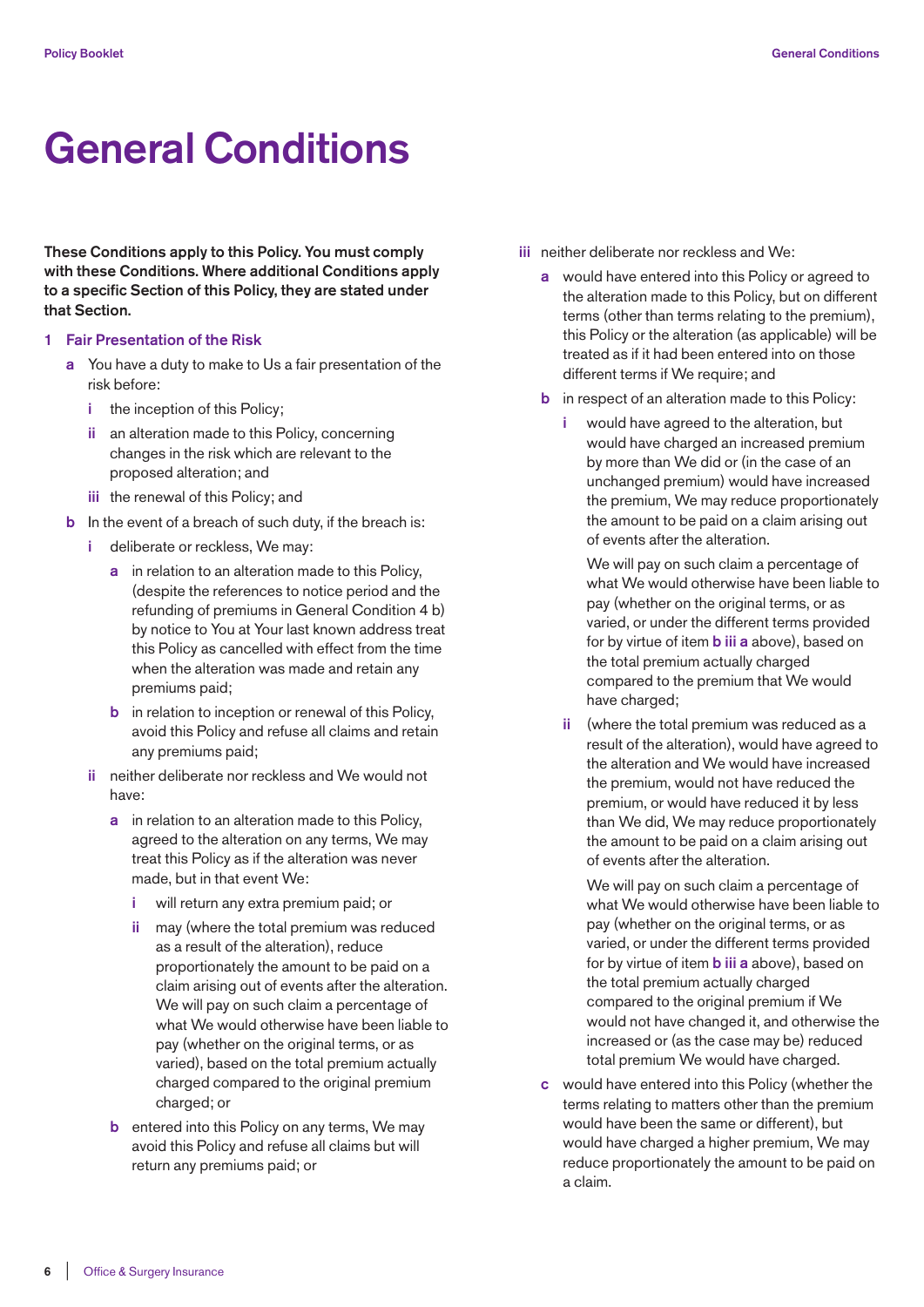# General Conditions

**These Conditions apply to this Policy. You must comply with these Conditions. Where additional Conditions apply to a specific Section of this Policy, they are stated under that Section.**

## 1 Fair Presentation of the Risk

- **a** You have a duty to make to Us a fair presentation of the risk before:
  - **i** the inception of this Policy;
  - **ii** an alteration made to this Policy, concerning changes in the risk which are relevant to the proposed alteration; and
  - **iii** the renewal of this Policy; and
- **b** In the event of a breach of such duty, if the breach is:
  - **i** deliberate or reckless, We may:
    - **a** in relation to an alteration made to this Policy, (despite the references to notice period and the refunding of premiums in General Condition 4 b) by notice to You at Your last known address treat this Policy as cancelled with effect from the time when the alteration was made and retain any premiums paid;
    - **b** in relation to inception or renewal of this Policy, avoid this Policy and refuse all claims and retain any premiums paid;
  - **ii** neither deliberate nor reckless and We would not have:
    - **a** in relation to an alteration made to this Policy, agreed to the alteration on any terms, We may treat this Policy as if the alteration was never made, but in that event We:
      - **i** will return any extra premium paid; or
      - **ii** may (where the total premium was reduced as a result of the alteration), reduce proportionately the amount to be paid on a claim arising out of events after the alteration. We will pay on such claim a percentage of what We would otherwise have been liable to pay (whether on the original terms, or as varied), based on the total premium actually charged compared to the original premium charged; or
    - **b** entered into this Policy on any terms, We may avoid this Policy and refuse all claims but will return any premiums paid; or
  - **iii** neither deliberate nor reckless and We:
    - **a** would have entered into this Policy or agreed to the alteration made to this Policy, but on different terms (other than terms relating to the premium), this Policy or the alteration (as applicable) will be treated as if it had been entered into on those different terms if We require; and
    - **b** in respect of an alteration made to this Policy:
      - **i** would have agreed to the alteration, but would have charged an increased premium by more than We did or (in the case of an unchanged premium) would have increased the premium, We may reduce proportionately the amount to be paid on a claim arising out of events after the alteration.

        We will pay on such claim a percentage of what We would otherwise have been liable to pay (whether on the original terms, or as varied, or under the different terms provided for by virtue of item **b iii a** above), based on the total premium actually charged compared to the premium that We would have charged;
      - **ii** (where the total premium was reduced as a result of the alteration), would have agreed to the alteration and We would have increased the premium, would not have reduced the premium, or would have reduced it by less than We did, We may reduce proportionately the amount to be paid on a claim arising out of events after the alteration.

        We will pay on such claim a percentage of what We would otherwise have been liable to pay (whether on the original terms, or as varied, or under the different terms provided for by virtue of item **b iii a** above), based on the total premium actually charged compared to the original premium if We would not have changed it, and otherwise the increased or (as the case may be) reduced total premium We would have charged.
    - **c** would have entered into this Policy (whether the terms relating to matters other than the premium would have been the same or different), but would have charged a higher premium, We may reduce proportionately the amount to be paid on a claim.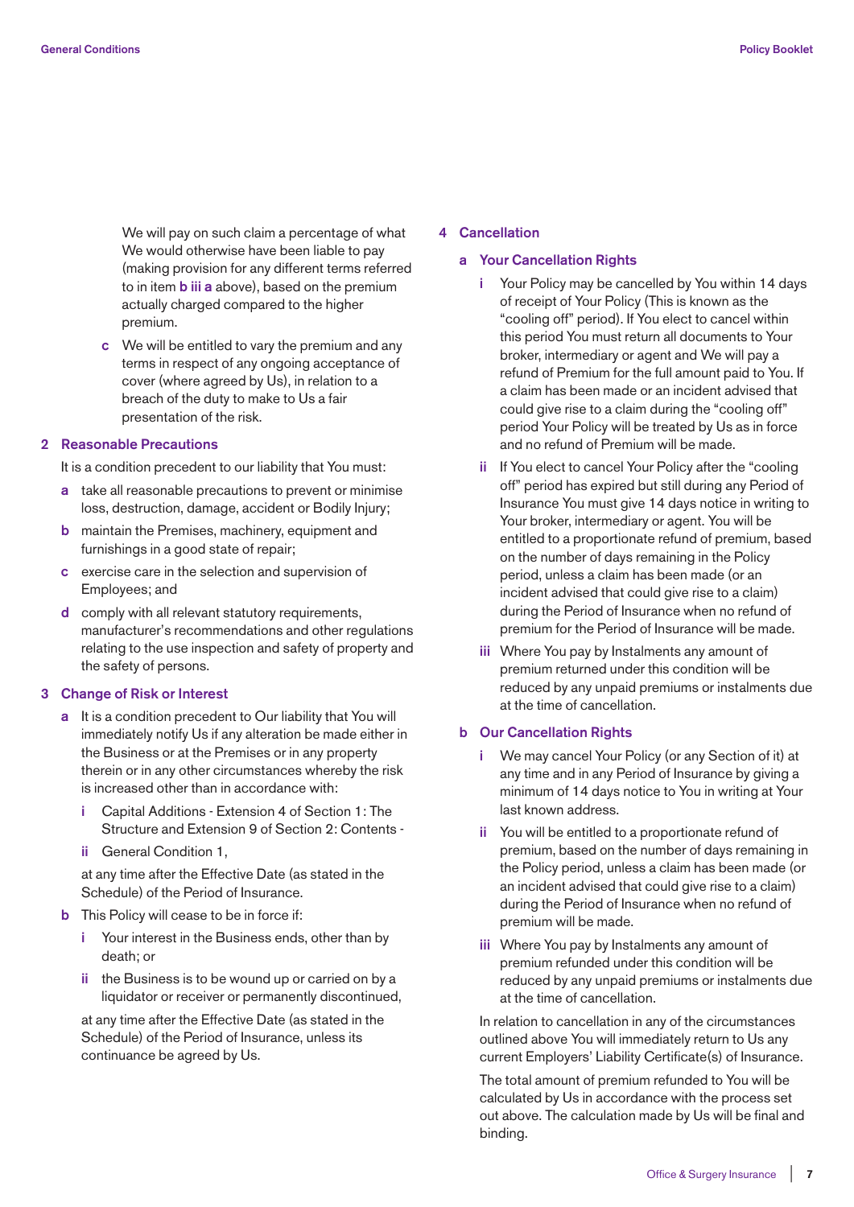We will pay on such claim a percentage of what We would otherwise have been liable to pay (making provision for any different terms referred to in item **b iii a** above), based on the premium actually charged compared to the higher premium.

**c** We will be entitled to vary the premium and any terms in respect of any ongoing acceptance of cover (where agreed by Us), in relation to a breach of the duty to make to Us a fair presentation of the risk.

## 2 Reasonable Precautions

It is a condition precedent to our liability that You must:

**a** take all reasonable precautions to prevent or minimise loss, destruction, damage, accident or Bodily Injury;

**b** maintain the Premises, machinery, equipment and furnishings in a good state of repair;

**c** exercise care in the selection and supervision of Employees; and

**d** comply with all relevant statutory requirements, manufacturer's recommendations and other regulations relating to the use inspection and safety of property and the safety of persons.

## 3 Change of Risk or Interest

**a** It is a condition precedent to Our liability that You will immediately notify Us if any alteration be made either in the Business or at the Premises or in any property therein or in any other circumstances whereby the risk is increased other than in accordance with:

**i** Capital Additions - Extension 4 of Section 1: The Structure and Extension 9 of Section 2: Contents -

**ii** General Condition 1,

at any time after the Effective Date (as stated in the Schedule) of the Period of Insurance.

**b** This Policy will cease to be in force if:

**i** Your interest in the Business ends, other than by death; or

**ii** the Business is to be wound up or carried on by a liquidator or receiver or permanently discontinued,

at any time after the Effective Date (as stated in the Schedule) of the Period of Insurance, unless its continuance be agreed by Us.

## 4 Cancellation

### a Your Cancellation Rights

**i** Your Policy may be cancelled by You within 14 days of receipt of Your Policy (This is known as the "cooling off" period). If You elect to cancel within this period You must return all documents to Your broker, intermediary or agent and We will pay a refund of Premium for the full amount paid to You. If a claim has been made or an incident advised that could give rise to a claim during the "cooling off" period Your Policy will be treated by Us as in force and no refund of Premium will be made.

**ii** If You elect to cancel Your Policy after the "cooling off" period has expired but still during any Period of Insurance You must give 14 days notice in writing to Your broker, intermediary or agent. You will be entitled to a proportionate refund of premium, based on the number of days remaining in the Policy period, unless a claim has been made (or an incident advised that could give rise to a claim) during the Period of Insurance when no refund of premium for the Period of Insurance will be made.

**iii** Where You pay by Instalments any amount of premium returned under this condition will be reduced by any unpaid premiums or instalments due at the time of cancellation.

### b Our Cancellation Rights

**i** We may cancel Your Policy (or any Section of it) at any time and in any Period of Insurance by giving a minimum of 14 days notice to You in writing at Your last known address.

**ii** You will be entitled to a proportionate refund of premium, based on the number of days remaining in the Policy period, unless a claim has been made (or an incident advised that could give rise to a claim) during the Period of Insurance when no refund of premium will be made.

**iii** Where You pay by Instalments any amount of premium refunded under this condition will be reduced by any unpaid premiums or instalments due at the time of cancellation.

In relation to cancellation in any of the circumstances outlined above You will immediately return to Us any current Employers' Liability Certificate(s) of Insurance.

The total amount of premium refunded to You will be calculated by Us in accordance with the process set out above. The calculation made by Us will be final and binding.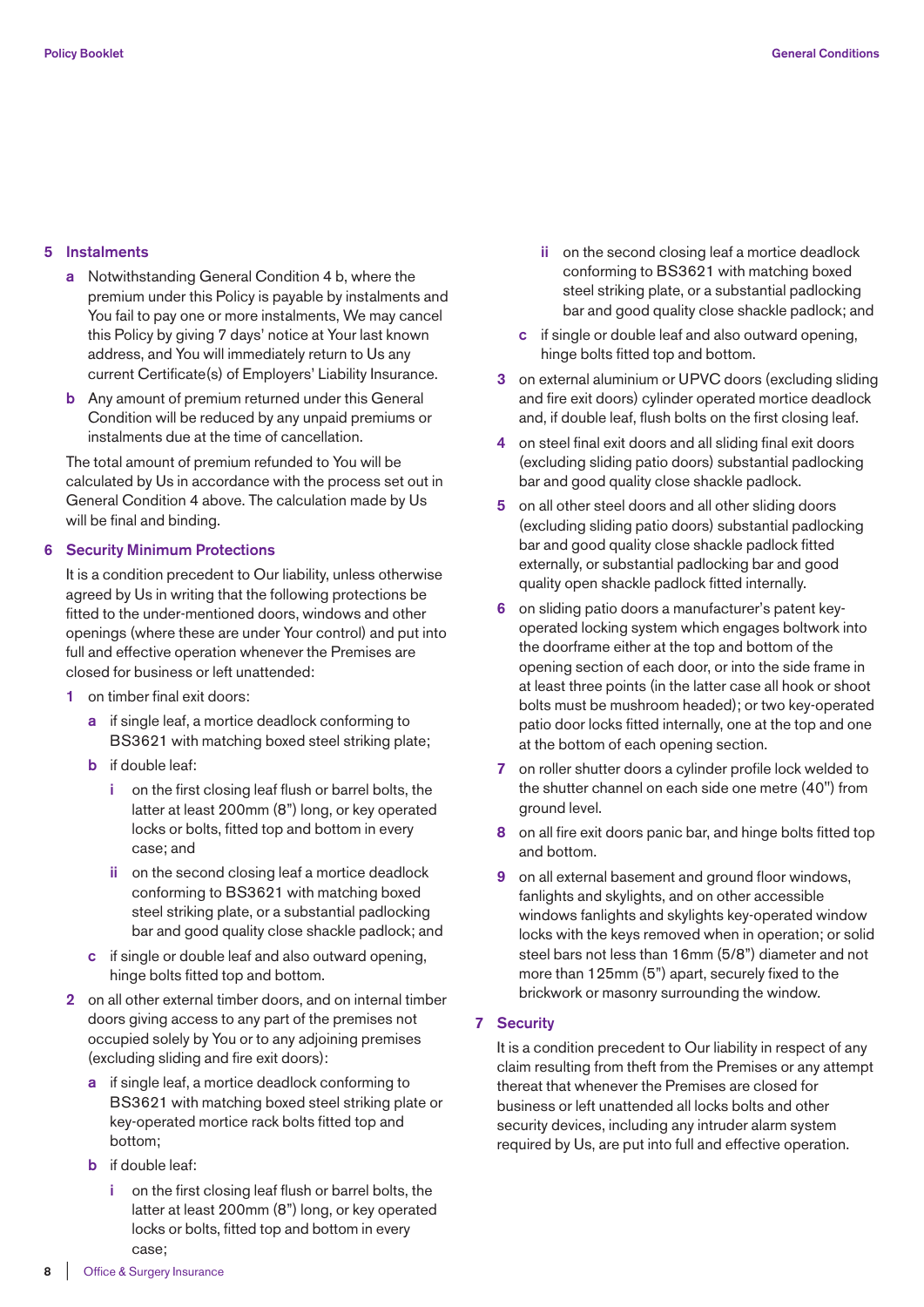## 5 Instalments

**a** Notwithstanding General Condition 4 b, where the premium under this Policy is payable by instalments and You fail to pay one or more instalments, We may cancel this Policy by giving 7 days' notice at Your last known address, and You will immediately return to Us any current Certificate(s) of Employers' Liability Insurance.

**b** Any amount of premium returned under this General Condition will be reduced by any unpaid premiums or instalments due at the time of cancellation.

The total amount of premium refunded to You will be calculated by Us in accordance with the process set out in General Condition 4 above. The calculation made by Us will be final and binding.

## 6 Security Minimum Protections

It is a condition precedent to Our liability, unless otherwise agreed by Us in writing that the following protections be fitted to the under-mentioned doors, windows and other openings (where these are under Your control) and put into full and effective operation whenever the Premises are closed for business or left unattended:

**1** on timber final exit doors:

- **a** if single leaf, a mortice deadlock conforming to BS3621 with matching boxed steel striking plate;
- **b** if double leaf:
  - **i** on the first closing leaf flush or barrel bolts, the latter at least 200mm (8") long, or key operated locks or bolts, fitted top and bottom in every case; and
  - **ii** on the second closing leaf a mortice deadlock conforming to BS3621 with matching boxed steel striking plate, or a substantial padlocking bar and good quality close shackle padlock; and
- **c** if single or double leaf and also outward opening, hinge bolts fitted top and bottom.

**2** on all other external timber doors, and on internal timber doors giving access to any part of the premises not occupied solely by You or to any adjoining premises (excluding sliding and fire exit doors):

- **a** if single leaf, a mortice deadlock conforming to BS3621 with matching boxed steel striking plate or key-operated mortice rack bolts fitted top and bottom;
- **b** if double leaf:
  - **i** on the first closing leaf flush or barrel bolts, the latter at least 200mm (8") long, or key operated locks or bolts, fitted top and bottom in every case;
  - **ii** on the second closing leaf a mortice deadlock conforming to BS3621 with matching boxed steel striking plate, or a substantial padlocking bar and good quality close shackle padlock; and
- **c** if single or double leaf and also outward opening, hinge bolts fitted top and bottom.

**3** on external aluminium or UPVC doors (excluding sliding and fire exit doors) cylinder operated mortice deadlock and, if double leaf, flush bolts on the first closing leaf.

**4** on steel final exit doors and all sliding final exit doors (excluding sliding patio doors) substantial padlocking bar and good quality close shackle padlock.

**5** on all other steel doors and all other sliding doors (excluding sliding patio doors) substantial padlocking bar and good quality close shackle padlock fitted externally, or substantial padlocking bar and good quality open shackle padlock fitted internally.

**6** on sliding patio doors a manufacturer's patent key-operated locking system which engages boltwork into the doorframe either at the top and bottom of the opening section of each door, or into the side frame in at least three points (in the latter case all hook or shoot bolts must be mushroom headed); or two key-operated patio door locks fitted internally, one at the top and one at the bottom of each opening section.

**7** on roller shutter doors a cylinder profile lock welded to the shutter channel on each side one metre (40") from ground level.

**8** on all fire exit doors panic bar, and hinge bolts fitted top and bottom.

**9** on all external basement and ground floor windows, fanlights and skylights, and on other accessible windows fanlights and skylights key-operated window locks with the keys removed when in operation; or solid steel bars not less than 16mm (5/8") diameter and not more than 125mm (5") apart, securely fixed to the brickwork or masonry surrounding the window.

## 7 Security

It is a condition precedent to Our liability in respect of any claim resulting from theft from the Premises or any attempt thereat that whenever the Premises are closed for business or left unattended all locks bolts and other security devices, including any intruder alarm system required by Us, are put into full and effective operation.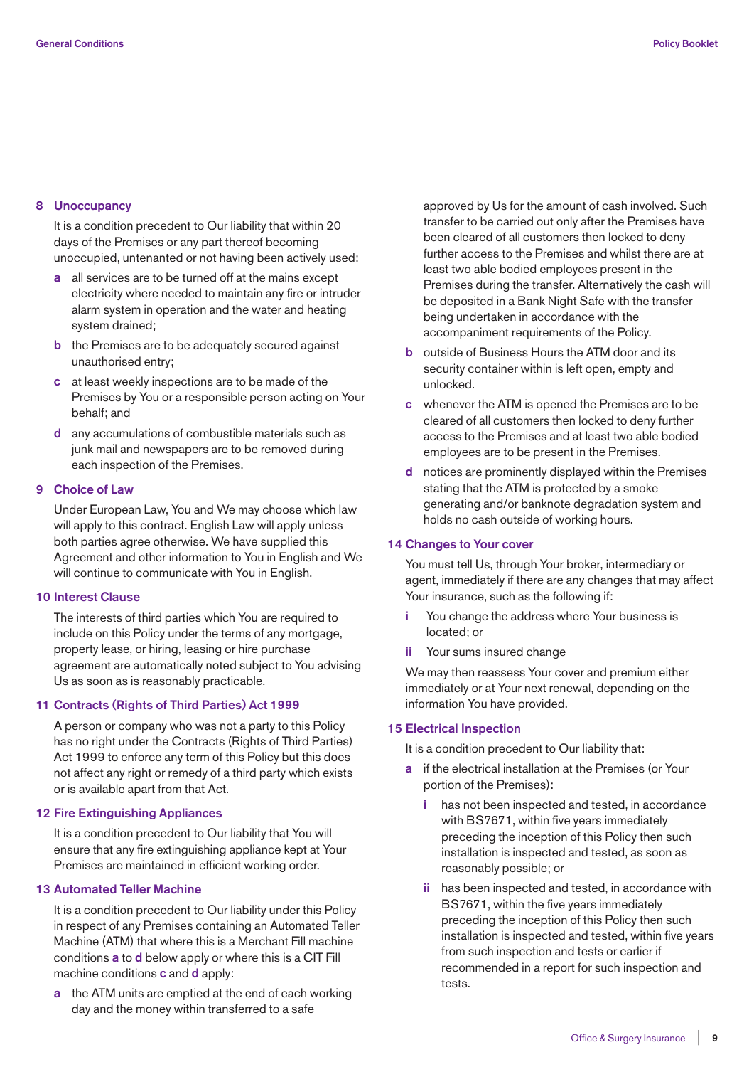## 8 Unoccupancy

It is a condition precedent to Our liability that within 20 days of the Premises or any part thereof becoming unoccupied, untenanted or not having been actively used:

- **a** all services are to be turned off at the mains except electricity where needed to maintain any fire or intruder alarm system in operation and the water and heating system drained;
- **b** the Premises are to be adequately secured against unauthorised entry;
- **c** at least weekly inspections are to be made of the Premises by You or a responsible person acting on Your behalf; and
- **d** any accumulations of combustible materials such as junk mail and newspapers are to be removed during each inspection of the Premises.

## 9 Choice of Law

Under European Law, You and We may choose which law will apply to this contract. English Law will apply unless both parties agree otherwise. We have supplied this Agreement and other information to You in English and We will continue to communicate with You in English.

## 10 Interest Clause

The interests of third parties which You are required to include on this Policy under the terms of any mortgage, property lease, or hiring, leasing or hire purchase agreement are automatically noted subject to You advising Us as soon as is reasonably practicable.

## 11 Contracts (Rights of Third Parties) Act 1999

A person or company who was not a party to this Policy has no right under the Contracts (Rights of Third Parties) Act 1999 to enforce any term of this Policy but this does not affect any right or remedy of a third party which exists or is available apart from that Act.

## 12 Fire Extinguishing Appliances

It is a condition precedent to Our liability that You will ensure that any fire extinguishing appliance kept at Your Premises are maintained in efficient working order.

## 13 Automated Teller Machine

It is a condition precedent to Our liability under this Policy in respect of any Premises containing an Automated Teller Machine (ATM) that where this is a Merchant Fill machine conditions **a** to **d** below apply or where this is a CIT Fill machine conditions **c** and **d** apply:

- **a** the ATM units are emptied at the end of each working day and the money within transferred to a safe approved by Us for the amount of cash involved. Such transfer to be carried out only after the Premises have been cleared of all customers then locked to deny further access to the Premises and whilst there are at least two able bodied employees present in the Premises during the transfer. Alternatively the cash will be deposited in a Bank Night Safe with the transfer being undertaken in accordance with the accompaniment requirements of the Policy.
- **b** outside of Business Hours the ATM door and its security container within is left open, empty and unlocked.
- **c** whenever the ATM is opened the Premises are to be cleared of all customers then locked to deny further access to the Premises and at least two able bodied employees are to be present in the Premises.
- **d** notices are prominently displayed within the Premises stating that the ATM is protected by a smoke generating and/or banknote degradation system and holds no cash outside of working hours.

## 14 Changes to Your cover

You must tell Us, through Your broker, intermediary or agent, immediately if there are any changes that may affect Your insurance, such as the following if:

- **i** You change the address where Your business is located; or
- **ii** Your sums insured change

We may then reassess Your cover and premium either immediately or at Your next renewal, depending on the information You have provided.

## 15 Electrical Inspection

It is a condition precedent to Our liability that:

- **a** if the electrical installation at the Premises (or Your portion of the Premises):
  - **i** has not been inspected and tested, in accordance with BS7671, within five years immediately preceding the inception of this Policy then such installation is inspected and tested, as soon as reasonably possible; or
  - **ii** has been inspected and tested, in accordance with BS7671, within the five years immediately preceding the inception of this Policy then such installation is inspected and tested, within five years from such inspection and tests or earlier if recommended in a report for such inspection and tests.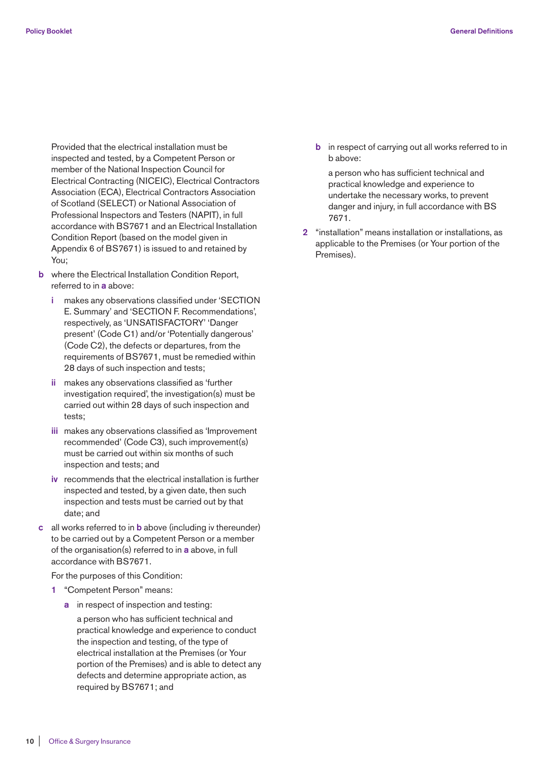Provided that the electrical installation must be inspected and tested, by a Competent Person or member of the National Inspection Council for Electrical Contracting (NICEIC), Electrical Contractors Association (ECA), Electrical Contractors Association of Scotland (SELECT) or National Association of Professional Inspectors and Testers (NAPIT), in full accordance with BS7671 and an Electrical Installation Condition Report (based on the model given in Appendix 6 of BS7671) is issued to and retained by You;

**b** where the Electrical Installation Condition Report, referred to in **a** above:

- **i** makes any observations classified under 'SECTION E. Summary' and 'SECTION F. Recommendations', respectively, as 'UNSATISFACTORY' 'Danger present' (Code C1) and/or 'Potentially dangerous' (Code C2), the defects or departures, from the requirements of BS7671, must be remedied within 28 days of such inspection and tests;
- **ii** makes any observations classified as 'further investigation required', the investigation(s) must be carried out within 28 days of such inspection and tests;
- **iii** makes any observations classified as 'Improvement recommended' (Code C3), such improvement(s) must be carried out within six months of such inspection and tests; and
- **iv** recommends that the electrical installation is further inspected and tested, by a given date, then such inspection and tests must be carried out by that date; and

**c** all works referred to in **b** above (including iv thereunder) to be carried out by a Competent Person or a member of the organisation(s) referred to in **a** above, in full accordance with BS7671.

For the purposes of this Condition:

**1** "Competent Person" means:

- **a** in respect of inspection and testing:

  a person who has sufficient technical and practical knowledge and experience to conduct the inspection and testing, of the type of electrical installation at the Premises (or Your portion of the Premises) and is able to detect any defects and determine appropriate action, as required by BS7671; and

- **b** in respect of carrying out all works referred to in b above:

  a person who has sufficient technical and practical knowledge and experience to undertake the necessary works, to prevent danger and injury, in full accordance with BS 7671.

**2** "installation" means installation or installations, as applicable to the Premises (or Your portion of the Premises).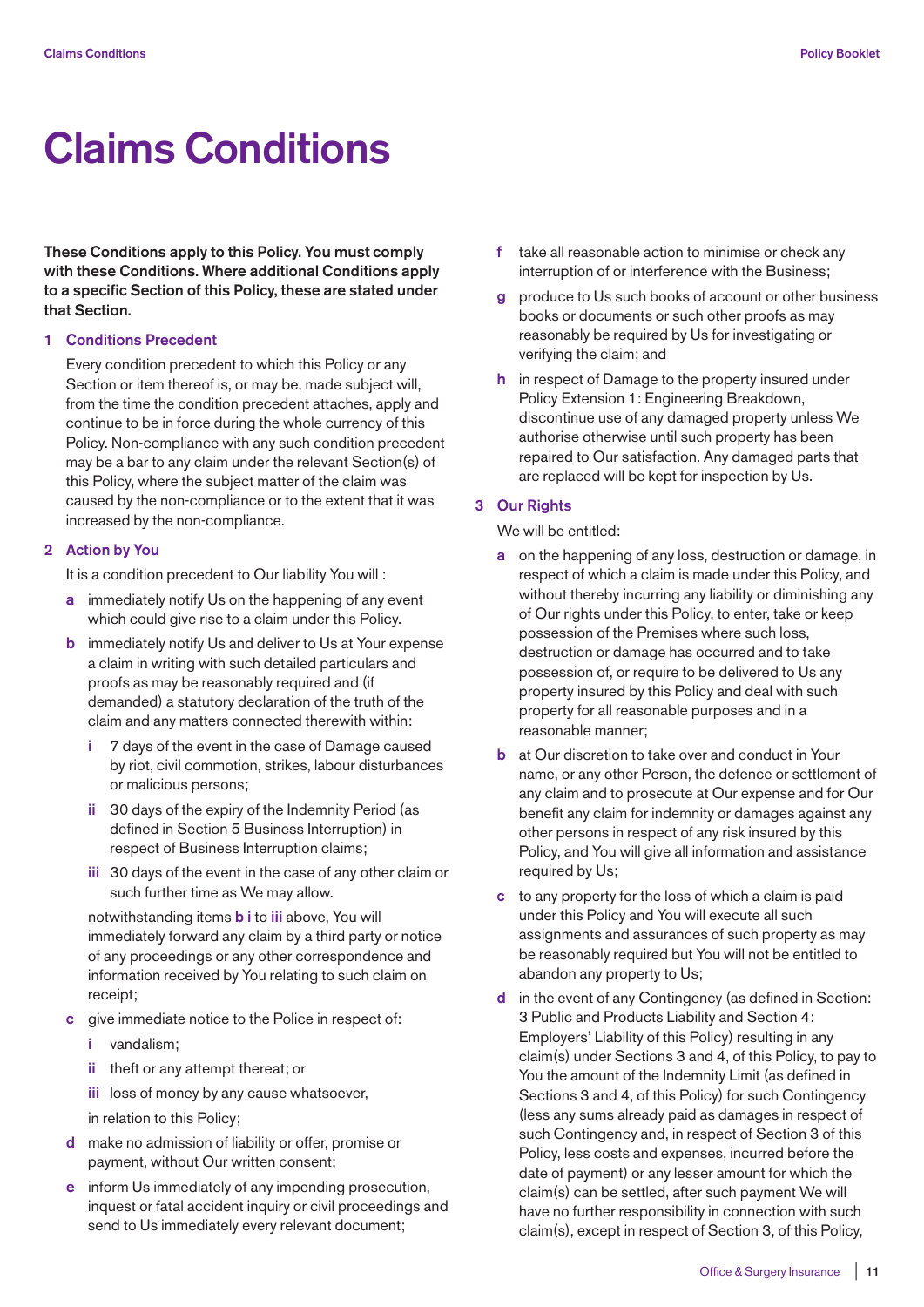# Claims Conditions

**These Conditions apply to this Policy. You must comply with these Conditions. Where additional Conditions apply to a specific Section of this Policy, these are stated under that Section.**

## 1 Conditions Precedent

Every condition precedent to which this Policy or any Section or item thereof is, or may be, made subject will, from the time the condition precedent attaches, apply and continue to be in force during the whole currency of this Policy. Non-compliance with any such condition precedent may be a bar to any claim under the relevant Section(s) of this Policy, where the subject matter of the claim was caused by the non-compliance or to the extent that it was increased by the non-compliance.

## 2 Action by You

It is a condition precedent to Our liability You will :

- **a** immediately notify Us on the happening of any event which could give rise to a claim under this Policy.
- **b** immediately notify Us and deliver to Us at Your expense a claim in writing with such detailed particulars and proofs as may be reasonably required and (if demanded) a statutory declaration of the truth of the claim and any matters connected therewith within:
  - **i** 7 days of the event in the case of Damage caused by riot, civil commotion, strikes, labour disturbances or malicious persons;
  - **ii** 30 days of the expiry of the Indemnity Period (as defined in Section 5 Business Interruption) in respect of Business Interruption claims;
  - **iii** 30 days of the event in the case of any other claim or such further time as We may allow.

  notwithstanding items **b i** to **iii** above, You will immediately forward any claim by a third party or notice of any proceedings or any other correspondence and information received by You relating to such claim on receipt;
- **c** give immediate notice to the Police in respect of:
  - **i** vandalism;
  - **ii** theft or any attempt thereat; or
  - **iii** loss of money by any cause whatsoever,

  in relation to this Policy;
- **d** make no admission of liability or offer, promise or payment, without Our written consent;
- **e** inform Us immediately of any impending prosecution, inquest or fatal accident inquiry or civil proceedings and send to Us immediately every relevant document;
- **f** take all reasonable action to minimise or check any interruption of or interference with the Business;
- **g** produce to Us such books of account or other business books or documents or such other proofs as may reasonably be required by Us for investigating or verifying the claim; and
- **h** in respect of Damage to the property insured under Policy Extension 1: Engineering Breakdown, discontinue use of any damaged property unless We authorise otherwise until such property has been repaired to Our satisfaction. Any damaged parts that are replaced will be kept for inspection by Us.

## 3 Our Rights

We will be entitled:

- **a** on the happening of any loss, destruction or damage, in respect of which a claim is made under this Policy, and without thereby incurring any liability or diminishing any of Our rights under this Policy, to enter, take or keep possession of the Premises where such loss, destruction or damage has occurred and to take possession of, or require to be delivered to Us any property insured by this Policy and deal with such property for all reasonable purposes and in a reasonable manner;
- **b** at Our discretion to take over and conduct in Your name, or any other Person, the defence or settlement of any claim and to prosecute at Our expense and for Our benefit any claim for indemnity or damages against any other persons in respect of any risk insured by this Policy, and You will give all information and assistance required by Us;
- **c** to any property for the loss of which a claim is paid under this Policy and You will execute all such assignments and assurances of such property as may be reasonably required but You will not be entitled to abandon any property to Us;
- **d** in the event of any Contingency (as defined in Section: 3 Public and Products Liability and Section 4: Employers' Liability of this Policy) resulting in any claim(s) under Sections 3 and 4, of this Policy, to pay to You the amount of the Indemnity Limit (as defined in Sections 3 and 4, of this Policy) for such Contingency (less any sums already paid as damages in respect of such Contingency and, in respect of Section 3 of this Policy, less costs and expenses, incurred before the date of payment) or any lesser amount for which the claim(s) can be settled, after such payment We will have no further responsibility in connection with such claim(s), except in respect of Section 3, of this Policy,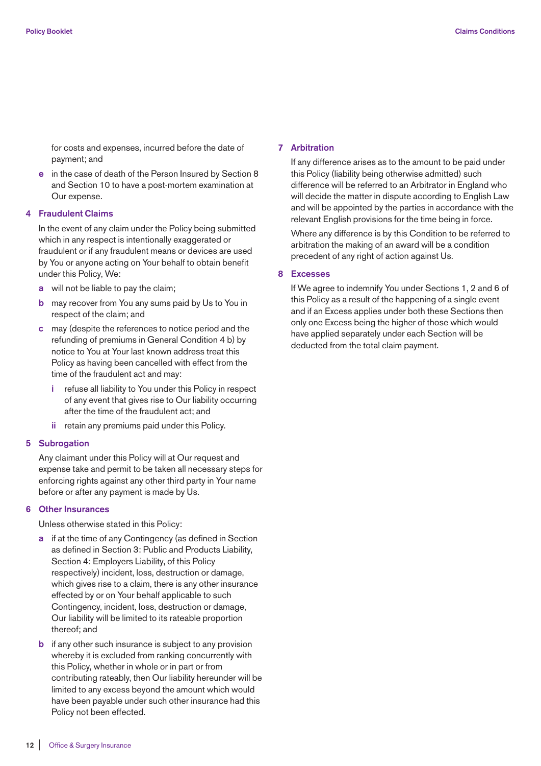for costs and expenses, incurred before the date of payment; and

**e** in the case of death of the Person Insured by Section 8 and Section 10 to have a post-mortem examination at Our expense.

## 4 Fraudulent Claims

In the event of any claim under the Policy being submitted which in any respect is intentionally exaggerated or fraudulent or if any fraudulent means or devices are used by You or anyone acting on Your behalf to obtain benefit under this Policy, We:

**a** will not be liable to pay the claim;

**b** may recover from You any sums paid by Us to You in respect of the claim; and

**c** may (despite the references to notice period and the refunding of premiums in General Condition 4 b) by notice to You at Your last known address treat this Policy as having been cancelled with effect from the time of the fraudulent act and may:

- **i** refuse all liability to You under this Policy in respect of any event that gives rise to Our liability occurring after the time of the fraudulent act; and
- **ii** retain any premiums paid under this Policy.

## 5 Subrogation

Any claimant under this Policy will at Our request and expense take and permit to be taken all necessary steps for enforcing rights against any other third party in Your name before or after any payment is made by Us.

## 6 Other Insurances

Unless otherwise stated in this Policy:

**a** if at the time of any Contingency (as defined in Section as defined in Section 3: Public and Products Liability, Section 4: Employers Liability, of this Policy respectively) incident, loss, destruction or damage, which gives rise to a claim, there is any other insurance effected by or on Your behalf applicable to such Contingency, incident, loss, destruction or damage, Our liability will be limited to its rateable proportion thereof; and

**b** if any other such insurance is subject to any provision whereby it is excluded from ranking concurrently with this Policy, whether in whole or in part or from contributing rateably, then Our liability hereunder will be limited to any excess beyond the amount which would have been payable under such other insurance had this Policy not been effected.

## 7 Arbitration

If any difference arises as to the amount to be paid under this Policy (liability being otherwise admitted) such difference will be referred to an Arbitrator in England who will decide the matter in dispute according to English Law and will be appointed by the parties in accordance with the relevant English provisions for the time being in force.

Where any difference is by this Condition to be referred to arbitration the making of an award will be a condition precedent of any right of action against Us.

## 8 Excesses

If We agree to indemnify You under Sections 1, 2 and 6 of this Policy as a result of the happening of a single event and if an Excess applies under both these Sections then only one Excess being the higher of those which would have applied separately under each Section will be deducted from the total claim payment.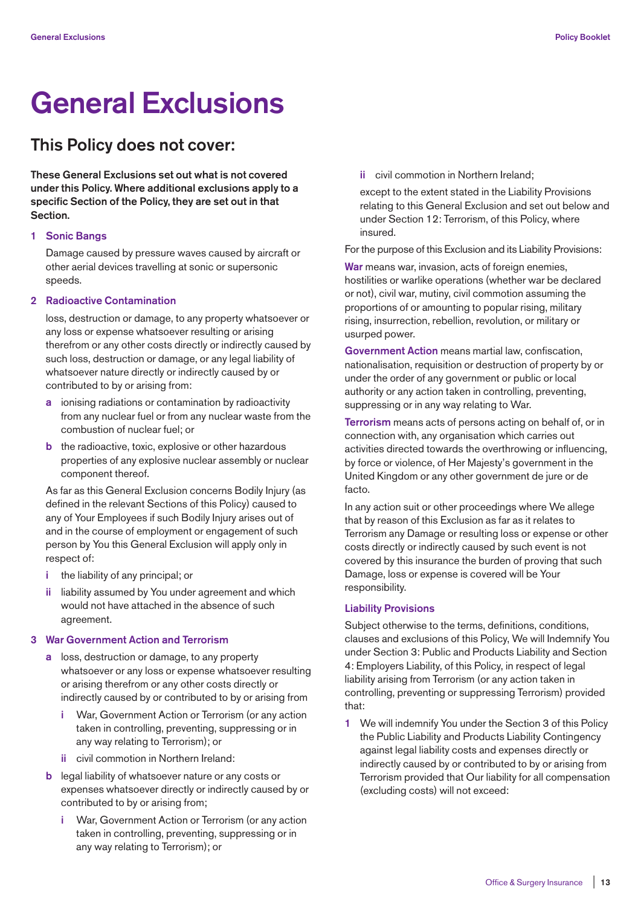# General Exclusions

## This Policy does not cover:

**These General Exclusions set out what is not covered under this Policy. Where additional exclusions apply to a specific Section of the Policy, they are set out in that Section.**

### 1 Sonic Bangs

Damage caused by pressure waves caused by aircraft or other aerial devices travelling at sonic or supersonic speeds.

### 2 Radioactive Contamination

loss, destruction or damage, to any property whatsoever or any loss or expense whatsoever resulting or arising therefrom or any other costs directly or indirectly caused by such loss, destruction or damage, or any legal liability of whatsoever nature directly or indirectly caused by or contributed to by or arising from:

- **a** ionising radiations or contamination by radioactivity from any nuclear fuel or from any nuclear waste from the combustion of nuclear fuel; or
- **b** the radioactive, toxic, explosive or other hazardous properties of any explosive nuclear assembly or nuclear component thereof.

As far as this General Exclusion concerns Bodily Injury (as defined in the relevant Sections of this Policy) caused to any of Your Employees if such Bodily Injury arises out of and in the course of employment or engagement of such person by You this General Exclusion will apply only in respect of:

- **i** the liability of any principal; or
- **ii** liability assumed by You under agreement and which would not have attached in the absence of such agreement.

### 3 War Government Action and Terrorism

- **a** loss, destruction or damage, to any property whatsoever or any loss or expense whatsoever resulting or arising therefrom or any other costs directly or indirectly caused by or contributed to by or arising from
  - **i** War, Government Action or Terrorism (or any action taken in controlling, preventing, suppressing or in any way relating to Terrorism); or
  - **ii** civil commotion in Northern Ireland:
- **b** legal liability of whatsoever nature or any costs or expenses whatsoever directly or indirectly caused by or contributed to by or arising from;
  - **i** War, Government Action or Terrorism (or any action taken in controlling, preventing, suppressing or in any way relating to Terrorism); or
  - **ii** civil commotion in Northern Ireland;

  except to the extent stated in the Liability Provisions relating to this General Exclusion and set out below and under Section 12: Terrorism, of this Policy, where insured.

For the purpose of this Exclusion and its Liability Provisions:

**War** means war, invasion, acts of foreign enemies, hostilities or warlike operations (whether war be declared or not), civil war, mutiny, civil commotion assuming the proportions of or amounting to popular rising, military rising, insurrection, rebellion, revolution, or military or usurped power.

**Government Action** means martial law, confiscation, nationalisation, requisition or destruction of property by or under the order of any government or public or local authority or any action taken in controlling, preventing, suppressing or in any way relating to War.

**Terrorism** means acts of persons acting on behalf of, or in connection with, any organisation which carries out activities directed towards the overthrowing or influencing, by force or violence, of Her Majesty's government in the United Kingdom or any other government de jure or de facto.

In any action suit or other proceedings where We allege that by reason of this Exclusion as far as it relates to Terrorism any Damage or resulting loss or expense or other costs directly or indirectly caused by such event is not covered by this insurance the burden of proving that such Damage, loss or expense is covered will be Your responsibility.

#### Liability Provisions

Subject otherwise to the terms, definitions, conditions, clauses and exclusions of this Policy, We will Indemnify You under Section 3: Public and Products Liability and Section 4: Employers Liability, of this Policy, in respect of legal liability arising from Terrorism (or any action taken in controlling, preventing or suppressing Terrorism) provided that:

1. We will indemnify You under the Section 3 of this Policy the Public Liability and Products Liability Contingency against legal liability costs and expenses directly or indirectly caused by or contributed to by or arising from Terrorism provided that Our liability for all compensation (excluding costs) will not exceed: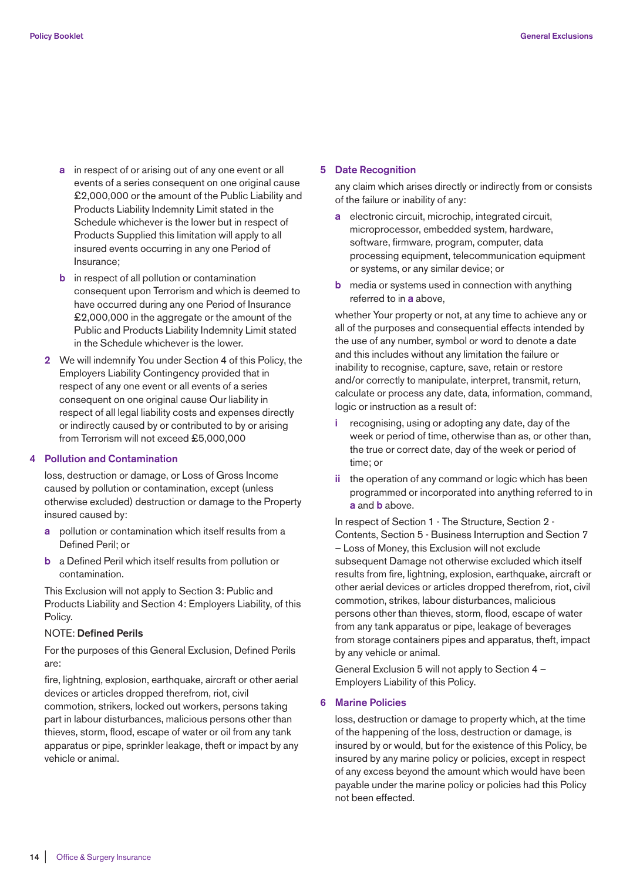a in respect of or arising out of any one event or all events of a series consequent on one original cause £2,000,000 or the amount of the Public Liability and Products Liability Indemnity Limit stated in the Schedule whichever is the lower but in respect of Products Supplied this limitation will apply to all insured events occurring in any one Period of Insurance;

b in respect of all pollution or contamination consequent upon Terrorism and which is deemed to have occurred during any one Period of Insurance £2,000,000 in the aggregate or the amount of the Public and Products Liability Indemnity Limit stated in the Schedule whichever is the lower.

2 We will indemnify You under Section 4 of this Policy, the Employers Liability Contingency provided that in respect of any one event or all events of a series consequent on one original cause Our liability in respect of all legal liability costs and expenses directly or indirectly caused by or contributed to by or arising from Terrorism will not exceed £5,000,000

## 4 Pollution and Contamination

loss, destruction or damage, or Loss of Gross Income caused by pollution or contamination, except (unless otherwise excluded) destruction or damage to the Property insured caused by:

a pollution or contamination which itself results from a Defined Peril; or

b a Defined Peril which itself results from pollution or contamination.

This Exclusion will not apply to Section 3: Public and Products Liability and Section 4: Employers Liability, of this Policy.

NOTE: **Defined Perils**

For the purposes of this General Exclusion, Defined Perils are:

fire, lightning, explosion, earthquake, aircraft or other aerial devices or articles dropped therefrom, riot, civil commotion, strikers, locked out workers, persons taking part in labour disturbances, malicious persons other than thieves, storm, flood, escape of water or oil from any tank apparatus or pipe, sprinkler leakage, theft or impact by any vehicle or animal.

## 5 Date Recognition

any claim which arises directly or indirectly from or consists of the failure or inability of any:

a electronic circuit, microchip, integrated circuit, microprocessor, embedded system, hardware, software, firmware, program, computer, data processing equipment, telecommunication equipment or systems, or any similar device; or

b media or systems used in connection with anything referred to in **a** above,

whether Your property or not, at any time to achieve any or all of the purposes and consequential effects intended by the use of any number, symbol or word to denote a date and this includes without any limitation the failure or inability to recognise, capture, save, retain or restore and/or correctly to manipulate, interpret, transmit, return, calculate or process any date, data, information, command, logic or instruction as a result of:

i recognising, using or adopting any date, day of the week or period of time, otherwise than as, or other than, the true or correct date, day of the week or period of time; or

ii the operation of any command or logic which has been programmed or incorporated into anything referred to in **a** and **b** above.

In respect of Section 1 - The Structure, Section 2 - Contents, Section 5 - Business Interruption and Section 7 – Loss of Money, this Exclusion will not exclude subsequent Damage not otherwise excluded which itself results from fire, lightning, explosion, earthquake, aircraft or other aerial devices or articles dropped therefrom, riot, civil commotion, strikes, labour disturbances, malicious persons other than thieves, storm, flood, escape of water from any tank apparatus or pipe, leakage of beverages from storage containers pipes and apparatus, theft, impact by any vehicle or animal.

General Exclusion 5 will not apply to Section 4 – Employers Liability of this Policy.

## 6 Marine Policies

loss, destruction or damage to property which, at the time of the happening of the loss, destruction or damage, is insured by or would, but for the existence of this Policy, be insured by any marine policy or policies, except in respect of any excess beyond the amount which would have been payable under the marine policy or policies had this Policy not been effected.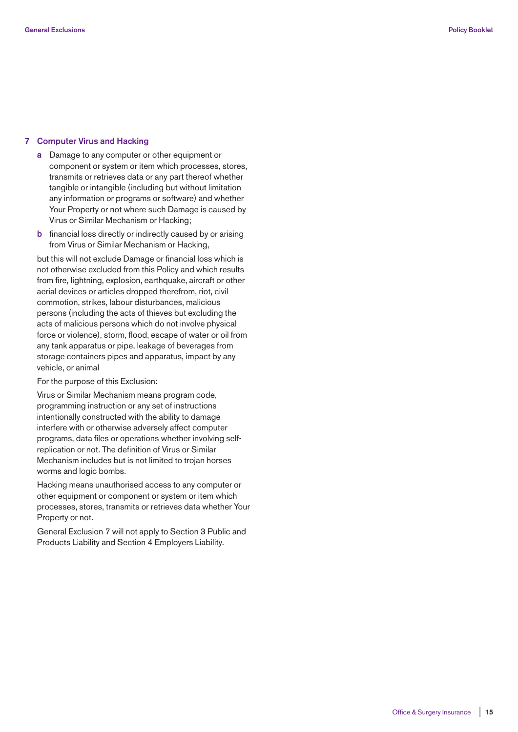## 7 Computer Virus and Hacking

- **a** Damage to any computer or other equipment or component or system or item which processes, stores, transmits or retrieves data or any part thereof whether tangible or intangible (including but without limitation any information or programs or software) and whether Your Property or not where such Damage is caused by Virus or Similar Mechanism or Hacking;
- **b** financial loss directly or indirectly caused by or arising from Virus or Similar Mechanism or Hacking,

but this will not exclude Damage or financial loss which is not otherwise excluded from this Policy and which results from fire, lightning, explosion, earthquake, aircraft or other aerial devices or articles dropped therefrom, riot, civil commotion, strikes, labour disturbances, malicious persons (including the acts of thieves but excluding the acts of malicious persons which do not involve physical force or violence), storm, flood, escape of water or oil from any tank apparatus or pipe, leakage of beverages from storage containers pipes and apparatus, impact by any vehicle, or animal

For the purpose of this Exclusion:

Virus or Similar Mechanism means program code, programming instruction or any set of instructions intentionally constructed with the ability to damage interfere with or otherwise adversely affect computer programs, data files or operations whether involving self-replication or not. The definition of Virus or Similar Mechanism includes but is not limited to trojan horses worms and logic bombs.

Hacking means unauthorised access to any computer or other equipment or component or system or item which processes, stores, transmits or retrieves data whether Your Property or not.

General Exclusion 7 will not apply to Section 3 Public and Products Liability and Section 4 Employers Liability.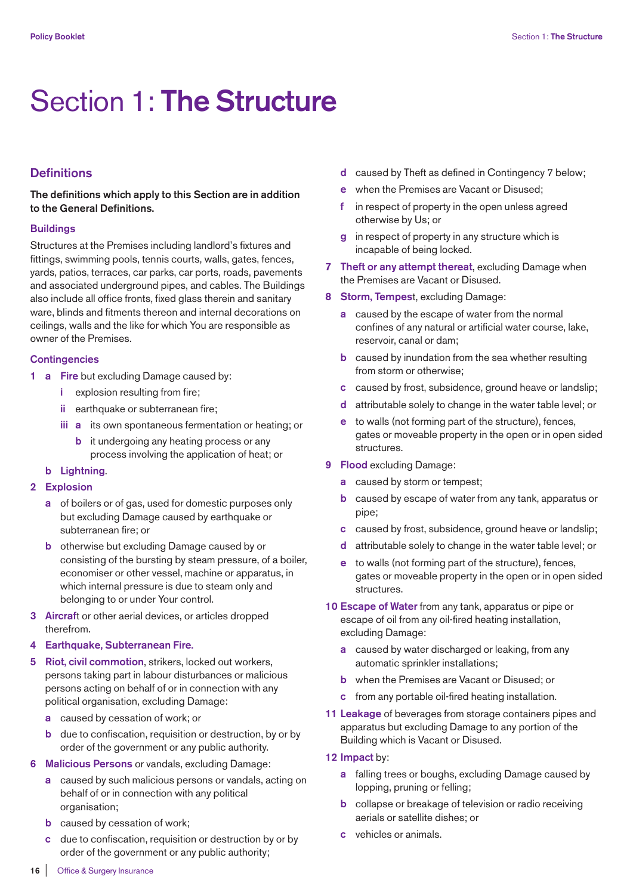# Section 1: **The Structure**

## Definitions

**The definitions which apply to this Section are in addition to the General Definitions.**

### Buildings

Structures at the Premises including landlord's fixtures and fittings, swimming pools, tennis courts, walls, gates, fences, yards, patios, terraces, car parks, car ports, roads, pavements and associated underground pipes, and cables. The Buildings also include all office fronts, fixed glass therein and sanitary ware, blinds and fitments thereon and internal decorations on ceilings, walls and the like for which You are responsible as owner of the Premises.

### Contingencies

1. a. **Fire** but excluding Damage caused by:
      - i. explosion resulting from fire;
      - ii. earthquake or subterranean fire;
      - iii. a. its own spontaneous fermentation or heating; or
        - b. it undergoing any heating process or any process involving the application of heat; or
   b. **Lightning**.
2. **Explosion**
   - a. of boilers or of gas, used for domestic purposes only but excluding Damage caused by earthquake or subterranean fire; or
   - b. otherwise but excluding Damage caused by or consisting of the bursting by steam pressure, of a boiler, economiser or other vessel, machine or apparatus, in which internal pressure is due to steam only and belonging to or under Your control.
3. **Aircraft** or other aerial devices, or articles dropped therefrom.
4. **Earthquake, Subterranean Fire.**
5. **Riot, civil commotion**, strikers, locked out workers, persons taking part in labour disturbances or malicious persons acting on behalf of or in connection with any political organisation, excluding Damage:
   - a. caused by cessation of work; or
   - b. due to confiscation, requisition or destruction, by or by order of the government or any public authority.
6. **Malicious Persons** or vandals, excluding Damage:
   - a. caused by such malicious persons or vandals, acting on behalf of or in connection with any political organisation;
   - b. caused by cessation of work;
   - c. due to confiscation, requisition or destruction by or by order of the government or any public authority;
   - d. caused by Theft as defined in Contingency 7 below;
   - e. when the Premises are Vacant or Disused;
   - f. in respect of property in the open unless agreed otherwise by Us; or
   - g. in respect of property in any structure which is incapable of being locked.
7. **Theft or any attempt thereat**, excluding Damage when the Premises are Vacant or Disused.
8. **Storm, Tempest**, excluding Damage:
   - a. caused by the escape of water from the normal confines of any natural or artificial water course, lake, reservoir, canal or dam;
   - b. caused by inundation from the sea whether resulting from storm or otherwise;
   - c. caused by frost, subsidence, ground heave or landslip;
   - d. attributable solely to change in the water table level; or
   - e. to walls (not forming part of the structure), fences, gates or moveable property in the open or in open sided structures.
9. **Flood** excluding Damage:
   - a. caused by storm or tempest;
   - b. caused by escape of water from any tank, apparatus or pipe;
   - c. caused by frost, subsidence, ground heave or landslip;
   - d. attributable solely to change in the water table level; or
   - e. to walls (not forming part of the structure), fences, gates or moveable property in the open or in open sided structures.
10. **Escape of Water** from any tank, apparatus or pipe or escape of oil from any oil-fired heating installation, excluding Damage:
    - a. caused by water discharged or leaking, from any automatic sprinkler installations;
    - b. when the Premises are Vacant or Disused; or
    - c. from any portable oil-fired heating installation.
11. **Leakage** of beverages from storage containers pipes and apparatus but excluding Damage to any portion of the Building which is Vacant or Disused.
12. **Impact** by:
    - a. falling trees or boughs, excluding Damage caused by lopping, pruning or felling;
    - b. collapse or breakage of television or radio receiving aerials or satellite dishes; or
    - c. vehicles or animals.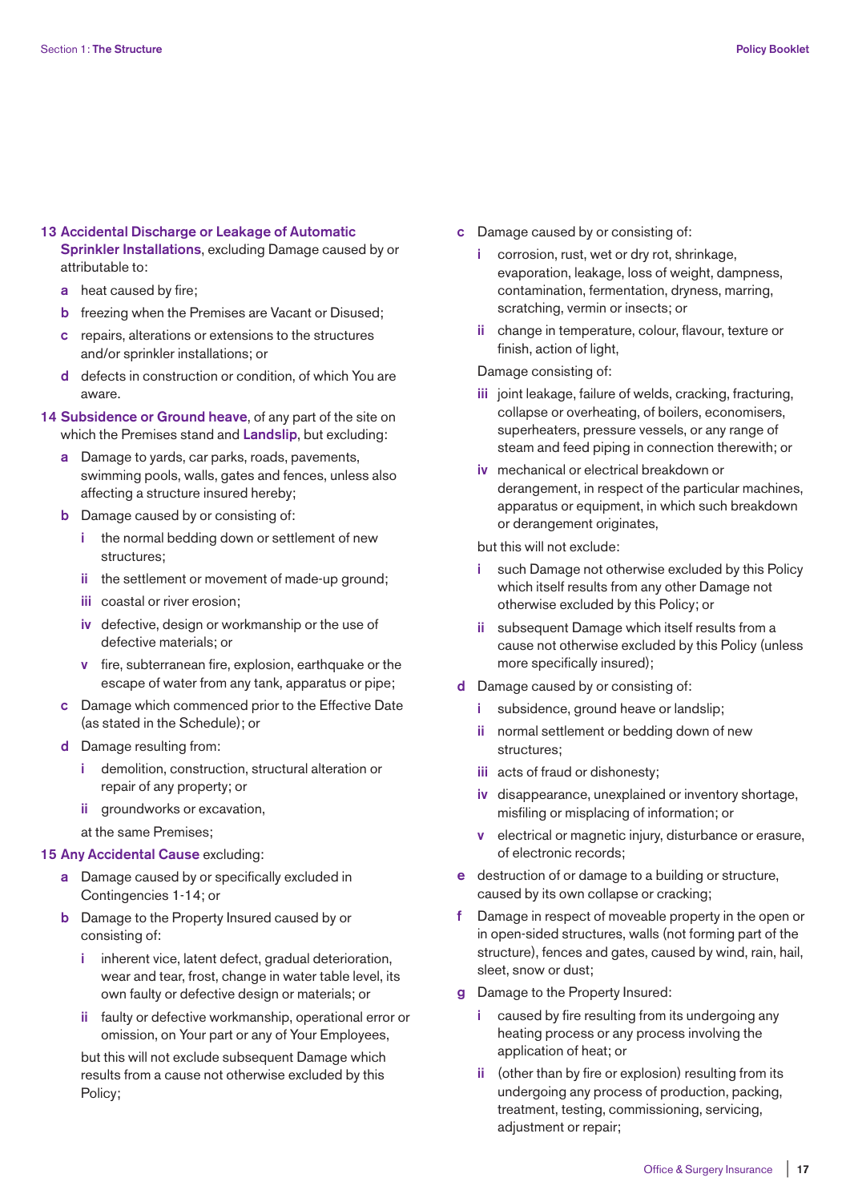**13 Accidental Discharge or Leakage of Automatic Sprinkler Installations**, excluding Damage caused by or attributable to:

- **a** heat caused by fire;
- **b** freezing when the Premises are Vacant or Disused;
- **c** repairs, alterations or extensions to the structures and/or sprinkler installations; or
- **d** defects in construction or condition, of which You are aware.

**14 Subsidence or Ground heave**, of any part of the site on which the Premises stand and **Landslip**, but excluding:

- **a** Damage to yards, car parks, roads, pavements, swimming pools, walls, gates and fences, unless also affecting a structure insured hereby;
- **b** Damage caused by or consisting of:
  - **i** the normal bedding down or settlement of new structures;
  - **ii** the settlement or movement of made-up ground;
  - **iii** coastal or river erosion;
  - **iv** defective, design or workmanship or the use of defective materials; or
  - **v** fire, subterranean fire, explosion, earthquake or the escape of water from any tank, apparatus or pipe;
- **c** Damage which commenced prior to the Effective Date (as stated in the Schedule); or
- **d** Damage resulting from:
  - **i** demolition, construction, structural alteration or repair of any property; or
  - **ii** groundworks or excavation,

  at the same Premises;

**15 Any Accidental Cause** excluding:

- **a** Damage caused by or specifically excluded in Contingencies 1-14; or
- **b** Damage to the Property Insured caused by or consisting of:
  - **i** inherent vice, latent defect, gradual deterioration, wear and tear, frost, change in water table level, its own faulty or defective design or materials; or
  - **ii** faulty or defective workmanship, operational error or omission, on Your part or any of Your Employees,

  but this will not exclude subsequent Damage which results from a cause not otherwise excluded by this Policy;
- **c** Damage caused by or consisting of:
  - **i** corrosion, rust, wet or dry rot, shrinkage, evaporation, leakage, loss of weight, dampness, contamination, fermentation, dryness, marring, scratching, vermin or insects; or
  - **ii** change in temperature, colour, flavour, texture or finish, action of light,

  Damage consisting of:

  - **iii** joint leakage, failure of welds, cracking, fracturing, collapse or overheating, of boilers, economisers, superheaters, pressure vessels, or any range of steam and feed piping in connection therewith; or
  - **iv** mechanical or electrical breakdown or derangement, in respect of the particular machines, apparatus or equipment, in which such breakdown or derangement originates,

  but this will not exclude:

  - **i** such Damage not otherwise excluded by this Policy which itself results from any other Damage not otherwise excluded by this Policy; or
  - **ii** subsequent Damage which itself results from a cause not otherwise excluded by this Policy (unless more specifically insured);
- **d** Damage caused by or consisting of:
  - **i** subsidence, ground heave or landslip;
  - **ii** normal settlement or bedding down of new structures;
  - **iii** acts of fraud or dishonesty;
  - **iv** disappearance, unexplained or inventory shortage, misfiling or misplacing of information; or
  - **v** electrical or magnetic injury, disturbance or erasure, of electronic records;
- **e** destruction of or damage to a building or structure, caused by its own collapse or cracking;
- **f** Damage in respect of moveable property in the open or in open-sided structures, walls (not forming part of the structure), fences and gates, caused by wind, rain, hail, sleet, snow or dust;
- **g** Damage to the Property Insured:
  - **i** caused by fire resulting from its undergoing any heating process or any process involving the application of heat; or
  - **ii** (other than by fire or explosion) resulting from its undergoing any process of production, packing, treatment, testing, commissioning, servicing, adjustment or repair;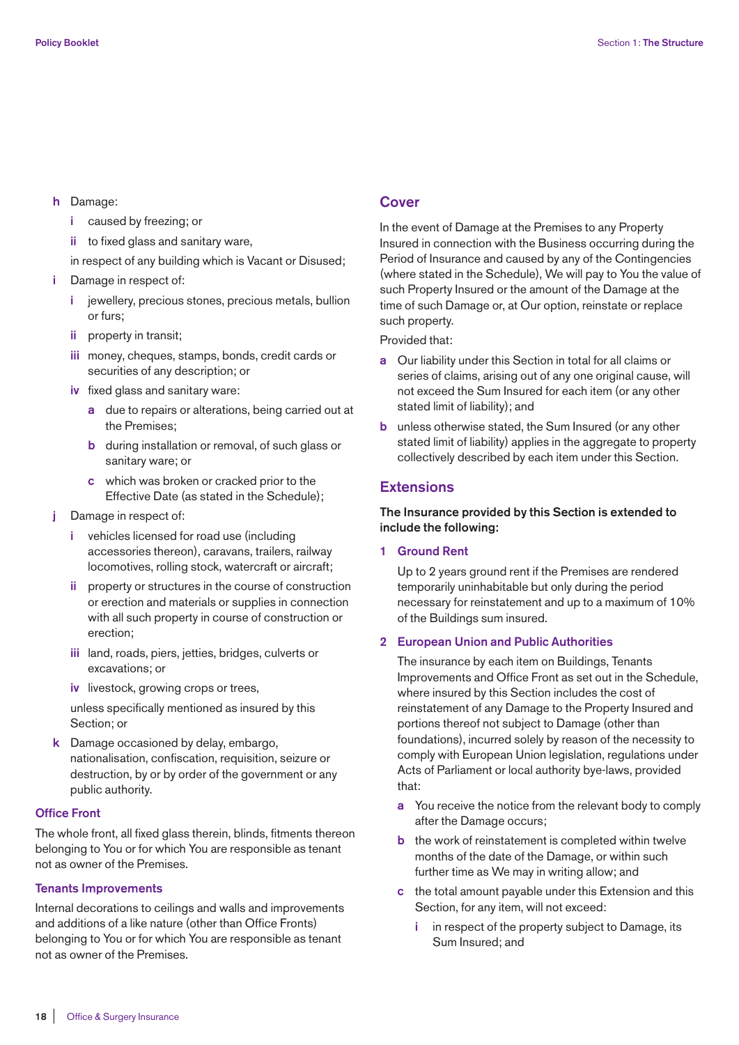- **h** Damage:
  - **i** caused by freezing; or
  - **ii** to fixed glass and sanitary ware,

  in respect of any building which is Vacant or Disused;
- **i** Damage in respect of:
  - **i** jewellery, precious stones, precious metals, bullion or furs;
  - **ii** property in transit;
  - **iii** money, cheques, stamps, bonds, credit cards or securities of any description; or
  - **iv** fixed glass and sanitary ware:
    - **a** due to repairs or alterations, being carried out at the Premises;
    - **b** during installation or removal, of such glass or sanitary ware; or
    - **c** which was broken or cracked prior to the Effective Date (as stated in the Schedule);
- **j** Damage in respect of:
  - **i** vehicles licensed for road use (including accessories thereon), caravans, trailers, railway locomotives, rolling stock, watercraft or aircraft;
  - **ii** property or structures in the course of construction or erection and materials or supplies in connection with all such property in course of construction or erection;
  - **iii** land, roads, piers, jetties, bridges, culverts or excavations; or
  - **iv** livestock, growing crops or trees,

  unless specifically mentioned as insured by this Section; or
- **k** Damage occasioned by delay, embargo, nationalisation, confiscation, requisition, seizure or destruction, by or by order of the government or any public authority.

### Office Front

The whole front, all fixed glass therein, blinds, fitments thereon belonging to You or for which You are responsible as tenant not as owner of the Premises.

### Tenants Improvements

Internal decorations to ceilings and walls and improvements and additions of a like nature (other than Office Fronts) belonging to You or for which You are responsible as tenant not as owner of the Premises.

## Cover

In the event of Damage at the Premises to any Property Insured in connection with the Business occurring during the Period of Insurance and caused by any of the Contingencies (where stated in the Schedule), We will pay to You the value of such Property Insured or the amount of the Damage at the time of such Damage or, at Our option, reinstate or replace such property.

Provided that:

- **a** Our liability under this Section in total for all claims or series of claims, arising out of any one original cause, will not exceed the Sum Insured for each item (or any other stated limit of liability); and
- **b** unless otherwise stated, the Sum Insured (or any other stated limit of liability) applies in the aggregate to property collectively described by each item under this Section.

## Extensions

**The Insurance provided by this Section is extended to include the following:**

### 1 Ground Rent

Up to 2 years ground rent if the Premises are rendered temporarily uninhabitable but only during the period necessary for reinstatement and up to a maximum of 10% of the Buildings sum insured.

### 2 European Union and Public Authorities

The insurance by each item on Buildings, Tenants Improvements and Office Front as set out in the Schedule, where insured by this Section includes the cost of reinstatement of any Damage to the Property Insured and portions thereof not subject to Damage (other than foundations), incurred solely by reason of the necessity to comply with European Union legislation, regulations under Acts of Parliament or local authority bye-laws, provided that:

- **a** You receive the notice from the relevant body to comply after the Damage occurs;
- **b** the work of reinstatement is completed within twelve months of the date of the Damage, or within such further time as We may in writing allow; and
- **c** the total amount payable under this Extension and this Section, for any item, will not exceed:
  - **i** in respect of the property subject to Damage, its Sum Insured; and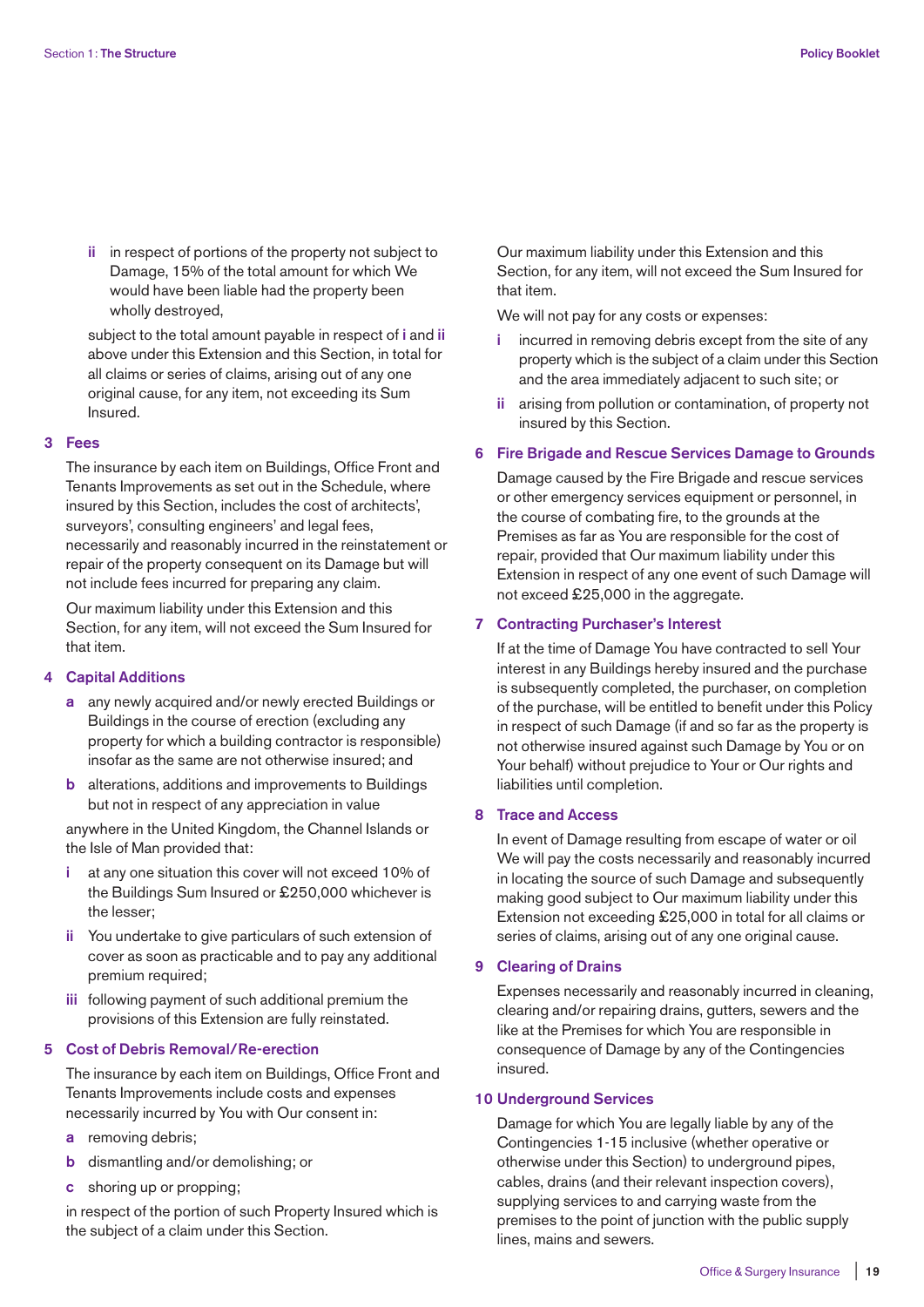ii in respect of portions of the property not subject to Damage, 15% of the total amount for which We would have been liable had the property been wholly destroyed,

subject to the total amount payable in respect of **i** and **ii** above under this Extension and this Section, in total for all claims or series of claims, arising out of any one original cause, for any item, not exceeding its Sum Insured.

### 3 Fees

The insurance by each item on Buildings, Office Front and Tenants Improvements as set out in the Schedule, where insured by this Section, includes the cost of architects', surveyors', consulting engineers' and legal fees, necessarily and reasonably incurred in the reinstatement or repair of the property consequent on its Damage but will not include fees incurred for preparing any claim.

Our maximum liability under this Extension and this Section, for any item, will not exceed the Sum Insured for that item.

### 4 Capital Additions

- **a** any newly acquired and/or newly erected Buildings or Buildings in the course of erection (excluding any property for which a building contractor is responsible) insofar as the same are not otherwise insured; and
- **b** alterations, additions and improvements to Buildings but not in respect of any appreciation in value

anywhere in the United Kingdom, the Channel Islands or the Isle of Man provided that:

- **i** at any one situation this cover will not exceed 10% of the Buildings Sum Insured or £250,000 whichever is the lesser;
- **ii** You undertake to give particulars of such extension of cover as soon as practicable and to pay any additional premium required;
- **iii** following payment of such additional premium the provisions of this Extension are fully reinstated.

### 5 Cost of Debris Removal/Re-erection

The insurance by each item on Buildings, Office Front and Tenants Improvements include costs and expenses necessarily incurred by You with Our consent in:

- **a** removing debris;
- **b** dismantling and/or demolishing; or
- **c** shoring up or propping;

in respect of the portion of such Property Insured which is the subject of a claim under this Section.

Our maximum liability under this Extension and this Section, for any item, will not exceed the Sum Insured for that item.

We will not pay for any costs or expenses:

- **i** incurred in removing debris except from the site of any property which is the subject of a claim under this Section and the area immediately adjacent to such site; or
- **ii** arising from pollution or contamination, of property not insured by this Section.

### 6 Fire Brigade and Rescue Services Damage to Grounds

Damage caused by the Fire Brigade and rescue services or other emergency services equipment or personnel, in the course of combating fire, to the grounds at the Premises as far as You are responsible for the cost of repair, provided that Our maximum liability under this Extension in respect of any one event of such Damage will not exceed £25,000 in the aggregate.

### 7 Contracting Purchaser's Interest

If at the time of Damage You have contracted to sell Your interest in any Buildings hereby insured and the purchase is subsequently completed, the purchaser, on completion of the purchase, will be entitled to benefit under this Policy in respect of such Damage (if and so far as the property is not otherwise insured against such Damage by You or on Your behalf) without prejudice to Your or Our rights and liabilities until completion.

### 8 Trace and Access

In event of Damage resulting from escape of water or oil We will pay the costs necessarily and reasonably incurred in locating the source of such Damage and subsequently making good subject to Our maximum liability under this Extension not exceeding £25,000 in total for all claims or series of claims, arising out of any one original cause.

### 9 Clearing of Drains

Expenses necessarily and reasonably incurred in cleaning, clearing and/or repairing drains, gutters, sewers and the like at the Premises for which You are responsible in consequence of Damage by any of the Contingencies insured.

### 10 Underground Services

Damage for which You are legally liable by any of the Contingencies 1-15 inclusive (whether operative or otherwise under this Section) to underground pipes, cables, drains (and their relevant inspection covers), supplying services to and carrying waste from the premises to the point of junction with the public supply lines, mains and sewers.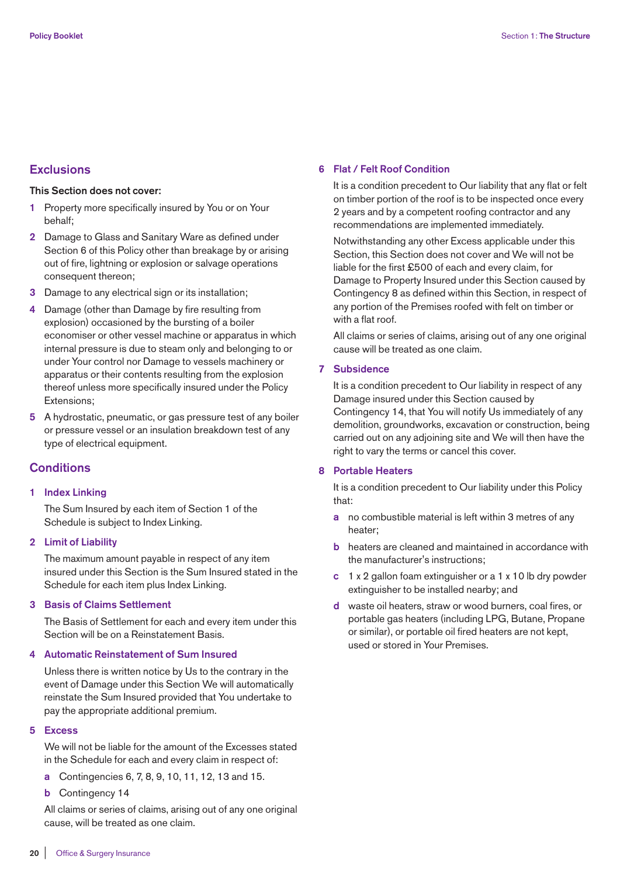## Exclusions

**This Section does not cover:**

1. Property more specifically insured by You or on Your behalf;
2. Damage to Glass and Sanitary Ware as defined under Section 6 of this Policy other than breakage by or arising out of fire, lightning or explosion or salvage operations consequent thereon;
3. Damage to any electrical sign or its installation;
4. Damage (other than Damage by fire resulting from explosion) occasioned by the bursting of a boiler economiser or other vessel machine or apparatus in which internal pressure is due to steam only and belonging to or under Your control nor Damage to vessels machinery or apparatus or their contents resulting from the explosion thereof unless more specifically insured under the Policy Extensions;
5. A hydrostatic, pneumatic, or gas pressure test of any boiler or pressure vessel or an insulation breakdown test of any type of electrical equipment.

## Conditions

### 1 Index Linking

The Sum Insured by each item of Section 1 of the Schedule is subject to Index Linking.

### 2 Limit of Liability

The maximum amount payable in respect of any item insured under this Section is the Sum Insured stated in the Schedule for each item plus Index Linking.

### 3 Basis of Claims Settlement

The Basis of Settlement for each and every item under this Section will be on a Reinstatement Basis.

### 4 Automatic Reinstatement of Sum Insured

Unless there is written notice by Us to the contrary in the event of Damage under this Section We will automatically reinstate the Sum Insured provided that You undertake to pay the appropriate additional premium.

### 5 Excess

We will not be liable for the amount of the Excesses stated in the Schedule for each and every claim in respect of:

- **a** Contingencies 6, 7, 8, 9, 10, 11, 12, 13 and 15.
- **b** Contingency 14

All claims or series of claims, arising out of any one original cause, will be treated as one claim.

### 6 Flat / Felt Roof Condition

It is a condition precedent to Our liability that any flat or felt on timber portion of the roof is to be inspected once every 2 years and by a competent roofing contractor and any recommendations are implemented immediately.

Notwithstanding any other Excess applicable under this Section, this Section does not cover and We will not be liable for the first £500 of each and every claim, for Damage to Property Insured under this Section caused by Contingency 8 as defined within this Section, in respect of any portion of the Premises roofed with felt on timber or with a flat roof.

All claims or series of claims, arising out of any one original cause will be treated as one claim.

### 7 Subsidence

It is a condition precedent to Our liability in respect of any Damage insured under this Section caused by Contingency 14, that You will notify Us immediately of any demolition, groundworks, excavation or construction, being carried out on any adjoining site and We will then have the right to vary the terms or cancel this cover.

### 8 Portable Heaters

It is a condition precedent to Our liability under this Policy that:

- **a** no combustible material is left within 3 metres of any heater;
- **b** heaters are cleaned and maintained in accordance with the manufacturer's instructions;
- **c** 1 x 2 gallon foam extinguisher or a 1 x 10 lb dry powder extinguisher to be installed nearby; and
- **d** waste oil heaters, straw or wood burners, coal fires, or portable gas heaters (including LPG, Butane, Propane or similar), or portable oil fired heaters are not kept, used or stored in Your Premises.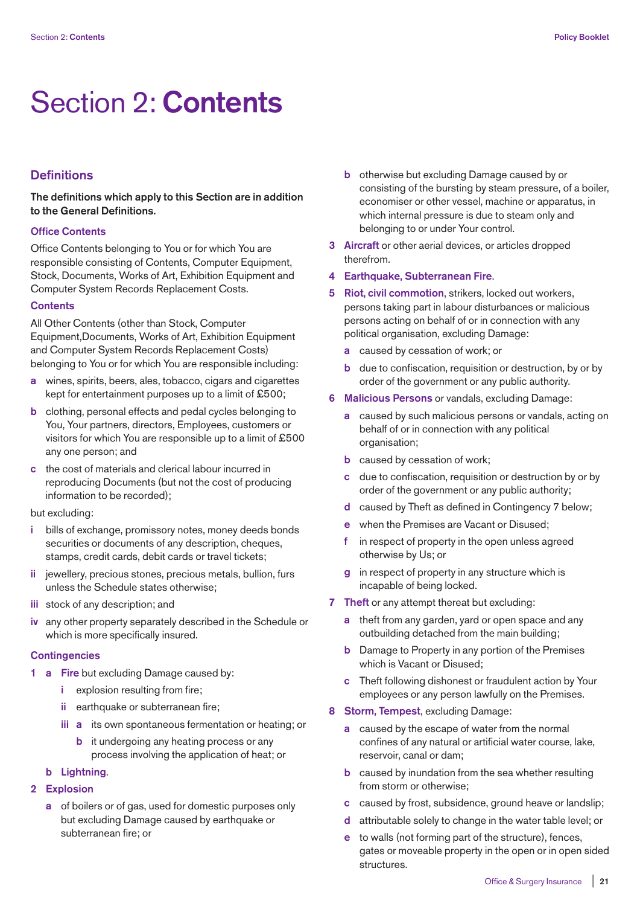# Section 2: **Contents**

## Definitions

**The definitions which apply to this Section are in addition to the General Definitions.**

### Office Contents

Office Contents belonging to You or for which You are responsible consisting of Contents, Computer Equipment, Stock, Documents, Works of Art, Exhibition Equipment and Computer System Records Replacement Costs.

### Contents

All Other Contents (other than Stock, Computer Equipment,Documents, Works of Art, Exhibition Equipment and Computer System Records Replacement Costs) belonging to You or for which You are responsible including:

- **a** wines, spirits, beers, ales, tobacco, cigars and cigarettes kept for entertainment purposes up to a limit of £500;
- **b** clothing, personal effects and pedal cycles belonging to You, Your partners, directors, Employees, customers or visitors for which You are responsible up to a limit of £500 any one person; and
- **c** the cost of materials and clerical labour incurred in reproducing Documents (but not the cost of producing information to be recorded);

but excluding:

- **i** bills of exchange, promissory notes, money deeds bonds securities or documents of any description, cheques, stamps, credit cards, debit cards or travel tickets;
- **ii** jewellery, precious stones, precious metals, bullion, furs unless the Schedule states otherwise;
- **iii** stock of any description; and
- **iv** any other property separately described in the Schedule or which is more specifically insured.

### Contingencies

**1 a Fire** but excluding Damage caused by:

- **i** explosion resulting from fire;
- **ii** earthquake or subterranean fire;
- **iii a** its own spontaneous fermentation or heating; or
  - **b** it undergoing any heating process or any process involving the application of heat; or

**b Lightning**.

**2 Explosion**

- **a** of boilers or of gas, used for domestic purposes only but excluding Damage caused by earthquake or subterranean fire; or
- **b** otherwise but excluding Damage caused by or consisting of the bursting by steam pressure, of a boiler, economiser or other vessel, machine or apparatus, in which internal pressure is due to steam only and belonging to or under Your control.

**3 Aircraft** or other aerial devices, or articles dropped therefrom.

**4 Earthquake, Subterranean Fire**.

**5 Riot, civil commotion**, strikers, locked out workers, persons taking part in labour disturbances or malicious persons acting on behalf of or in connection with any political organisation, excluding Damage:

- **a** caused by cessation of work; or
- **b** due to confiscation, requisition or destruction, by or by order of the government or any public authority.

**6 Malicious Persons** or vandals, excluding Damage:

- **a** caused by such malicious persons or vandals, acting on behalf of or in connection with any political organisation;
- **b** caused by cessation of work;
- **c** due to confiscation, requisition or destruction by or by order of the government or any public authority;
- **d** caused by Theft as defined in Contingency 7 below;
- **e** when the Premises are Vacant or Disused;
- **f** in respect of property in the open unless agreed otherwise by Us; or
- **g** in respect of property in any structure which is incapable of being locked.

**7 Theft** or any attempt thereat but excluding:

- **a** theft from any garden, yard or open space and any outbuilding detached from the main building;
- **b** Damage to Property in any portion of the Premises which is Vacant or Disused;
- **c** Theft following dishonest or fraudulent action by Your employees or any person lawfully on the Premises.

**8 Storm, Tempest**, excluding Damage:

- **a** caused by the escape of water from the normal confines of any natural or artificial water course, lake, reservoir, canal or dam;
- **b** caused by inundation from the sea whether resulting from storm or otherwise;
- **c** caused by frost, subsidence, ground heave or landslip;
- **d** attributable solely to change in the water table level; or
- **e** to walls (not forming part of the structure), fences, gates or moveable property in the open or in open sided structures.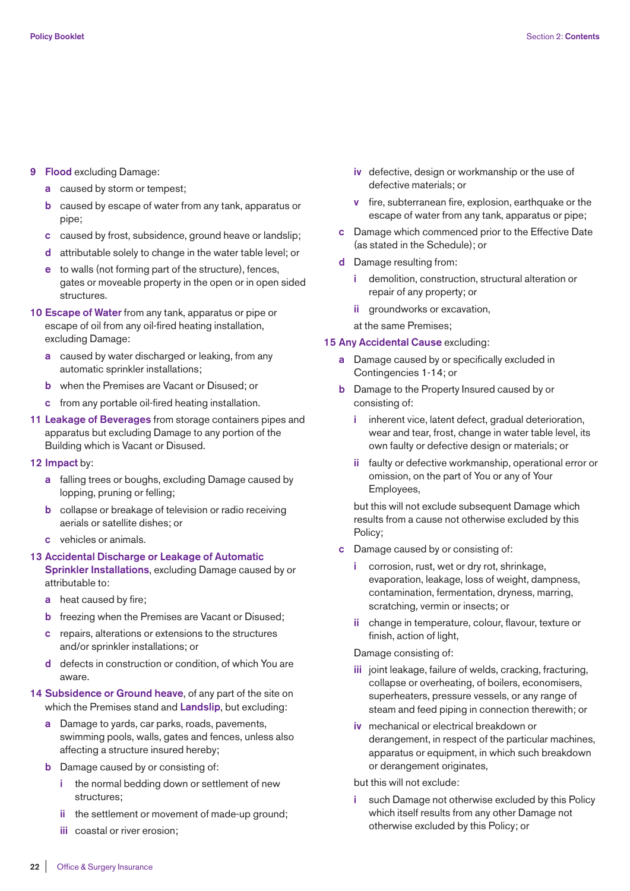**9 Flood** excluding Damage:

- **a** caused by storm or tempest;
- **b** caused by escape of water from any tank, apparatus or pipe;
- **c** caused by frost, subsidence, ground heave or landslip;
- **d** attributable solely to change in the water table level; or
- **e** to walls (not forming part of the structure), fences, gates or moveable property in the open or in open sided structures.

**10 Escape of Water** from any tank, apparatus or pipe or escape of oil from any oil-fired heating installation, excluding Damage:

- **a** caused by water discharged or leaking, from any automatic sprinkler installations;
- **b** when the Premises are Vacant or Disused; or
- **c** from any portable oil-fired heating installation.

**11 Leakage of Beverages** from storage containers pipes and apparatus but excluding Damage to any portion of the Building which is Vacant or Disused.

**12 Impact** by:

- **a** falling trees or boughs, excluding Damage caused by lopping, pruning or felling;
- **b** collapse or breakage of television or radio receiving aerials or satellite dishes; or
- **c** vehicles or animals.

**13 Accidental Discharge or Leakage of Automatic Sprinkler Installations**, excluding Damage caused by or attributable to:

- **a** heat caused by fire;
- **b** freezing when the Premises are Vacant or Disused;
- **c** repairs, alterations or extensions to the structures and/or sprinkler installations; or
- **d** defects in construction or condition, of which You are aware.

**14 Subsidence or Ground heave**, of any part of the site on which the Premises stand and **Landslip**, but excluding:

- **a** Damage to yards, car parks, roads, pavements, swimming pools, walls, gates and fences, unless also affecting a structure insured hereby;
- **b** Damage caused by or consisting of:
  - **i** the normal bedding down or settlement of new structures;
  - **ii** the settlement or movement of made-up ground;
  - **iii** coastal or river erosion;
  - **iv** defective, design or workmanship or the use of defective materials; or
  - **v** fire, subterranean fire, explosion, earthquake or the escape of water from any tank, apparatus or pipe;
- **c** Damage which commenced prior to the Effective Date (as stated in the Schedule); or
- **d** Damage resulting from:
  - **i** demolition, construction, structural alteration or repair of any property; or
  - **ii** groundworks or excavation,

  at the same Premises;

**15 Any Accidental Cause** excluding:

- **a** Damage caused by or specifically excluded in Contingencies 1-14; or
- **b** Damage to the Property Insured caused by or consisting of:
  - **i** inherent vice, latent defect, gradual deterioration, wear and tear, frost, change in water table level, its own faulty or defective design or materials; or
  - **ii** faulty or defective workmanship, operational error or omission, on the part of You or any of Your Employees,

  but this will not exclude subsequent Damage which results from a cause not otherwise excluded by this Policy;
- **c** Damage caused by or consisting of:
  - **i** corrosion, rust, wet or dry rot, shrinkage, evaporation, leakage, loss of weight, dampness, contamination, fermentation, dryness, marring, scratching, vermin or insects; or
  - **ii** change in temperature, colour, flavour, texture or finish, action of light,

  Damage consisting of:

  - **iii** joint leakage, failure of welds, cracking, fracturing, collapse or overheating, of boilers, economisers, superheaters, pressure vessels, or any range of steam and feed piping in connection therewith; or
  - **iv** mechanical or electrical breakdown or derangement, in respect of the particular machines, apparatus or equipment, in which such breakdown or derangement originates,

  but this will not exclude:

  - **i** such Damage not otherwise excluded by this Policy which itself results from any other Damage not otherwise excluded by this Policy; or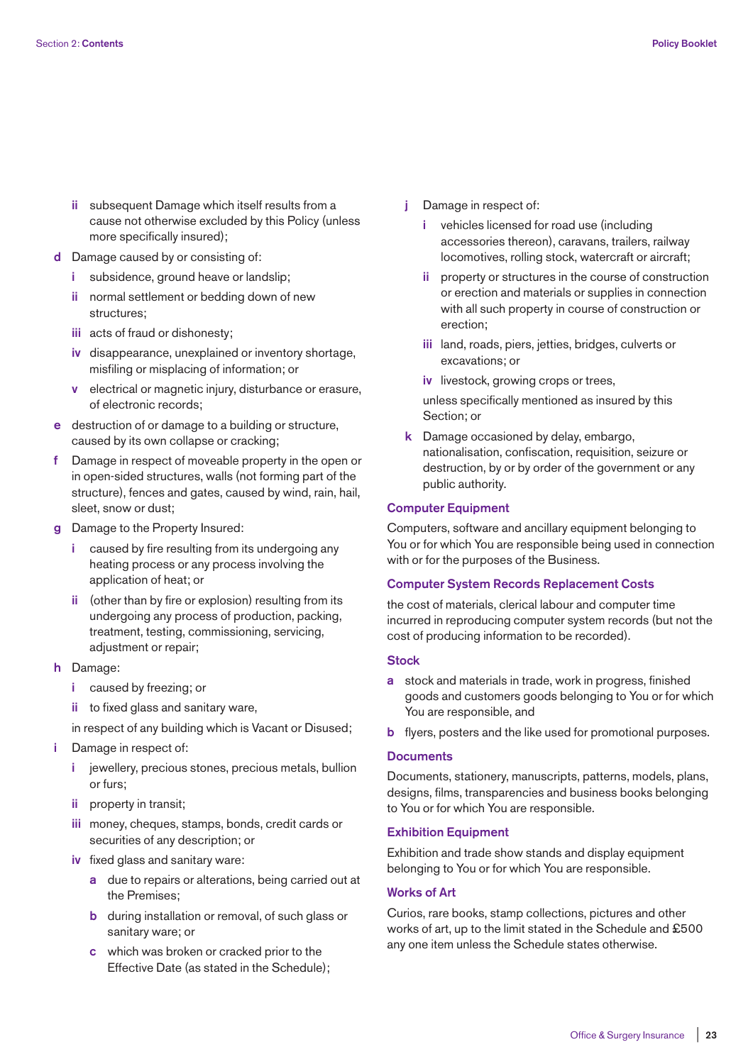- **ii** subsequent Damage which itself results from a cause not otherwise excluded by this Policy (unless more specifically insured);

- **d** Damage caused by or consisting of:
   - **i** subsidence, ground heave or landslip;
   - **ii** normal settlement or bedding down of new structures;
   - **iii** acts of fraud or dishonesty;
   - **iv** disappearance, unexplained or inventory shortage, misfiling or misplacing of information; or
   - **v** electrical or magnetic injury, disturbance or erasure, of electronic records;
- **e** destruction of or damage to a building or structure, caused by its own collapse or cracking;
- **f** Damage in respect of moveable property in the open or in open-sided structures, walls (not forming part of the structure), fences and gates, caused by wind, rain, hail, sleet, snow or dust;
- **g** Damage to the Property Insured:
   - **i** caused by fire resulting from its undergoing any heating process or any process involving the application of heat; or
   - **ii** (other than by fire or explosion) resulting from its undergoing any process of production, packing, treatment, testing, commissioning, servicing, adjustment or repair;
- **h** Damage:
   - **i** caused by freezing; or
   - **ii** to fixed glass and sanitary ware,

   in respect of any building which is Vacant or Disused;
- **i** Damage in respect of:
   - **i** jewellery, precious stones, precious metals, bullion or furs;
   - **ii** property in transit;
   - **iii** money, cheques, stamps, bonds, credit cards or securities of any description; or
   - **iv** fixed glass and sanitary ware:
      - **a** due to repairs or alterations, being carried out at the Premises;
      - **b** during installation or removal, of such glass or sanitary ware; or
      - **c** which was broken or cracked prior to the Effective Date (as stated in the Schedule);
- **j** Damage in respect of:
   - **i** vehicles licensed for road use (including accessories thereon), caravans, trailers, railway locomotives, rolling stock, watercraft or aircraft;
   - **ii** property or structures in the course of construction or erection and materials or supplies in connection with all such property in course of construction or erection;
   - **iii** land, roads, piers, jetties, bridges, culverts or excavations; or
   - **iv** livestock, growing crops or trees,

   unless specifically mentioned as insured by this Section; or
- **k** Damage occasioned by delay, embargo, nationalisation, confiscation, requisition, seizure or destruction, by or by order of the government or any public authority.

### Computer Equipment

Computers, software and ancillary equipment belonging to You or for which You are responsible being used in connection with or for the purposes of the Business.

### Computer System Records Replacement Costs

the cost of materials, clerical labour and computer time incurred in reproducing computer system records (but not the cost of producing information to be recorded).

### Stock

- **a** stock and materials in trade, work in progress, finished goods and customers goods belonging to You or for which You are responsible, and
- **b** flyers, posters and the like used for promotional purposes.

### Documents

Documents, stationery, manuscripts, patterns, models, plans, designs, films, transparencies and business books belonging to You or for which You are responsible.

### Exhibition Equipment

Exhibition and trade show stands and display equipment belonging to You or for which You are responsible.

### Works of Art

Curios, rare books, stamp collections, pictures and other works of art, up to the limit stated in the Schedule and £500 any one item unless the Schedule states otherwise.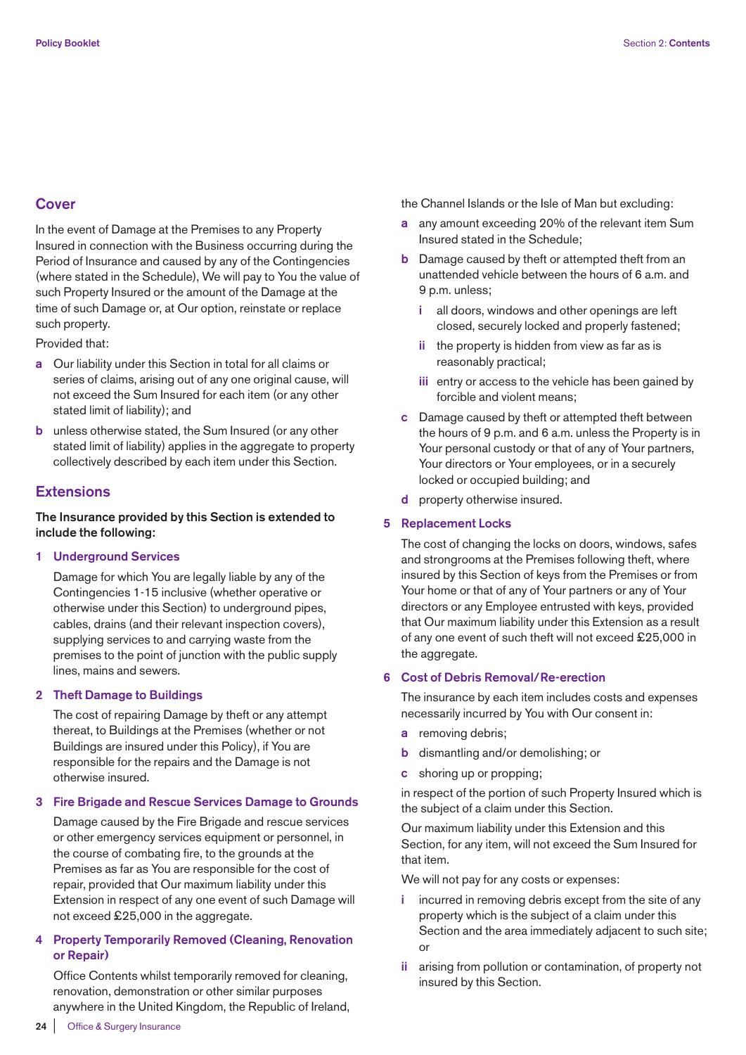## Cover

In the event of Damage at the Premises to any Property Insured in connection with the Business occurring during the Period of Insurance and caused by any of the Contingencies (where stated in the Schedule), We will pay to You the value of such Property Insured or the amount of the Damage at the time of such Damage or, at Our option, reinstate or replace such property.

Provided that:

**a** Our liability under this Section in total for all claims or series of claims, arising out of any one original cause, will not exceed the Sum Insured for each item (or any other stated limit of liability); and

**b** unless otherwise stated, the Sum Insured (or any other stated limit of liability) applies in the aggregate to property collectively described by each item under this Section.

## Extensions

**The Insurance provided by this Section is extended to include the following:**

### 1 Underground Services

Damage for which You are legally liable by any of the Contingencies 1-15 inclusive (whether operative or otherwise under this Section) to underground pipes, cables, drains (and their relevant inspection covers), supplying services to and carrying waste from the premises to the point of junction with the public supply lines, mains and sewers.

### 2 Theft Damage to Buildings

The cost of repairing Damage by theft or any attempt thereat, to Buildings at the Premises (whether or not Buildings are insured under this Policy), if You are responsible for the repairs and the Damage is not otherwise insured.

### 3 Fire Brigade and Rescue Services Damage to Grounds

Damage caused by the Fire Brigade and rescue services or other emergency services equipment or personnel, in the course of combating fire, to the grounds at the Premises as far as You are responsible for the cost of repair, provided that Our maximum liability under this Extension in respect of any one event of such Damage will not exceed £25,000 in the aggregate.

### 4 Property Temporarily Removed (Cleaning, Renovation or Repair)

Office Contents whilst temporarily removed for cleaning, renovation, demonstration or other similar purposes anywhere in the United Kingdom, the Republic of Ireland, the Channel Islands or the Isle of Man but excluding:

**a** any amount exceeding 20% of the relevant item Sum Insured stated in the Schedule;

**b** Damage caused by theft or attempted theft from an unattended vehicle between the hours of 6 a.m. and 9 p.m. unless;

- **i** all doors, windows and other openings are left closed, securely locked and properly fastened;
- **ii** the property is hidden from view as far as is reasonably practical;
- **iii** entry or access to the vehicle has been gained by forcible and violent means;

**c** Damage caused by theft or attempted theft between the hours of 9 p.m. and 6 a.m. unless the Property is in Your personal custody or that of any of Your partners, Your directors or Your employees, or in a securely locked or occupied building; and

**d** property otherwise insured.

### 5 Replacement Locks

The cost of changing the locks on doors, windows, safes and strongrooms at the Premises following theft, where insured by this Section of keys from the Premises or from Your home or that of any of Your partners or any of Your directors or any Employee entrusted with keys, provided that Our maximum liability under this Extension as a result of any one event of such theft will not exceed £25,000 in the aggregate.

### 6 Cost of Debris Removal/Re-erection

The insurance by each item includes costs and expenses necessarily incurred by You with Our consent in:

**a** removing debris;

**b** dismantling and/or demolishing; or

**c** shoring up or propping;

in respect of the portion of such Property Insured which is the subject of a claim under this Section.

Our maximum liability under this Extension and this Section, for any item, will not exceed the Sum Insured for that item.

We will not pay for any costs or expenses:

**i** incurred in removing debris except from the site of any property which is the subject of a claim under this Section and the area immediately adjacent to such site; or

**ii** arising from pollution or contamination, of property not insured by this Section.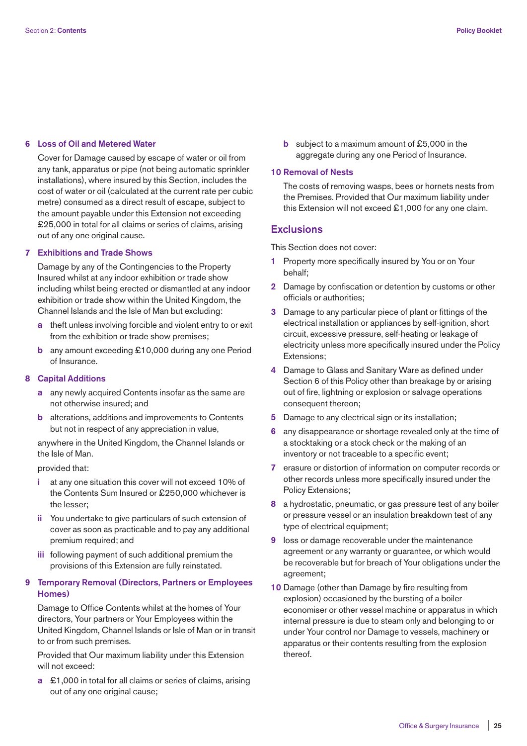### 6 Loss of Oil and Metered Water

Cover for Damage caused by escape of water or oil from any tank, apparatus or pipe (not being automatic sprinkler installations), where insured by this Section, includes the cost of water or oil (calculated at the current rate per cubic metre) consumed as a direct result of escape, subject to the amount payable under this Extension not exceeding £25,000 in total for all claims or series of claims, arising out of any one original cause.

### 7 Exhibitions and Trade Shows

Damage by any of the Contingencies to the Property Insured whilst at any indoor exhibition or trade show including whilst being erected or dismantled at any indoor exhibition or trade show within the United Kingdom, the Channel Islands and the Isle of Man but excluding:

- **a** theft unless involving forcible and violent entry to or exit from the exhibition or trade show premises;
- **b** any amount exceeding £10,000 during any one Period of Insurance.

### 8 Capital Additions

- **a** any newly acquired Contents insofar as the same are not otherwise insured; and
- **b** alterations, additions and improvements to Contents but not in respect of any appreciation in value,

anywhere in the United Kingdom, the Channel Islands or the Isle of Man.

provided that:

- **i** at any one situation this cover will not exceed 10% of the Contents Sum Insured or £250,000 whichever is the lesser;
- **ii** You undertake to give particulars of such extension of cover as soon as practicable and to pay any additional premium required; and
- **iii** following payment of such additional premium the provisions of this Extension are fully reinstated.

### 9 Temporary Removal (Directors, Partners or Employees Homes)

Damage to Office Contents whilst at the homes of Your directors, Your partners or Your Employees within the United Kingdom, Channel Islands or Isle of Man or in transit to or from such premises.

Provided that Our maximum liability under this Extension will not exceed:

- **a** £1,000 in total for all claims or series of claims, arising out of any one original cause;
- **b** subject to a maximum amount of £5,000 in the aggregate during any one Period of Insurance.

### 10 Removal of Nests

The costs of removing wasps, bees or hornets nests from the Premises. Provided that Our maximum liability under this Extension will not exceed £1,000 for any one claim.

## Exclusions

This Section does not cover:

1. Property more specifically insured by You or on Your behalf;
2. Damage by confiscation or detention by customs or other officials or authorities;
3. Damage to any particular piece of plant or fittings of the electrical installation or appliances by self-ignition, short circuit, excessive pressure, self-heating or leakage of electricity unless more specifically insured under the Policy Extensions;
4. Damage to Glass and Sanitary Ware as defined under Section 6 of this Policy other than breakage by or arising out of fire, lightning or explosion or salvage operations consequent thereon;
5. Damage to any electrical sign or its installation;
6. any disappearance or shortage revealed only at the time of a stocktaking or a stock check or the making of an inventory or not traceable to a specific event;
7. erasure or distortion of information on computer records or other records unless more specifically insured under the Policy Extensions;
8. a hydrostatic, pneumatic, or gas pressure test of any boiler or pressure vessel or an insulation breakdown test of any type of electrical equipment;
9. loss or damage recoverable under the maintenance agreement or any warranty or guarantee, or which would be recoverable but for breach of Your obligations under the agreement;
10. Damage (other than Damage by fire resulting from explosion) occasioned by the bursting of a boiler economiser or other vessel machine or apparatus in which internal pressure is due to steam only and belonging to or under Your control nor Damage to vessels, machinery or apparatus or their contents resulting from the explosion thereof.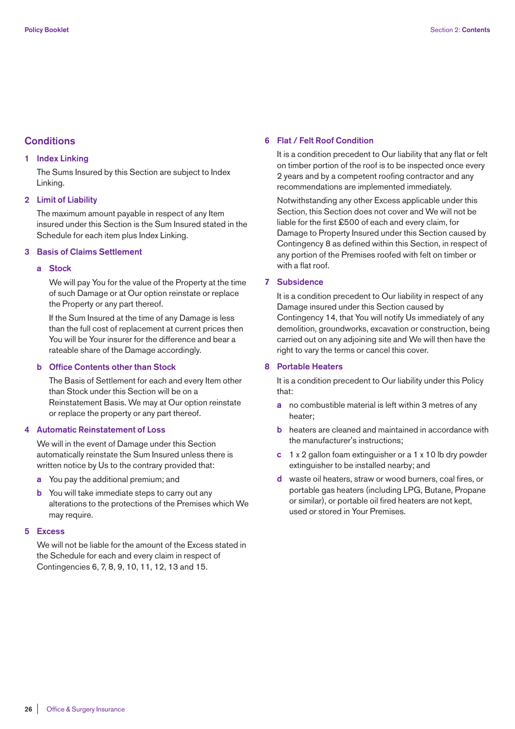## Conditions

### 1 Index Linking

The Sums Insured by this Section are subject to Index Linking.

### 2 Limit of Liability

The maximum amount payable in respect of any Item insured under this Section is the Sum Insured stated in the Schedule for each item plus Index Linking.

### 3 Basis of Claims Settlement

#### a Stock

We will pay You for the value of the Property at the time of such Damage or at Our option reinstate or replace the Property or any part thereof.

If the Sum Insured at the time of any Damage is less than the full cost of replacement at current prices then You will be Your insurer for the difference and bear a rateable share of the Damage accordingly.

#### b Office Contents other than Stock

The Basis of Settlement for each and every Item other than Stock under this Section will be on a Reinstatement Basis. We may at Our option reinstate or replace the property or any part thereof.

### 4 Automatic Reinstatement of Loss

We will in the event of Damage under this Section automatically reinstate the Sum Insured unless there is written notice by Us to the contrary provided that:

- **a** You pay the additional premium; and
- **b** You will take immediate steps to carry out any alterations to the protections of the Premises which We may require.

### 5 Excess

We will not be liable for the amount of the Excess stated in the Schedule for each and every claim in respect of Contingencies 6, 7, 8, 9, 10, 11, 12, 13 and 15.

### 6 Flat / Felt Roof Condition

It is a condition precedent to Our liability that any flat or felt on timber portion of the roof is to be inspected once every 2 years and by a competent roofing contractor and any recommendations are implemented immediately.

Notwithstanding any other Excess applicable under this Section, this Section does not cover and We will not be liable for the first £500 of each and every claim, for Damage to Property Insured under this Section caused by Contingency 8 as defined within this Section, in respect of any portion of the Premises roofed with felt on timber or with a flat roof.

### 7 Subsidence

It is a condition precedent to Our liability in respect of any Damage insured under this Section caused by Contingency 14, that You will notify Us immediately of any demolition, groundworks, excavation or construction, being carried out on any adjoining site and We will then have the right to vary the terms or cancel this cover.

### 8 Portable Heaters

It is a condition precedent to Our liability under this Policy that:

- **a** no combustible material is left within 3 metres of any heater;
- **b** heaters are cleaned and maintained in accordance with the manufacturer's instructions;
- **c** 1 x 2 gallon foam extinguisher or a 1 x 10 lb dry powder extinguisher to be installed nearby; and
- **d** waste oil heaters, straw or wood burners, coal fires, or portable gas heaters (including LPG, Butane, Propane or similar), or portable oil fired heaters are not kept, used or stored in Your Premises.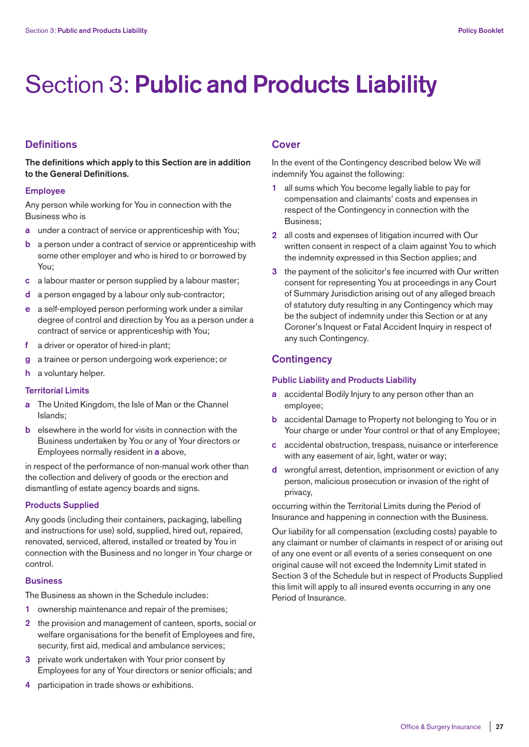# Section 3: **Public and Products Liability**

## Definitions

**The definitions which apply to this Section are in addition to the General Definitions.**

### Employee

Any person while working for You in connection with the Business who is

- **a** under a contract of service or apprenticeship with You;
- **b** a person under a contract of service or apprenticeship with some other employer and who is hired to or borrowed by You;
- **c** a labour master or person supplied by a labour master;
- **d** a person engaged by a labour only sub-contractor;
- **e** a self-employed person performing work under a similar degree of control and direction by You as a person under a contract of service or apprenticeship with You;
- **f** a driver or operator of hired-in plant;
- **g** a trainee or person undergoing work experience; or
- **h** a voluntary helper.

### Territorial Limits

- **a** The United Kingdom, the Isle of Man or the Channel Islands;
- **b** elsewhere in the world for visits in connection with the Business undertaken by You or any of Your directors or Employees normally resident in **a** above,

in respect of the performance of non-manual work other than the collection and delivery of goods or the erection and dismantling of estate agency boards and signs.

### Products Supplied

Any goods (including their containers, packaging, labelling and instructions for use) sold, supplied, hired out, repaired, renovated, serviced, altered, installed or treated by You in connection with the Business and no longer in Your charge or control.

### Business

The Business as shown in the Schedule includes:

1. ownership maintenance and repair of the premises;
2. the provision and management of canteen, sports, social or welfare organisations for the benefit of Employees and fire, security, first aid, medical and ambulance services;
3. private work undertaken with Your prior consent by Employees for any of Your directors or senior officials; and
4. participation in trade shows or exhibitions.

## Cover

In the event of the Contingency described below We will indemnify You against the following:

1. all sums which You become legally liable to pay for compensation and claimants' costs and expenses in respect of the Contingency in connection with the Business;
2. all costs and expenses of litigation incurred with Our written consent in respect of a claim against You to which the indemnity expressed in this Section applies; and
3. the payment of the solicitor's fee incurred with Our written consent for representing You at proceedings in any Court of Summary Jurisdiction arising out of any alleged breach of statutory duty resulting in any Contingency which may be the subject of indemnity under this Section or at any Coroner's Inquest or Fatal Accident Inquiry in respect of any such Contingency.

## Contingency

### Public Liability and Products Liability

- **a** accidental Bodily Injury to any person other than an employee;
- **b** accidental Damage to Property not belonging to You or in Your charge or under Your control or that of any Employee;
- **c** accidental obstruction, trespass, nuisance or interference with any easement of air, light, water or way;
- **d** wrongful arrest, detention, imprisonment or eviction of any person, malicious prosecution or invasion of the right of privacy,

occurring within the Territorial Limits during the Period of Insurance and happening in connection with the Business.

Our liability for all compensation (excluding costs) payable to any claimant or number of claimants in respect of or arising out of any one event or all events of a series consequent on one original cause will not exceed the Indemnity Limit stated in Section 3 of the Schedule but in respect of Products Supplied this limit will apply to all insured events occurring in any one Period of Insurance.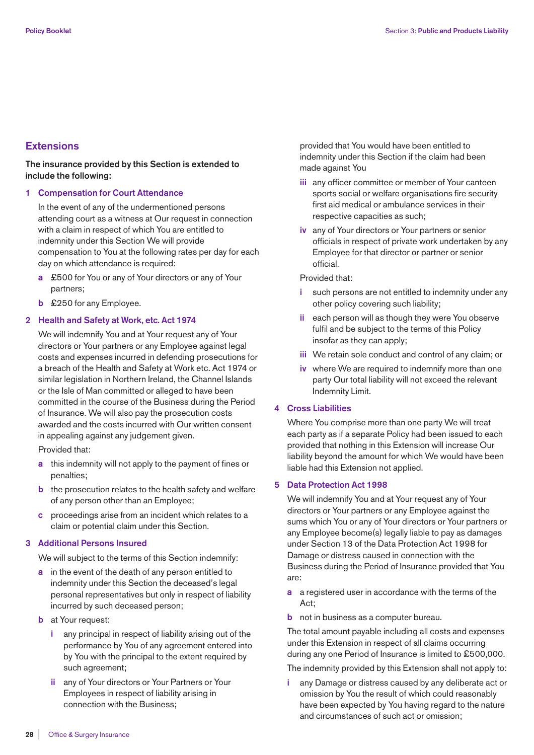## Extensions

**The insurance provided by this Section is extended to include the following:**

### 1 Compensation for Court Attendance

In the event of any of the undermentioned persons attending court as a witness at Our request in connection with a claim in respect of which You are entitled to indemnity under this Section We will provide compensation to You at the following rates per day for each day on which attendance is required:

- **a** £500 for You or any of Your directors or any of Your partners;
- **b** £250 for any Employee.

### 2 Health and Safety at Work, etc. Act 1974

We will indemnify You and at Your request any of Your directors or Your partners or any Employee against legal costs and expenses incurred in defending prosecutions for a breach of the Health and Safety at Work etc. Act 1974 or similar legislation in Northern Ireland, the Channel Islands or the Isle of Man committed or alleged to have been committed in the course of the Business during the Period of Insurance. We will also pay the prosecution costs awarded and the costs incurred with Our written consent in appealing against any judgement given.

Provided that:

- **a** this indemnity will not apply to the payment of fines or penalties;
- **b** the prosecution relates to the health safety and welfare of any person other than an Employee;
- **c** proceedings arise from an incident which relates to a claim or potential claim under this Section.

### 3 Additional Persons Insured

We will subject to the terms of this Section indemnify:

- **a** in the event of the death of any person entitled to indemnity under this Section the deceased's legal personal representatives but only in respect of liability incurred by such deceased person;
- **b** at Your request:
  - **i** any principal in respect of liability arising out of the performance by You of any agreement entered into by You with the principal to the extent required by such agreement;
  - **ii** any of Your directors or Your Partners or Your Employees in respect of liability arising in connection with the Business;

    provided that You would have been entitled to indemnity under this Section if the claim had been made against You
  - **iii** any officer committee or member of Your canteen sports social or welfare organisations fire security first aid medical or ambulance services in their respective capacities as such;
  - **iv** any of Your directors or Your partners or senior officials in respect of private work undertaken by any Employee for that director or partner or senior official.

Provided that:

- **i** such persons are not entitled to indemnity under any other policy covering such liability;
- **ii** each person will as though they were You observe fulfil and be subject to the terms of this Policy insofar as they can apply;
- **iii** We retain sole conduct and control of any claim; or
- **iv** where We are required to indemnify more than one party Our total liability will not exceed the relevant Indemnity Limit.

### 4 Cross Liabilities

Where You comprise more than one party We will treat each party as if a separate Policy had been issued to each provided that nothing in this Extension will increase Our liability beyond the amount for which We would have been liable had this Extension not applied.

### 5 Data Protection Act 1998

We will indemnify You and at Your request any of Your directors or Your partners or any Employee against the sums which You or any of Your directors or Your partners or any Employee become(s) legally liable to pay as damages under Section 13 of the Data Protection Act 1998 for Damage or distress caused in connection with the Business during the Period of Insurance provided that You are:

- **a** a registered user in accordance with the terms of the Act;
- **b** not in business as a computer bureau.

The total amount payable including all costs and expenses under this Extension in respect of all claims occurring during any one Period of Insurance is limited to £500,000.

The indemnity provided by this Extension shall not apply to:

- **i** any Damage or distress caused by any deliberate act or omission by You the result of which could reasonably have been expected by You having regard to the nature and circumstances of such act or omission;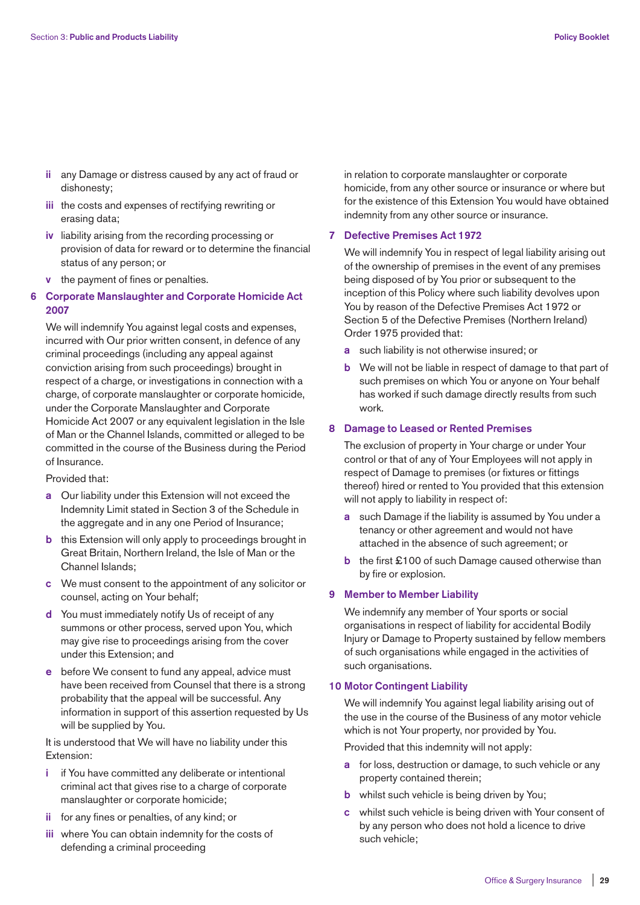ii any Damage or distress caused by any act of fraud or dishonesty;

iii the costs and expenses of rectifying rewriting or erasing data;

iv liability arising from the recording processing or provision of data for reward or to determine the financial status of any person; or

v the payment of fines or penalties.

### 6 Corporate Manslaughter and Corporate Homicide Act 2007

We will indemnify You against legal costs and expenses, incurred with Our prior written consent, in defence of any criminal proceedings (including any appeal against conviction arising from such proceedings) brought in respect of a charge, or investigations in connection with a charge, of corporate manslaughter or corporate homicide, under the Corporate Manslaughter and Corporate Homicide Act 2007 or any equivalent legislation in the Isle of Man or the Channel Islands, committed or alleged to be committed in the course of the Business during the Period of Insurance.

Provided that:

a Our liability under this Extension will not exceed the Indemnity Limit stated in Section 3 of the Schedule in the aggregate and in any one Period of Insurance;

b this Extension will only apply to proceedings brought in Great Britain, Northern Ireland, the Isle of Man or the Channel Islands;

c We must consent to the appointment of any solicitor or counsel, acting on Your behalf;

d You must immediately notify Us of receipt of any summons or other process, served upon You, which may give rise to proceedings arising from the cover under this Extension; and

e before We consent to fund any appeal, advice must have been received from Counsel that there is a strong probability that the appeal will be successful. Any information in support of this assertion requested by Us will be supplied by You.

It is understood that We will have no liability under this Extension:

i if You have committed any deliberate or intentional criminal act that gives rise to a charge of corporate manslaughter or corporate homicide;

ii for any fines or penalties, of any kind; or

iii where You can obtain indemnity for the costs of defending a criminal proceeding in relation to corporate manslaughter or corporate homicide, from any other source or insurance or where but for the existence of this Extension You would have obtained indemnity from any other source or insurance.

### 7 Defective Premises Act 1972

We will indemnify You in respect of legal liability arising out of the ownership of premises in the event of any premises being disposed of by You prior or subsequent to the inception of this Policy where such liability devolves upon You by reason of the Defective Premises Act 1972 or Section 5 of the Defective Premises (Northern Ireland) Order 1975 provided that:

a such liability is not otherwise insured; or

b We will not be liable in respect of damage to that part of such premises on which You or anyone on Your behalf has worked if such damage directly results from such work.

### 8 Damage to Leased or Rented Premises

The exclusion of property in Your charge or under Your control or that of any of Your Employees will not apply in respect of Damage to premises (or fixtures or fittings thereof) hired or rented to You provided that this extension will not apply to liability in respect of:

a such Damage if the liability is assumed by You under a tenancy or other agreement and would not have attached in the absence of such agreement; or

b the first £100 of such Damage caused otherwise than by fire or explosion.

### 9 Member to Member Liability

We indemnify any member of Your sports or social organisations in respect of liability for accidental Bodily Injury or Damage to Property sustained by fellow members of such organisations while engaged in the activities of such organisations.

### 10 Motor Contingent Liability

We will indemnify You against legal liability arising out of the use in the course of the Business of any motor vehicle which is not Your property, nor provided by You.

Provided that this indemnity will not apply:

a for loss, destruction or damage, to such vehicle or any property contained therein;

b whilst such vehicle is being driven by You;

c whilst such vehicle is being driven with Your consent of by any person who does not hold a licence to drive such vehicle;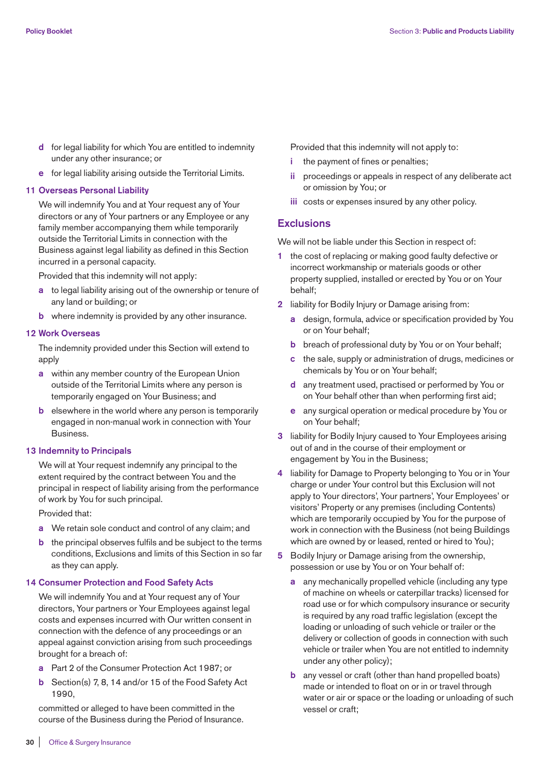- **d** for legal liability for which You are entitled to indemnity under any other insurance; or
- **e** for legal liability arising outside the Territorial Limits.

### 11 Overseas Personal Liability

We will indemnify You and at Your request any of Your directors or any of Your partners or any Employee or any family member accompanying them while temporarily outside the Territorial Limits in connection with the Business against legal liability as defined in this Section incurred in a personal capacity.

Provided that this indemnity will not apply:

- **a** to legal liability arising out of the ownership or tenure of any land or building; or
- **b** where indemnity is provided by any other insurance.

### 12 Work Overseas

The indemnity provided under this Section will extend to apply

- **a** within any member country of the European Union outside of the Territorial Limits where any person is temporarily engaged on Your Business; and
- **b** elsewhere in the world where any person is temporarily engaged in non-manual work in connection with Your Business.

### 13 Indemnity to Principals

We will at Your request indemnify any principal to the extent required by the contract between You and the principal in respect of liability arising from the performance of work by You for such principal.

Provided that:

- **a** We retain sole conduct and control of any claim; and
- **b** the principal observes fulfils and be subject to the terms conditions, Exclusions and limits of this Section in so far as they can apply.

### 14 Consumer Protection and Food Safety Acts

We will indemnify You and at Your request any of Your directors, Your partners or Your Employees against legal costs and expenses incurred with Our written consent in connection with the defence of any proceedings or an appeal against conviction arising from such proceedings brought for a breach of:

- **a** Part 2 of the Consumer Protection Act 1987; or
- **b** Section(s) 7, 8, 14 and/or 15 of the Food Safety Act 1990,

committed or alleged to have been committed in the course of the Business during the Period of Insurance.

Provided that this indemnity will not apply to:

- **i** the payment of fines or penalties;
- **ii** proceedings or appeals in respect of any deliberate act or omission by You; or
- **iii** costs or expenses insured by any other policy.

## Exclusions

We will not be liable under this Section in respect of:

1. the cost of replacing or making good faulty defective or incorrect workmanship or materials goods or other property supplied, installed or erected by You or on Your behalf;
2. liability for Bodily Injury or Damage arising from:
   - **a** design, formula, advice or specification provided by You or on Your behalf;
   - **b** breach of professional duty by You or on Your behalf;
   - **c** the sale, supply or administration of drugs, medicines or chemicals by You or on Your behalf;
   - **d** any treatment used, practised or performed by You or on Your behalf other than when performing first aid;
   - **e** any surgical operation or medical procedure by You or on Your behalf;
3. liability for Bodily Injury caused to Your Employees arising out of and in the course of their employment or engagement by You in the Business;
4. liability for Damage to Property belonging to You or in Your charge or under Your control but this Exclusion will not apply to Your directors', Your partners', Your Employees' or visitors' Property or any premises (including Contents) which are temporarily occupied by You for the purpose of work in connection with the Business (not being Buildings which are owned by or leased, rented or hired to You);
5. Bodily Injury or Damage arising from the ownership, possession or use by You or on Your behalf of:
   - **a** any mechanically propelled vehicle (including any type of machine on wheels or caterpillar tracks) licensed for road use or for which compulsory insurance or security is required by any road traffic legislation (except the loading or unloading of such vehicle or trailer or the delivery or collection of goods in connection with such vehicle or trailer when You are not entitled to indemnity under any other policy);
   - **b** any vessel or craft (other than hand propelled boats) made or intended to float on or in or travel through water or air or space or the loading or unloading of such vessel or craft;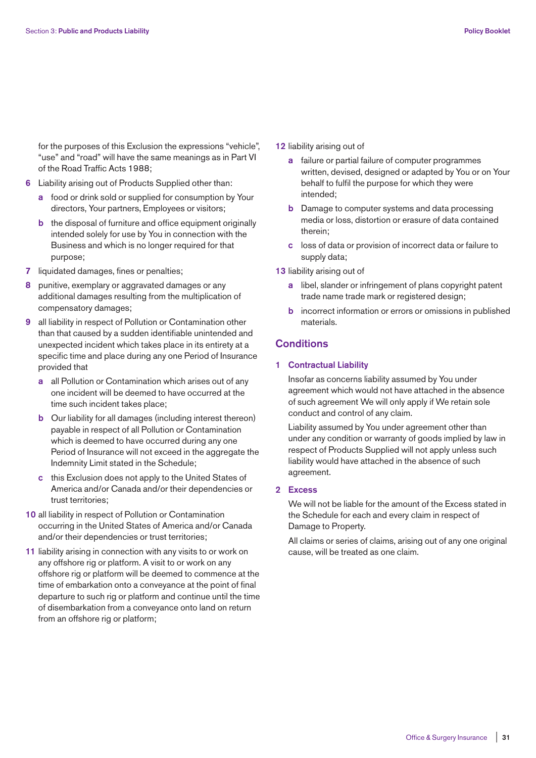for the purposes of this Exclusion the expressions "vehicle", "use" and "road" will have the same meanings as in Part VI of the Road Traffic Acts 1988;

6 Liability arising out of Products Supplied other than:

   a food or drink sold or supplied for consumption by Your directors, Your partners, Employees or visitors;

   b the disposal of furniture and office equipment originally intended solely for use by You in connection with the Business and which is no longer required for that purpose;

7 liquidated damages, fines or penalties;

8 punitive, exemplary or aggravated damages or any additional damages resulting from the multiplication of compensatory damages;

9 all liability in respect of Pollution or Contamination other than that caused by a sudden identifiable unintended and unexpected incident which takes place in its entirety at a specific time and place during any one Period of Insurance provided that

   a all Pollution or Contamination which arises out of any one incident will be deemed to have occurred at the time such incident takes place;

   b Our liability for all damages (including interest thereon) payable in respect of all Pollution or Contamination which is deemed to have occurred during any one Period of Insurance will not exceed in the aggregate the Indemnity Limit stated in the Schedule;

   c this Exclusion does not apply to the United States of America and/or Canada and/or their dependencies or trust territories;

10 all liability in respect of Pollution or Contamination occurring in the United States of America and/or Canada and/or their dependencies or trust territories;

11 liability arising in connection with any visits to or work on any offshore rig or platform. A visit to or work on any offshore rig or platform will be deemed to commence at the time of embarkation onto a conveyance at the point of final departure to such rig or platform and continue until the time of disembarkation from a conveyance onto land on return from an offshore rig or platform;

12 liability arising out of

   a failure or partial failure of computer programmes written, devised, designed or adapted by You or on Your behalf to fulfil the purpose for which they were intended;

   b Damage to computer systems and data processing media or loss, distortion or erasure of data contained therein;

   c loss of data or provision of incorrect data or failure to supply data;

13 liability arising out of

   a libel, slander or infringement of plans copyright patent trade name trade mark or registered design;

   b incorrect information or errors or omissions in published materials.

## Conditions

### 1 Contractual Liability

Insofar as concerns liability assumed by You under agreement which would not have attached in the absence of such agreement We will only apply if We retain sole conduct and control of any claim.

Liability assumed by You under agreement other than under any condition or warranty of goods implied by law in respect of Products Supplied will not apply unless such liability would have attached in the absence of such agreement.

### 2 Excess

We will not be liable for the amount of the Excess stated in the Schedule for each and every claim in respect of Damage to Property.

All claims or series of claims, arising out of any one original cause, will be treated as one claim.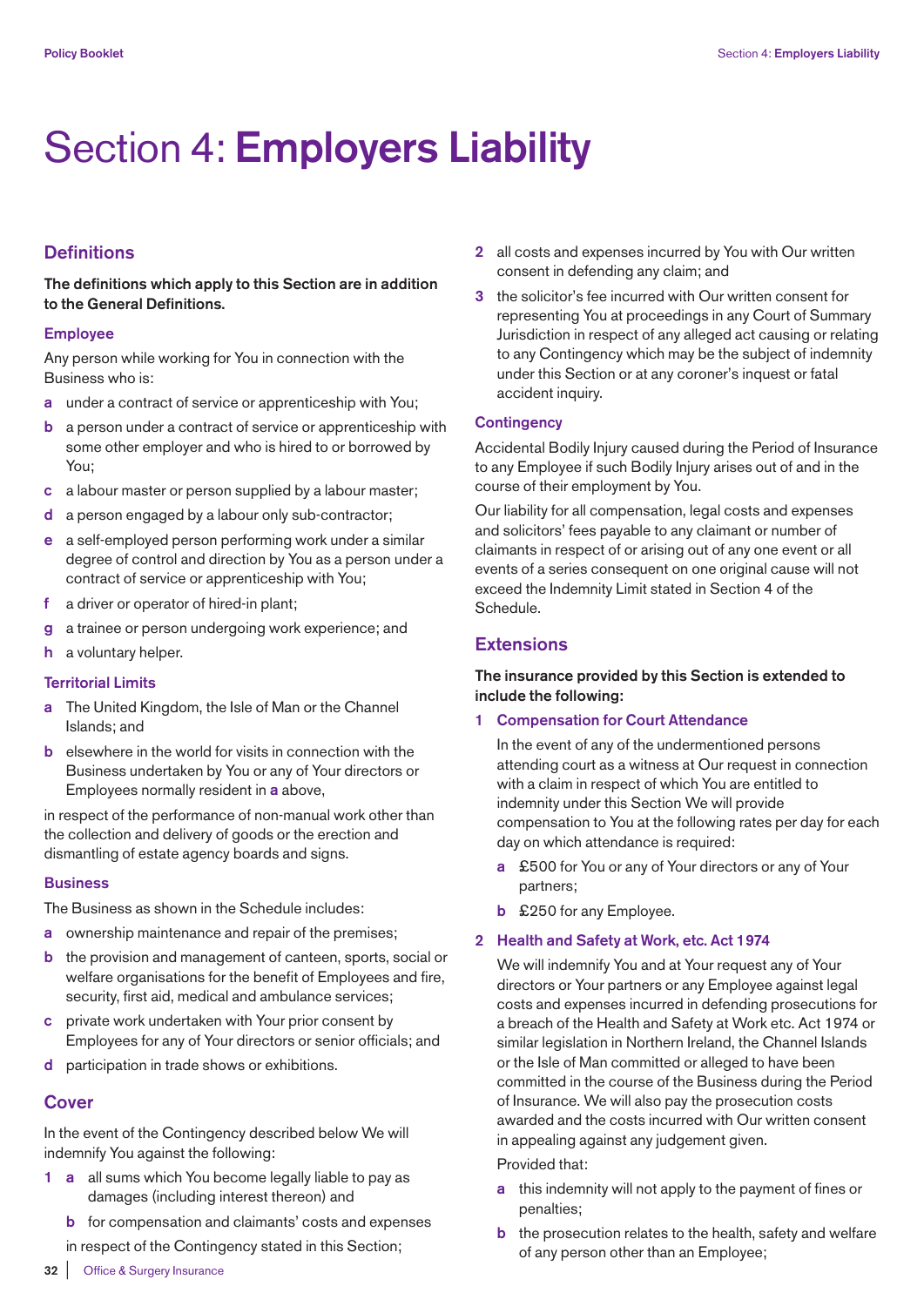# Section 4: **Employers Liability**

## Definitions

**The definitions which apply to this Section are in addition to the General Definitions.**

### Employee

Any person while working for You in connection with the Business who is:

- **a** under a contract of service or apprenticeship with You;
- **b** a person under a contract of service or apprenticeship with some other employer and who is hired to or borrowed by You;
- **c** a labour master or person supplied by a labour master;
- **d** a person engaged by a labour only sub-contractor;
- **e** a self-employed person performing work under a similar degree of control and direction by You as a person under a contract of service or apprenticeship with You;
- **f** a driver or operator of hired-in plant;
- **g** a trainee or person undergoing work experience; and
- **h** a voluntary helper.

### Territorial Limits

- **a** The United Kingdom, the Isle of Man or the Channel Islands; and
- **b** elsewhere in the world for visits in connection with the Business undertaken by You or any of Your directors or Employees normally resident in **a** above,

in respect of the performance of non-manual work other than the collection and delivery of goods or the erection and dismantling of estate agency boards and signs.

### Business

The Business as shown in the Schedule includes:

- **a** ownership maintenance and repair of the premises;
- **b** the provision and management of canteen, sports, social or welfare organisations for the benefit of Employees and fire, security, first aid, medical and ambulance services;
- **c** private work undertaken with Your prior consent by Employees for any of Your directors or senior officials; and
- **d** participation in trade shows or exhibitions.

## Cover

In the event of the Contingency described below We will indemnify You against the following:

**1** **a** all sums which You become legally liable to pay as damages (including interest thereon) and

**b** for compensation and claimants' costs and expenses

in respect of the Contingency stated in this Section;

**2** all costs and expenses incurred by You with Our written consent in defending any claim; and

**3** the solicitor's fee incurred with Our written consent for representing You at proceedings in any Court of Summary Jurisdiction in respect of any alleged act causing or relating to any Contingency which may be the subject of indemnity under this Section or at any coroner's inquest or fatal accident inquiry.

### Contingency

Accidental Bodily Injury caused during the Period of Insurance to any Employee if such Bodily Injury arises out of and in the course of their employment by You.

Our liability for all compensation, legal costs and expenses and solicitors' fees payable to any claimant or number of claimants in respect of or arising out of any one event or all events of a series consequent on one original cause will not exceed the Indemnity Limit stated in Section 4 of the Schedule.

## Extensions

**The insurance provided by this Section is extended to include the following:**

### 1 Compensation for Court Attendance

In the event of any of the undermentioned persons attending court as a witness at Our request in connection with a claim in respect of which You are entitled to indemnity under this Section We will provide compensation to You at the following rates per day for each day on which attendance is required:

- **a** £500 for You or any of Your directors or any of Your partners;
- **b** £250 for any Employee.

### 2 Health and Safety at Work, etc. Act 1974

We will indemnify You and at Your request any of Your directors or Your partners or any Employee against legal costs and expenses incurred in defending prosecutions for a breach of the Health and Safety at Work etc. Act 1974 or similar legislation in Northern Ireland, the Channel Islands or the Isle of Man committed or alleged to have been committed in the course of the Business during the Period of Insurance. We will also pay the prosecution costs awarded and the costs incurred with Our written consent in appealing against any judgement given.

Provided that:

- **a** this indemnity will not apply to the payment of fines or penalties;
- **b** the prosecution relates to the health, safety and welfare of any person other than an Employee;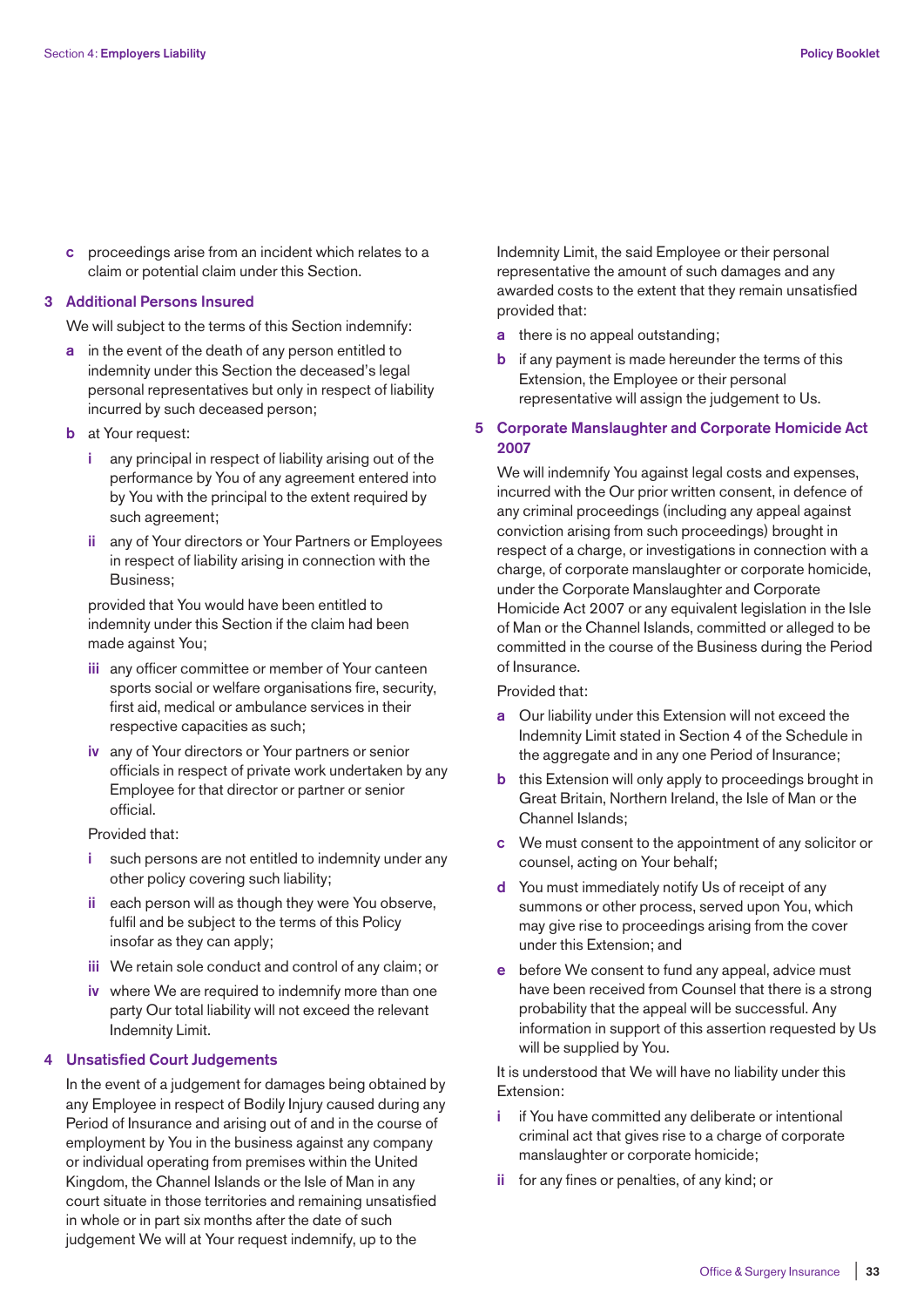**c** proceedings arise from an incident which relates to a claim or potential claim under this Section.

## 3 Additional Persons Insured

We will subject to the terms of this Section indemnify:

**a** in the event of the death of any person entitled to indemnity under this Section the deceased's legal personal representatives but only in respect of liability incurred by such deceased person;

**b** at Your request:

- **i** any principal in respect of liability arising out of the performance by You of any agreement entered into by You with the principal to the extent required by such agreement;
- **ii** any of Your directors or Your Partners or Employees in respect of liability arising in connection with the Business;

provided that You would have been entitled to indemnity under this Section if the claim had been made against You;

- **iii** any officer committee or member of Your canteen sports social or welfare organisations fire, security, first aid, medical or ambulance services in their respective capacities as such;
- **iv** any of Your directors or Your partners or senior officials in respect of private work undertaken by any Employee for that director or partner or senior official.

Provided that:

- **i** such persons are not entitled to indemnity under any other policy covering such liability;
- **ii** each person will as though they were You observe, fulfil and be subject to the terms of this Policy insofar as they can apply;
- **iii** We retain sole conduct and control of any claim; or
- **iv** where We are required to indemnify more than one party Our total liability will not exceed the relevant Indemnity Limit.

## 4 Unsatisfied Court Judgements

In the event of a judgement for damages being obtained by any Employee in respect of Bodily Injury caused during any Period of Insurance and arising out of and in the course of employment by You in the business against any company or individual operating from premises within the United Kingdom, the Channel Islands or the Isle of Man in any court situate in those territories and remaining unsatisfied in whole or in part six months after the date of such judgement We will at Your request indemnify, up to the Indemnity Limit, the said Employee or their personal representative the amount of such damages and any awarded costs to the extent that they remain unsatisfied provided that:

**a** there is no appeal outstanding;

**b** if any payment is made hereunder the terms of this Extension, the Employee or their personal representative will assign the judgement to Us.

## 5 Corporate Manslaughter and Corporate Homicide Act 2007

We will indemnify You against legal costs and expenses, incurred with the Our prior written consent, in defence of any criminal proceedings (including any appeal against conviction arising from such proceedings) brought in respect of a charge, or investigations in connection with a charge, of corporate manslaughter or corporate homicide, under the Corporate Manslaughter and Corporate Homicide Act 2007 or any equivalent legislation in the Isle of Man or the Channel Islands, committed or alleged to be committed in the course of the Business during the Period of Insurance.

Provided that:

**a** Our liability under this Extension will not exceed the Indemnity Limit stated in Section 4 of the Schedule in the aggregate and in any one Period of Insurance;

**b** this Extension will only apply to proceedings brought in Great Britain, Northern Ireland, the Isle of Man or the Channel Islands;

**c** We must consent to the appointment of any solicitor or counsel, acting on Your behalf;

**d** You must immediately notify Us of receipt of any summons or other process, served upon You, which may give rise to proceedings arising from the cover under this Extension; and

**e** before We consent to fund any appeal, advice must have been received from Counsel that there is a strong probability that the appeal will be successful. Any information in support of this assertion requested by Us will be supplied by You.

It is understood that We will have no liability under this Extension:

- **i** if You have committed any deliberate or intentional criminal act that gives rise to a charge of corporate manslaughter or corporate homicide;
- **ii** for any fines or penalties, of any kind; or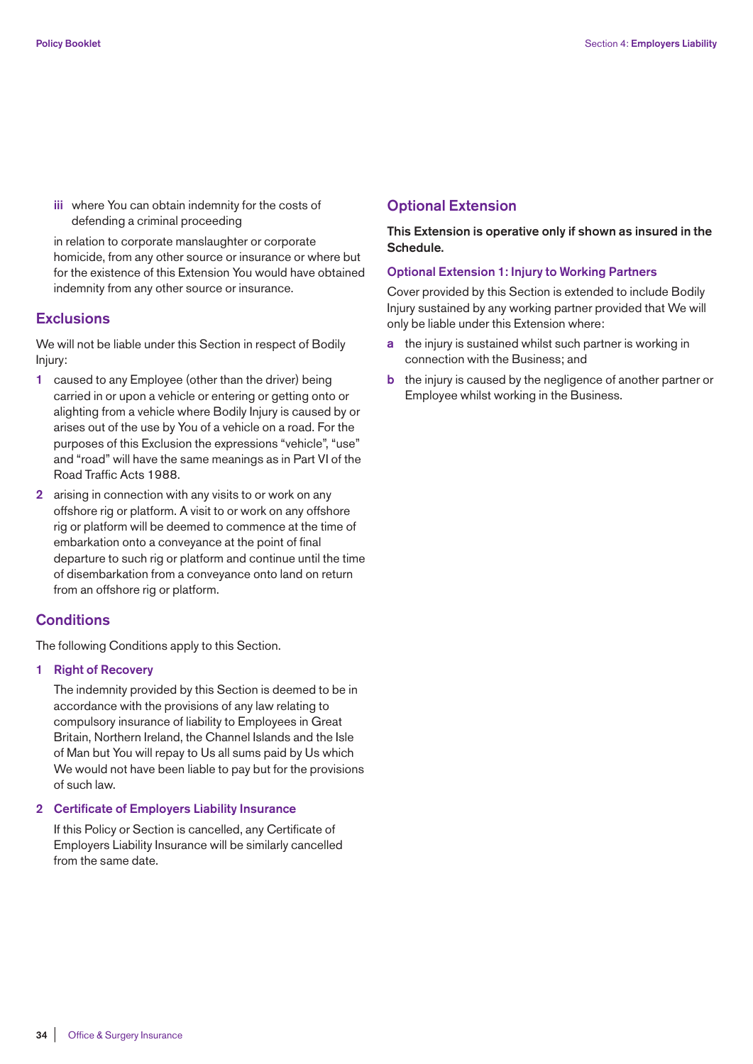iii where You can obtain indemnity for the costs of defending a criminal proceeding

in relation to corporate manslaughter or corporate homicide, from any other source or insurance or where but for the existence of this Extension You would have obtained indemnity from any other source or insurance.

## Exclusions

We will not be liable under this Section in respect of Bodily Injury:

1. caused to any Employee (other than the driver) being carried in or upon a vehicle or entering or getting onto or alighting from a vehicle where Bodily Injury is caused by or arises out of the use by You of a vehicle on a road. For the purposes of this Exclusion the expressions "vehicle", "use" and "road" will have the same meanings as in Part VI of the Road Traffic Acts 1988.
2. arising in connection with any visits to or work on any offshore rig or platform. A visit to or work on any offshore rig or platform will be deemed to commence at the time of embarkation onto a conveyance at the point of final departure to such rig or platform and continue until the time of disembarkation from a conveyance onto land on return from an offshore rig or platform.

## Conditions

The following Conditions apply to this Section.

### 1 Right of Recovery

The indemnity provided by this Section is deemed to be in accordance with the provisions of any law relating to compulsory insurance of liability to Employees in Great Britain, Northern Ireland, the Channel Islands and the Isle of Man but You will repay to Us all sums paid by Us which We would not have been liable to pay but for the provisions of such law.

### 2 Certificate of Employers Liability Insurance

If this Policy or Section is cancelled, any Certificate of Employers Liability Insurance will be similarly cancelled from the same date.

## Optional Extension

**This Extension is operative only if shown as insured in the Schedule.**

### Optional Extension 1: Injury to Working Partners

Cover provided by this Section is extended to include Bodily Injury sustained by any working partner provided that We will only be liable under this Extension where:

a. the injury is sustained whilst such partner is working in connection with the Business; and
b. the injury is caused by the negligence of another partner or Employee whilst working in the Business.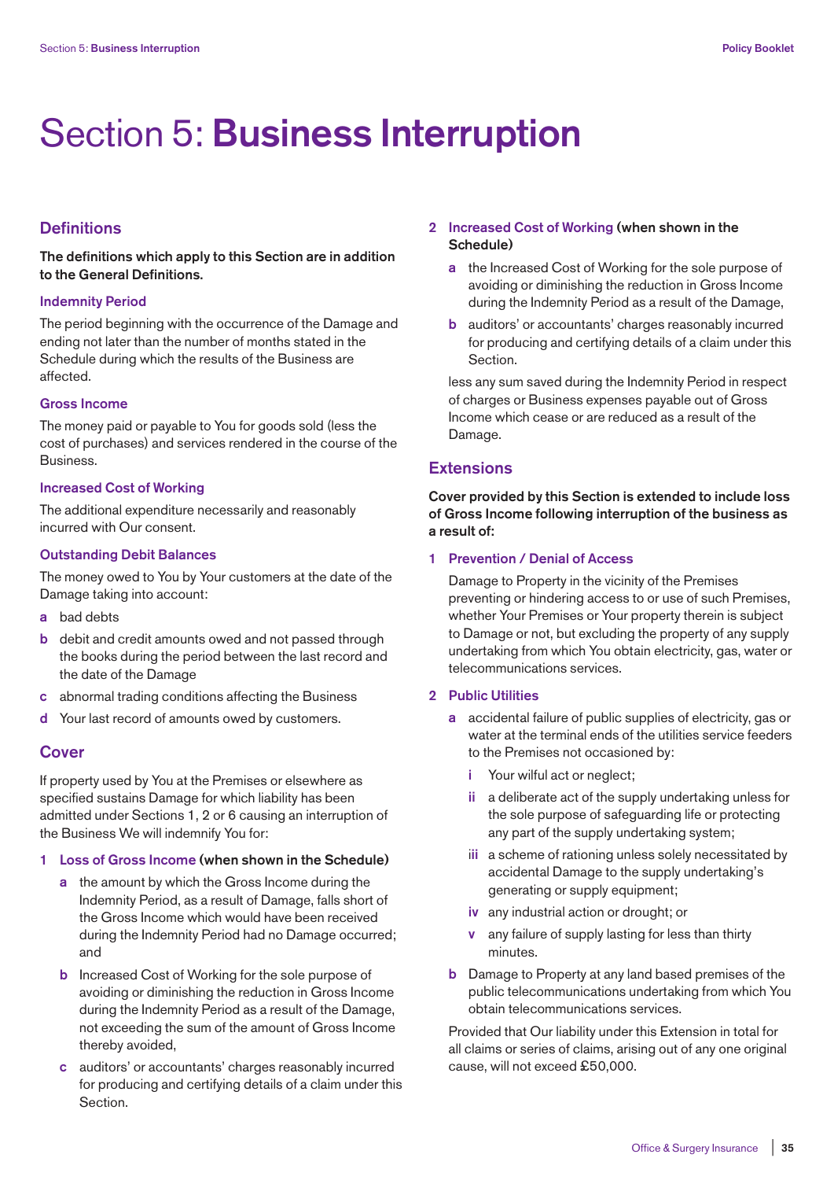# Section 5: **Business Interruption**

## Definitions

**The definitions which apply to this Section are in addition to the General Definitions.**

### Indemnity Period

The period beginning with the occurrence of the Damage and ending not later than the number of months stated in the Schedule during which the results of the Business are affected.

### Gross Income

The money paid or payable to You for goods sold (less the cost of purchases) and services rendered in the course of the Business.

### Increased Cost of Working

The additional expenditure necessarily and reasonably incurred with Our consent.

### Outstanding Debit Balances

The money owed to You by Your customers at the date of the Damage taking into account:

- **a** bad debts
- **b** debit and credit amounts owed and not passed through the books during the period between the last record and the date of the Damage
- **c** abnormal trading conditions affecting the Business
- **d** Your last record of amounts owed by customers.

## Cover

If property used by You at the Premises or elsewhere as specified sustains Damage for which liability has been admitted under Sections 1, 2 or 6 causing an interruption of the Business We will indemnify You for:

**1 Loss of Gross Income (when shown in the Schedule)**

- **a** the amount by which the Gross Income during the Indemnity Period, as a result of Damage, falls short of the Gross Income which would have been received during the Indemnity Period had no Damage occurred; and
- **b** Increased Cost of Working for the sole purpose of avoiding or diminishing the reduction in Gross Income during the Indemnity Period as a result of the Damage, not exceeding the sum of the amount of Gross Income thereby avoided,
- **c** auditors' or accountants' charges reasonably incurred for producing and certifying details of a claim under this Section.

**2 Increased Cost of Working (when shown in the Schedule)**

- **a** the Increased Cost of Working for the sole purpose of avoiding or diminishing the reduction in Gross Income during the Indemnity Period as a result of the Damage,
- **b** auditors' or accountants' charges reasonably incurred for producing and certifying details of a claim under this Section.

less any sum saved during the Indemnity Period in respect of charges or Business expenses payable out of Gross Income which cease or are reduced as a result of the Damage.

## Extensions

**Cover provided by this Section is extended to include loss of Gross Income following interruption of the business as a result of:**

### 1 Prevention / Denial of Access

Damage to Property in the vicinity of the Premises preventing or hindering access to or use of such Premises, whether Your Premises or Your property therein is subject to Damage or not, but excluding the property of any supply undertaking from which You obtain electricity, gas, water or telecommunications services.

### 2 Public Utilities

- **a** accidental failure of public supplies of electricity, gas or water at the terminal ends of the utilities service feeders to the Premises not occasioned by:
  - **i** Your wilful act or neglect;
  - **ii** a deliberate act of the supply undertaking unless for the sole purpose of safeguarding life or protecting any part of the supply undertaking system;
  - **iii** a scheme of rationing unless solely necessitated by accidental Damage to the supply undertaking's generating or supply equipment;
  - **iv** any industrial action or drought; or
  - **v** any failure of supply lasting for less than thirty minutes.
- **b** Damage to Property at any land based premises of the public telecommunications undertaking from which You obtain telecommunications services.

Provided that Our liability under this Extension in total for all claims or series of claims, arising out of any one original cause, will not exceed £50,000.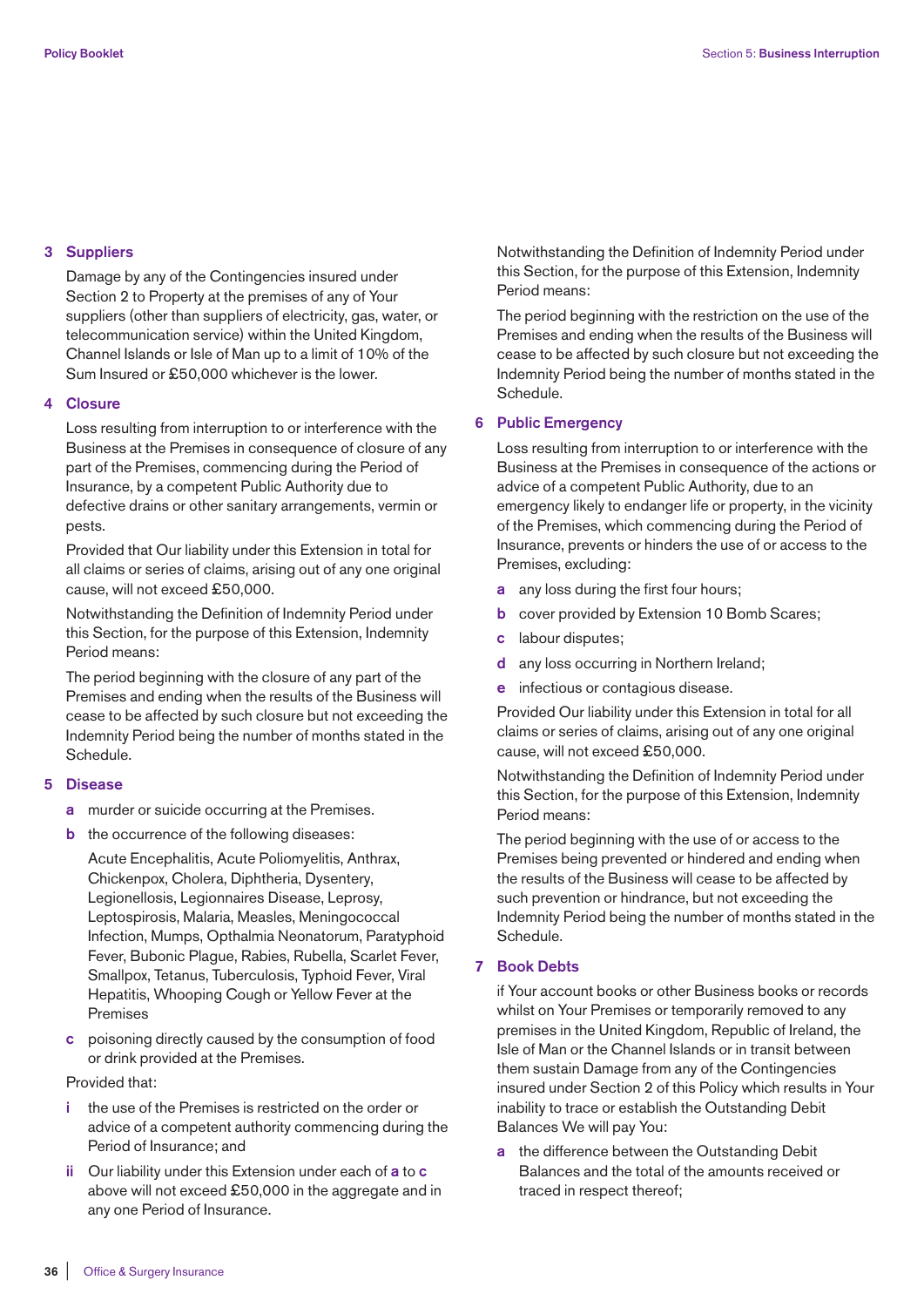### 3 Suppliers

Damage by any of the Contingencies insured under Section 2 to Property at the premises of any of Your suppliers (other than suppliers of electricity, gas, water, or telecommunication service) within the United Kingdom, Channel Islands or Isle of Man up to a limit of 10% of the Sum Insured or £50,000 whichever is the lower.

### 4 Closure

Loss resulting from interruption to or interference with the Business at the Premises in consequence of closure of any part of the Premises, commencing during the Period of Insurance, by a competent Public Authority due to defective drains or other sanitary arrangements, vermin or pests.

Provided that Our liability under this Extension in total for all claims or series of claims, arising out of any one original cause, will not exceed £50,000.

Notwithstanding the Definition of Indemnity Period under this Section, for the purpose of this Extension, Indemnity Period means:

The period beginning with the closure of any part of the Premises and ending when the results of the Business will cease to be affected by such closure but not exceeding the Indemnity Period being the number of months stated in the Schedule.

### 5 Disease

**a** murder or suicide occurring at the Premises.

**b** the occurrence of the following diseases:

Acute Encephalitis, Acute Poliomyelitis, Anthrax, Chickenpox, Cholera, Diphtheria, Dysentery, Legionellosis, Legionnaires Disease, Leprosy, Leptospirosis, Malaria, Measles, Meningococcal Infection, Mumps, Opthalmia Neonatorum, Paratyphoid Fever, Bubonic Plague, Rabies, Rubella, Scarlet Fever, Smallpox, Tetanus, Tuberculosis, Typhoid Fever, Viral Hepatitis, Whooping Cough or Yellow Fever at the Premises

**c** poisoning directly caused by the consumption of food or drink provided at the Premises.

Provided that:

**i** the use of the Premises is restricted on the order or advice of a competent authority commencing during the Period of Insurance; and

**ii** Our liability under this Extension under each of **a** to **c** above will not exceed £50,000 in the aggregate and in any one Period of Insurance.

Notwithstanding the Definition of Indemnity Period under this Section, for the purpose of this Extension, Indemnity Period means:

The period beginning with the restriction on the use of the Premises and ending when the results of the Business will cease to be affected by such closure but not exceeding the Indemnity Period being the number of months stated in the Schedule.

### 6 Public Emergency

Loss resulting from interruption to or interference with the Business at the Premises in consequence of the actions or advice of a competent Public Authority, due to an emergency likely to endanger life or property, in the vicinity of the Premises, which commencing during the Period of Insurance, prevents or hinders the use of or access to the Premises, excluding:

**a** any loss during the first four hours;

**b** cover provided by Extension 10 Bomb Scares;

**c** labour disputes;

**d** any loss occurring in Northern Ireland;

**e** infectious or contagious disease.

Provided Our liability under this Extension in total for all claims or series of claims, arising out of any one original cause, will not exceed £50,000.

Notwithstanding the Definition of Indemnity Period under this Section, for the purpose of this Extension, Indemnity Period means:

The period beginning with the use of or access to the Premises being prevented or hindered and ending when the results of the Business will cease to be affected by such prevention or hindrance, but not exceeding the Indemnity Period being the number of months stated in the Schedule.

### 7 Book Debts

if Your account books or other Business books or records whilst on Your Premises or temporarily removed to any premises in the United Kingdom, Republic of Ireland, the Isle of Man or the Channel Islands or in transit between them sustain Damage from any of the Contingencies insured under Section 2 of this Policy which results in Your inability to trace or establish the Outstanding Debit Balances We will pay You:

**a** the difference between the Outstanding Debit Balances and the total of the amounts received or traced in respect thereof;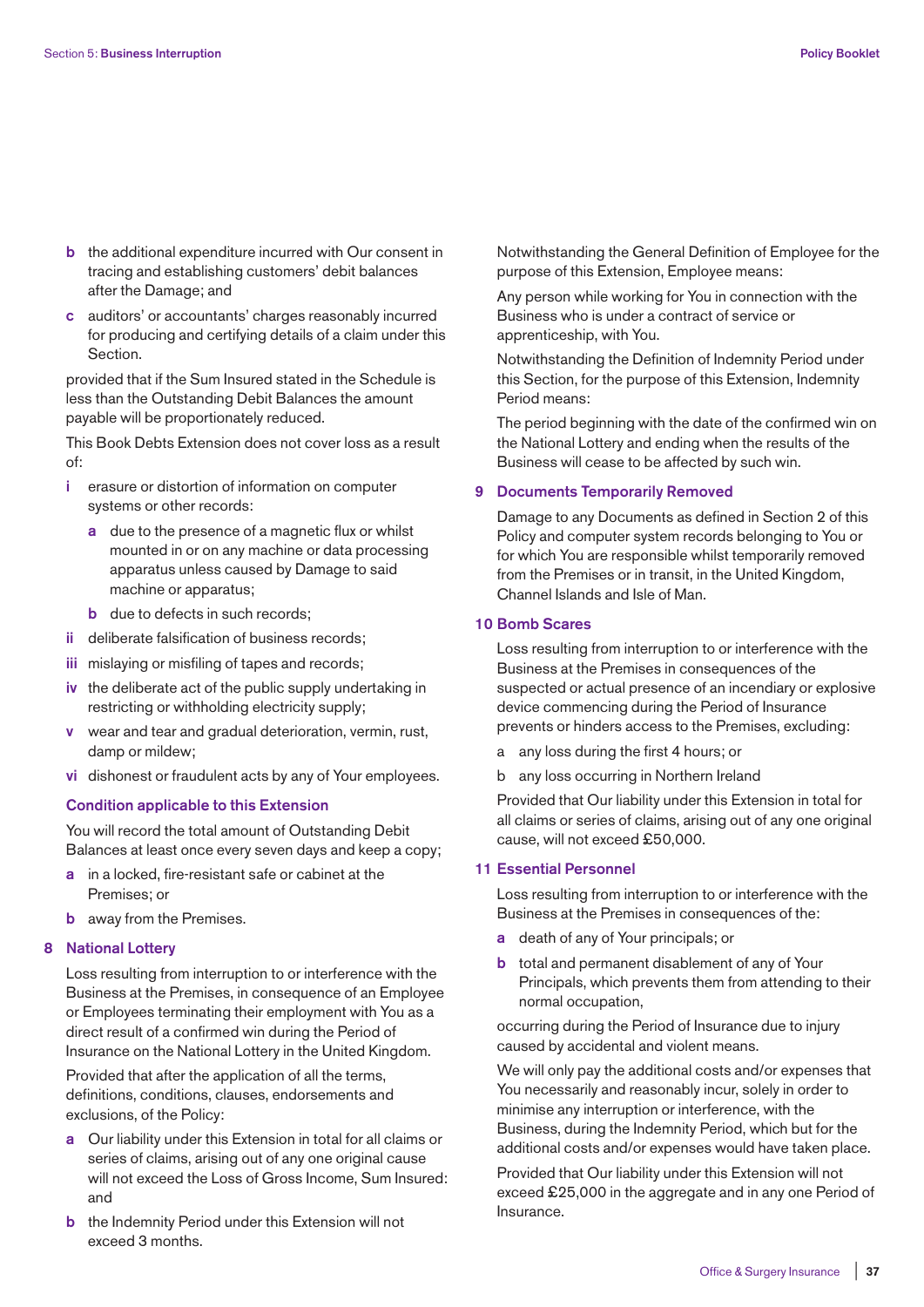**b** the additional expenditure incurred with Our consent in tracing and establishing customers' debit balances after the Damage; and

**c** auditors' or accountants' charges reasonably incurred for producing and certifying details of a claim under this Section.

provided that if the Sum Insured stated in the Schedule is less than the Outstanding Debit Balances the amount payable will be proportionately reduced.

This Book Debts Extension does not cover loss as a result of:

**i** erasure or distortion of information on computer systems or other records:

  **a** due to the presence of a magnetic flux or whilst mounted in or on any machine or data processing apparatus unless caused by Damage to said machine or apparatus;

  **b** due to defects in such records;

**ii** deliberate falsification of business records;

**iii** mislaying or misfiling of tapes and records;

**iv** the deliberate act of the public supply undertaking in restricting or withholding electricity supply;

**v** wear and tear and gradual deterioration, vermin, rust, damp or mildew;

**vi** dishonest or fraudulent acts by any of Your employees.

### Condition applicable to this Extension

You will record the total amount of Outstanding Debit Balances at least once every seven days and keep a copy;

**a** in a locked, fire-resistant safe or cabinet at the Premises; or

**b** away from the Premises.

### 8 National Lottery

Loss resulting from interruption to or interference with the Business at the Premises, in consequence of an Employee or Employees terminating their employment with You as a direct result of a confirmed win during the Period of Insurance on the National Lottery in the United Kingdom.

Provided that after the application of all the terms, definitions, conditions, clauses, endorsements and exclusions, of the Policy:

**a** Our liability under this Extension in total for all claims or series of claims, arising out of any one original cause will not exceed the Loss of Gross Income, Sum Insured: and

**b** the Indemnity Period under this Extension will not exceed 3 months.

Notwithstanding the General Definition of Employee for the purpose of this Extension, Employee means:

Any person while working for You in connection with the Business who is under a contract of service or apprenticeship, with You.

Notwithstanding the Definition of Indemnity Period under this Section, for the purpose of this Extension, Indemnity Period means:

The period beginning with the date of the confirmed win on the National Lottery and ending when the results of the Business will cease to be affected by such win.

### 9 Documents Temporarily Removed

Damage to any Documents as defined in Section 2 of this Policy and computer system records belonging to You or for which You are responsible whilst temporarily removed from the Premises or in transit, in the United Kingdom, Channel Islands and Isle of Man.

### 10 Bomb Scares

Loss resulting from interruption to or interference with the Business at the Premises in consequences of the suspected or actual presence of an incendiary or explosive device commencing during the Period of Insurance prevents or hinders access to the Premises, excluding:

a any loss during the first 4 hours; or

b any loss occurring in Northern Ireland

Provided that Our liability under this Extension in total for all claims or series of claims, arising out of any one original cause, will not exceed £50,000.

### 11 Essential Personnel

Loss resulting from interruption to or interference with the Business at the Premises in consequences of the:

**a** death of any of Your principals; or

**b** total and permanent disablement of any of Your Principals, which prevents them from attending to their normal occupation,

occurring during the Period of Insurance due to injury caused by accidental and violent means.

We will only pay the additional costs and/or expenses that You necessarily and reasonably incur, solely in order to minimise any interruption or interference, with the Business, during the Indemnity Period, which but for the additional costs and/or expenses would have taken place.

Provided that Our liability under this Extension will not exceed £25,000 in the aggregate and in any one Period of Insurance.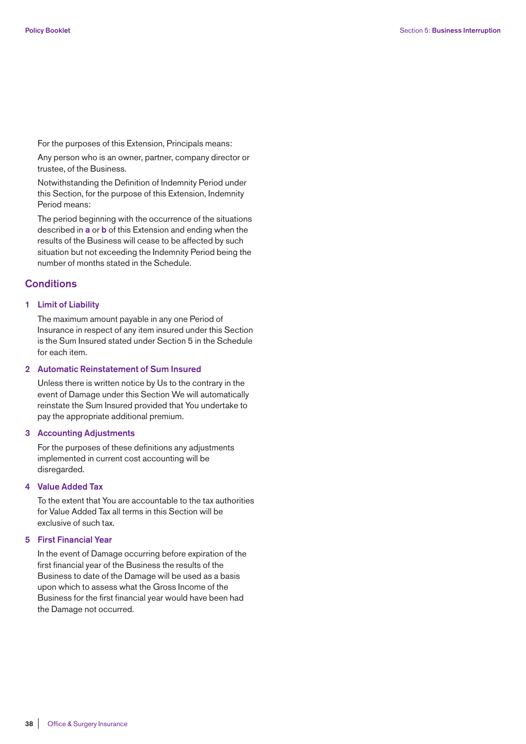For the purposes of this Extension, Principals means:

Any person who is an owner, partner, company director or trustee, of the Business.

Notwithstanding the Definition of Indemnity Period under this Section, for the purpose of this Extension, Indemnity Period means:

The period beginning with the occurrence of the situations described in **a** or **b** of this Extension and ending when the results of the Business will cease to be affected by such situation but not exceeding the Indemnity Period being the number of months stated in the Schedule.

## Conditions

### 1 Limit of Liability

The maximum amount payable in any one Period of Insurance in respect of any item insured under this Section is the Sum Insured stated under Section 5 in the Schedule for each item.

### 2 Automatic Reinstatement of Sum Insured

Unless there is written notice by Us to the contrary in the event of Damage under this Section We will automatically reinstate the Sum Insured provided that You undertake to pay the appropriate additional premium.

### 3 Accounting Adjustments

For the purposes of these definitions any adjustments implemented in current cost accounting will be disregarded.

### 4 Value Added Tax

To the extent that You are accountable to the tax authorities for Value Added Tax all terms in this Section will be exclusive of such tax.

### 5 First Financial Year

In the event of Damage occurring before expiration of the first financial year of the Business the results of the Business to date of the Damage will be used as a basis upon which to assess what the Gross Income of the Business for the first financial year would have been had the Damage not occurred.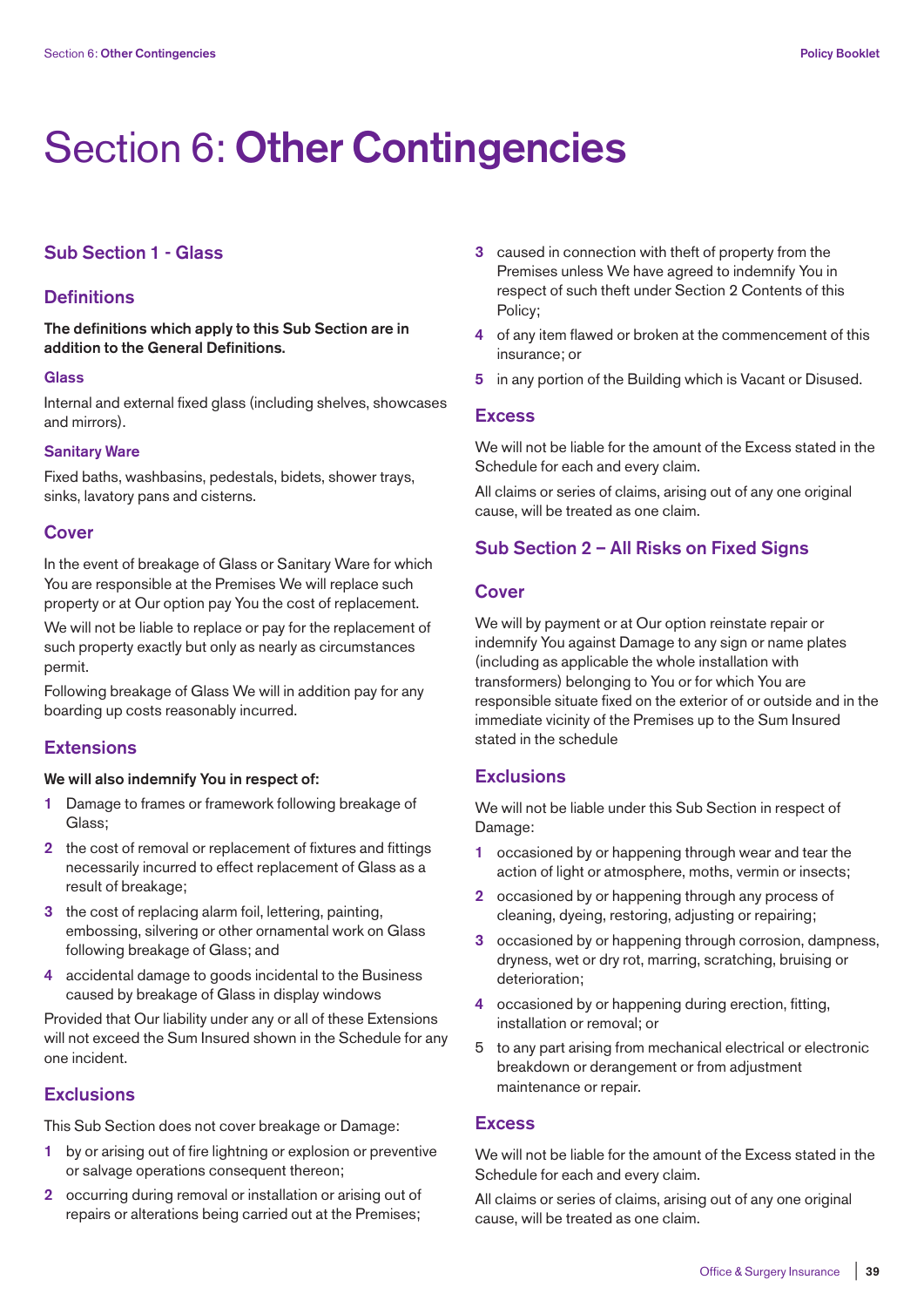# Section 6: **Other Contingencies**

## Sub Section 1 - Glass

### Definitions

**The definitions which apply to this Sub Section are in addition to the General Definitions.**

#### Glass

Internal and external fixed glass (including shelves, showcases and mirrors).

#### Sanitary Ware

Fixed baths, washbasins, pedestals, bidets, shower trays, sinks, lavatory pans and cisterns.

### Cover

In the event of breakage of Glass or Sanitary Ware for which You are responsible at the Premises We will replace such property or at Our option pay You the cost of replacement.

We will not be liable to replace or pay for the replacement of such property exactly but only as nearly as circumstances permit.

Following breakage of Glass We will in addition pay for any boarding up costs reasonably incurred.

### Extensions

**We will also indemnify You in respect of:**

1. Damage to frames or framework following breakage of Glass;
2. the cost of removal or replacement of fixtures and fittings necessarily incurred to effect replacement of Glass as a result of breakage;
3. the cost of replacing alarm foil, lettering, painting, embossing, silvering or other ornamental work on Glass following breakage of Glass; and
4. accidental damage to goods incidental to the Business caused by breakage of Glass in display windows

Provided that Our liability under any or all of these Extensions will not exceed the Sum Insured shown in the Schedule for any one incident.

### Exclusions

This Sub Section does not cover breakage or Damage:

1. by or arising out of fire lightning or explosion or preventive or salvage operations consequent thereon;
2. occurring during removal or installation or arising out of repairs or alterations being carried out at the Premises;
3. caused in connection with theft of property from the Premises unless We have agreed to indemnify You in respect of such theft under Section 2 Contents of this Policy;
4. of any item flawed or broken at the commencement of this insurance; or
5. in any portion of the Building which is Vacant or Disused.

### Excess

We will not be liable for the amount of the Excess stated in the Schedule for each and every claim.

All claims or series of claims, arising out of any one original cause, will be treated as one claim.

## Sub Section 2 – All Risks on Fixed Signs

### Cover

We will by payment or at Our option reinstate repair or indemnify You against Damage to any sign or name plates (including as applicable the whole installation with transformers) belonging to You or for which You are responsible situate fixed on the exterior of or outside and in the immediate vicinity of the Premises up to the Sum Insured stated in the schedule

### Exclusions

We will not be liable under this Sub Section in respect of Damage:

1. occasioned by or happening through wear and tear the action of light or atmosphere, moths, vermin or insects;
2. occasioned by or happening through any process of cleaning, dyeing, restoring, adjusting or repairing;
3. occasioned by or happening through corrosion, dampness, dryness, wet or dry rot, marring, scratching, bruising or deterioration;
4. occasioned by or happening during erection, fitting, installation or removal; or
5. to any part arising from mechanical electrical or electronic breakdown or derangement or from adjustment maintenance or repair.

### Excess

We will not be liable for the amount of the Excess stated in the Schedule for each and every claim.

All claims or series of claims, arising out of any one original cause, will be treated as one claim.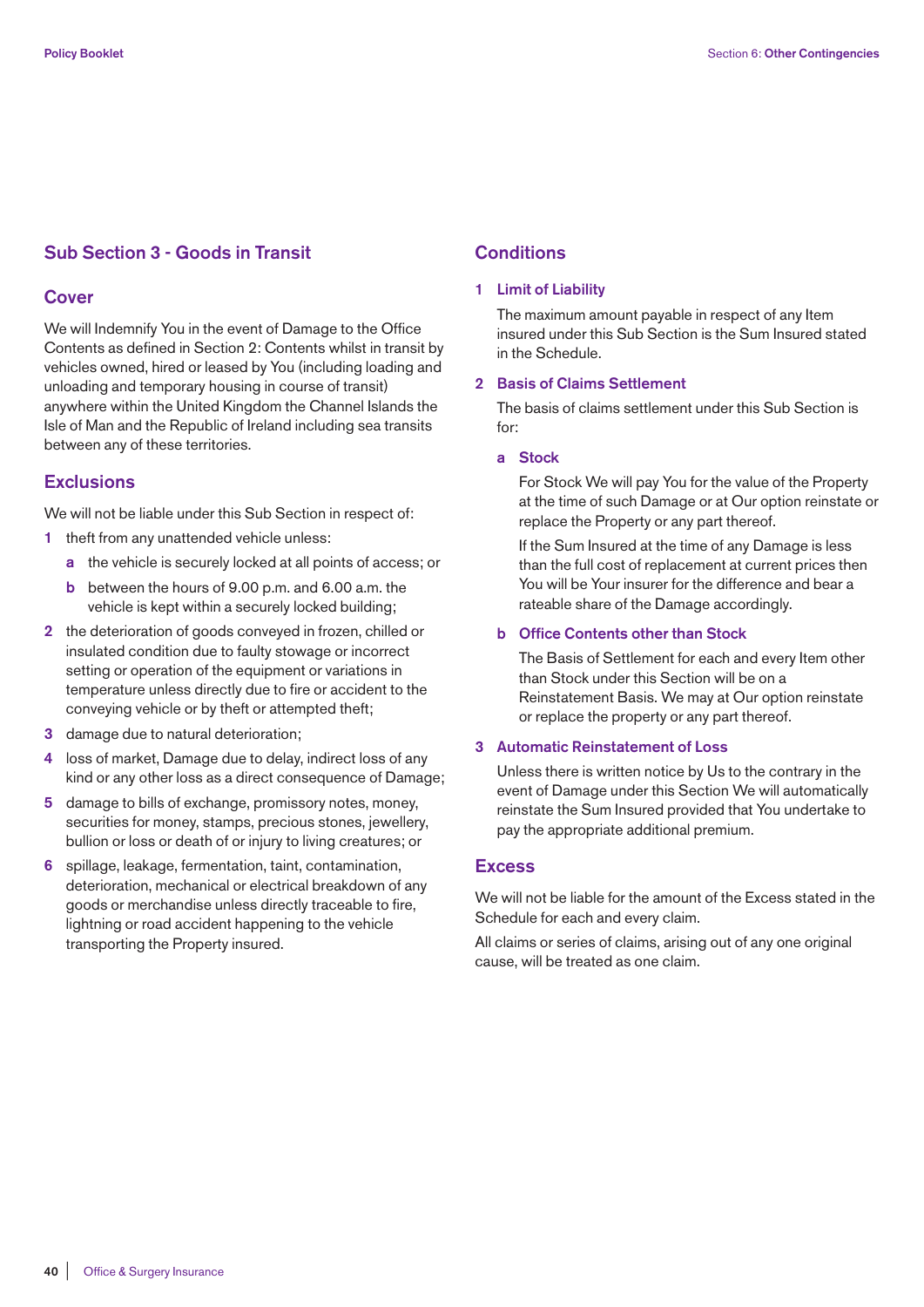## Sub Section 3 - Goods in Transit

### Cover

We will Indemnify You in the event of Damage to the Office Contents as defined in Section 2: Contents whilst in transit by vehicles owned, hired or leased by You (including loading and unloading and temporary housing in course of transit) anywhere within the United Kingdom the Channel Islands the Isle of Man and the Republic of Ireland including sea transits between any of these territories.

### Exclusions

We will not be liable under this Sub Section in respect of:

1. theft from any unattended vehicle unless:
   a. the vehicle is securely locked at all points of access; or
   b. between the hours of 9.00 p.m. and 6.00 a.m. the vehicle is kept within a securely locked building;
2. the deterioration of goods conveyed in frozen, chilled or insulated condition due to faulty stowage or incorrect setting or operation of the equipment or variations in temperature unless directly due to fire or accident to the conveying vehicle or by theft or attempted theft;
3. damage due to natural deterioration;
4. loss of market, Damage due to delay, indirect loss of any kind or any other loss as a direct consequence of Damage;
5. damage to bills of exchange, promissory notes, money, securities for money, stamps, precious stones, jewellery, bullion or loss or death of or injury to living creatures; or
6. spillage, leakage, fermentation, taint, contamination, deterioration, mechanical or electrical breakdown of any goods or merchandise unless directly traceable to fire, lightning or road accident happening to the vehicle transporting the Property insured.

### Conditions

#### 1 Limit of Liability

The maximum amount payable in respect of any Item insured under this Sub Section is the Sum Insured stated in the Schedule.

#### 2 Basis of Claims Settlement

The basis of claims settlement under this Sub Section is for:

**a Stock**

For Stock We will pay You for the value of the Property at the time of such Damage or at Our option reinstate or replace the Property or any part thereof.

If the Sum Insured at the time of any Damage is less than the full cost of replacement at current prices then You will be Your insurer for the difference and bear a rateable share of the Damage accordingly.

**b Office Contents other than Stock**

The Basis of Settlement for each and every Item other than Stock under this Section will be on a Reinstatement Basis. We may at Our option reinstate or replace the property or any part thereof.

#### 3 Automatic Reinstatement of Loss

Unless there is written notice by Us to the contrary in the event of Damage under this Section We will automatically reinstate the Sum Insured provided that You undertake to pay the appropriate additional premium.

### Excess

We will not be liable for the amount of the Excess stated in the Schedule for each and every claim.

All claims or series of claims, arising out of any one original cause, will be treated as one claim.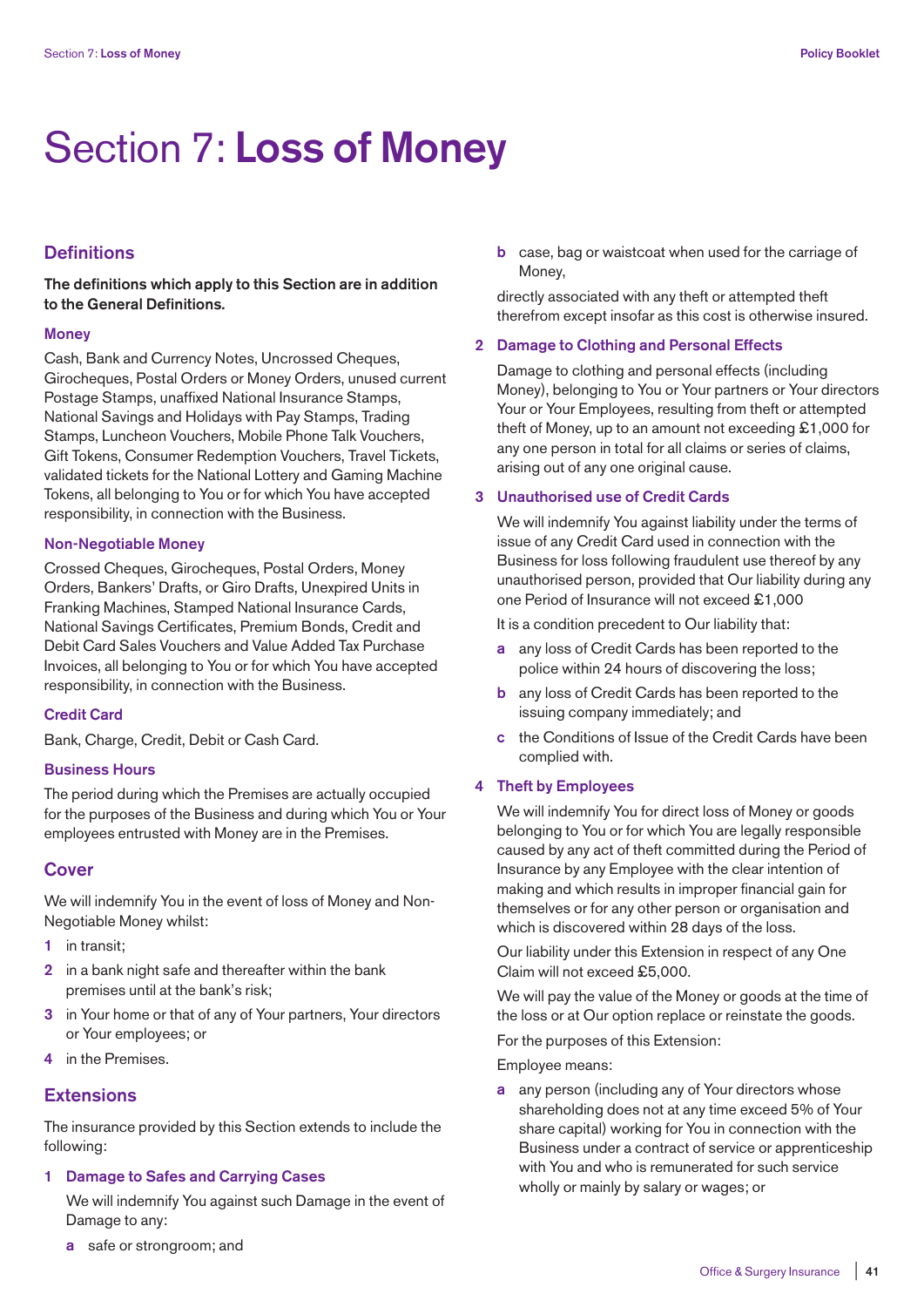# Section 7: **Loss of Money**

## Definitions

**The definitions which apply to this Section are in addition to the General Definitions.**

### Money

Cash, Bank and Currency Notes, Uncrossed Cheques, Girocheques, Postal Orders or Money Orders, unused current Postage Stamps, unaffixed National Insurance Stamps, National Savings and Holidays with Pay Stamps, Trading Stamps, Luncheon Vouchers, Mobile Phone Talk Vouchers, Gift Tokens, Consumer Redemption Vouchers, Travel Tickets, validated tickets for the National Lottery and Gaming Machine Tokens, all belonging to You or for which You have accepted responsibility, in connection with the Business.

### Non-Negotiable Money

Crossed Cheques, Girocheques, Postal Orders, Money Orders, Bankers' Drafts, or Giro Drafts, Unexpired Units in Franking Machines, Stamped National Insurance Cards, National Savings Certificates, Premium Bonds, Credit and Debit Card Sales Vouchers and Value Added Tax Purchase Invoices, all belonging to You or for which You have accepted responsibility, in connection with the Business.

### Credit Card

Bank, Charge, Credit, Debit or Cash Card.

### Business Hours

The period during which the Premises are actually occupied for the purposes of the Business and during which You or Your employees entrusted with Money are in the Premises.

## Cover

We will indemnify You in the event of loss of Money and Non-Negotiable Money whilst:

1. in transit;
2. in a bank night safe and thereafter within the bank premises until at the bank's risk;
3. in Your home or that of any of Your partners, Your directors or Your employees; or
4. in the Premises.

## Extensions

The insurance provided by this Section extends to include the following:

### 1 Damage to Safes and Carrying Cases

We will indemnify You against such Damage in the event of Damage to any:

- **a** safe or strongroom; and
- **b** case, bag or waistcoat when used for the carriage of Money,

directly associated with any theft or attempted theft therefrom except insofar as this cost is otherwise insured.

### 2 Damage to Clothing and Personal Effects

Damage to clothing and personal effects (including Money), belonging to You or Your partners or Your directors Your or Your Employees, resulting from theft or attempted theft of Money, up to an amount not exceeding £1,000 for any one person in total for all claims or series of claims, arising out of any one original cause.

### 3 Unauthorised use of Credit Cards

We will indemnify You against liability under the terms of issue of any Credit Card used in connection with the Business for loss following fraudulent use thereof by any unauthorised person, provided that Our liability during any one Period of Insurance will not exceed £1,000

It is a condition precedent to Our liability that:

- **a** any loss of Credit Cards has been reported to the police within 24 hours of discovering the loss;
- **b** any loss of Credit Cards has been reported to the issuing company immediately; and
- **c** the Conditions of Issue of the Credit Cards have been complied with.

### 4 Theft by Employees

We will indemnify You for direct loss of Money or goods belonging to You or for which You are legally responsible caused by any act of theft committed during the Period of Insurance by any Employee with the clear intention of making and which results in improper financial gain for themselves or for any other person or organisation and which is discovered within 28 days of the loss.

Our liability under this Extension in respect of any One Claim will not exceed £5,000.

We will pay the value of the Money or goods at the time of the loss or at Our option replace or reinstate the goods.

For the purposes of this Extension:

Employee means:

- **a** any person (including any of Your directors whose shareholding does not at any time exceed 5% of Your share capital) working for You in connection with the Business under a contract of service or apprenticeship with You and who is remunerated for such service wholly or mainly by salary or wages; or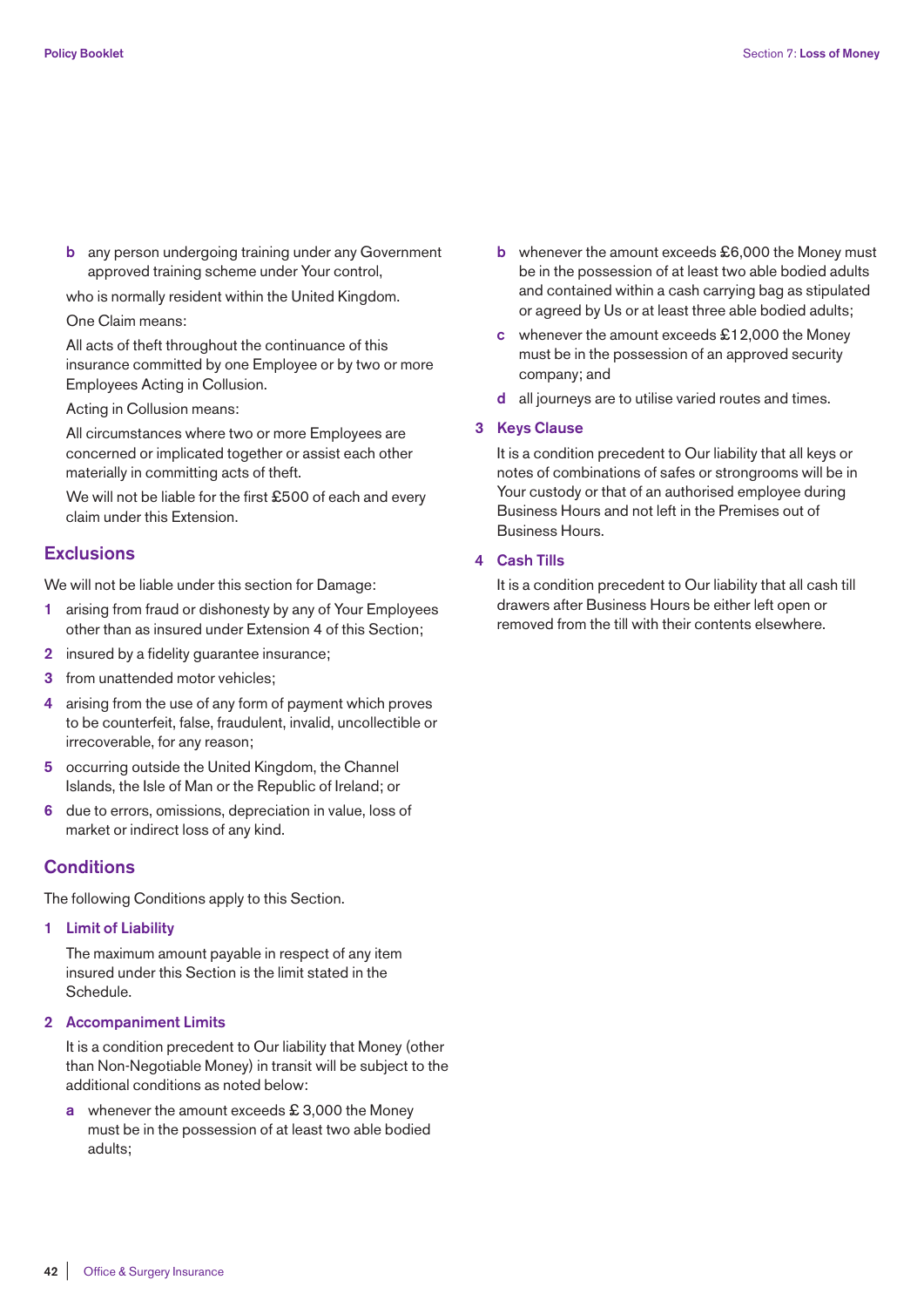- **b** any person undergoing training under any Government approved training scheme under Your control,

who is normally resident within the United Kingdom.

One Claim means:

All acts of theft throughout the continuance of this insurance committed by one Employee or by two or more Employees Acting in Collusion.

Acting in Collusion means:

All circumstances where two or more Employees are concerned or implicated together or assist each other materially in committing acts of theft.

We will not be liable for the first £500 of each and every claim under this Extension.

## Exclusions

We will not be liable under this section for Damage:

1. arising from fraud or dishonesty by any of Your Employees other than as insured under Extension 4 of this Section;
2. insured by a fidelity guarantee insurance;
3. from unattended motor vehicles;
4. arising from the use of any form of payment which proves to be counterfeit, false, fraudulent, invalid, uncollectible or irrecoverable, for any reason;
5. occurring outside the United Kingdom, the Channel Islands, the Isle of Man or the Republic of Ireland; or
6. due to errors, omissions, depreciation in value, loss of market or indirect loss of any kind.

## Conditions

The following Conditions apply to this Section.

### 1 Limit of Liability

The maximum amount payable in respect of any item insured under this Section is the limit stated in the Schedule.

### 2 Accompaniment Limits

It is a condition precedent to Our liability that Money (other than Non-Negotiable Money) in transit will be subject to the additional conditions as noted below:

- **a** whenever the amount exceeds £ 3,000 the Money must be in the possession of at least two able bodied adults;
- **b** whenever the amount exceeds £6,000 the Money must be in the possession of at least two able bodied adults and contained within a cash carrying bag as stipulated or agreed by Us or at least three able bodied adults;
- **c** whenever the amount exceeds £12,000 the Money must be in the possession of an approved security company; and
- **d** all journeys are to utilise varied routes and times.

### 3 Keys Clause

It is a condition precedent to Our liability that all keys or notes of combinations of safes or strongrooms will be in Your custody or that of an authorised employee during Business Hours and not left in the Premises out of Business Hours.

### 4 Cash Tills

It is a condition precedent to Our liability that all cash till drawers after Business Hours be either left open or removed from the till with their contents elsewhere.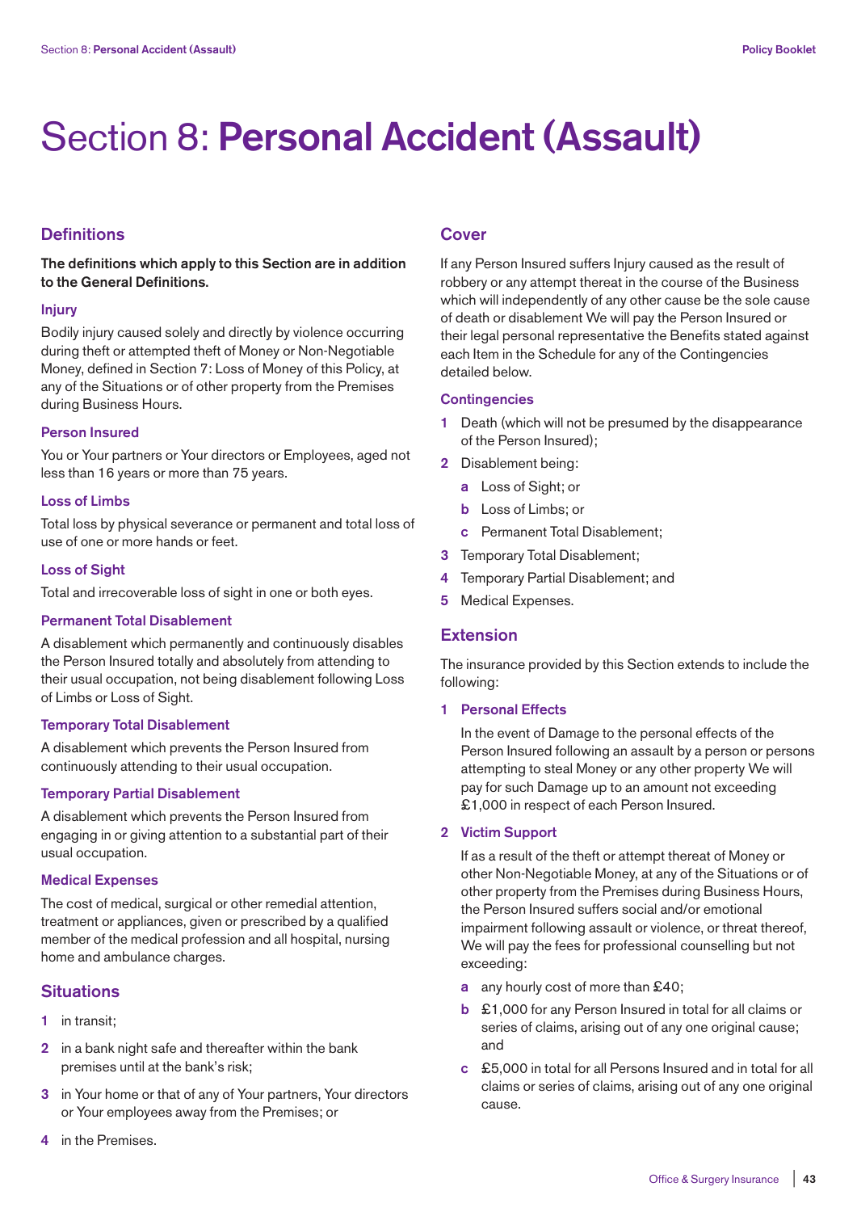# Section 8: **Personal Accident (Assault)**

## Definitions

**The definitions which apply to this Section are in addition to the General Definitions.**

### Injury

Bodily injury caused solely and directly by violence occurring during theft or attempted theft of Money or Non-Negotiable Money, defined in Section 7: Loss of Money of this Policy, at any of the Situations or of other property from the Premises during Business Hours.

### Person Insured

You or Your partners or Your directors or Employees, aged not less than 16 years or more than 75 years.

### Loss of Limbs

Total loss by physical severance or permanent and total loss of use of one or more hands or feet.

### Loss of Sight

Total and irrecoverable loss of sight in one or both eyes.

### Permanent Total Disablement

A disablement which permanently and continuously disables the Person Insured totally and absolutely from attending to their usual occupation, not being disablement following Loss of Limbs or Loss of Sight.

### Temporary Total Disablement

A disablement which prevents the Person Insured from continuously attending to their usual occupation.

### Temporary Partial Disablement

A disablement which prevents the Person Insured from engaging in or giving attention to a substantial part of their usual occupation.

### Medical Expenses

The cost of medical, surgical or other remedial attention, treatment or appliances, given or prescribed by a qualified member of the medical profession and all hospital, nursing home and ambulance charges.

## Situations

1. in transit;
2. in a bank night safe and thereafter within the bank premises until at the bank's risk;
3. in Your home or that of any of Your partners, Your directors or Your employees away from the Premises; or
4. in the Premises.

## Cover

If any Person Insured suffers Injury caused as the result of robbery or any attempt thereat in the course of the Business which will independently of any other cause be the sole cause of death or disablement We will pay the Person Insured or their legal personal representative the Benefits stated against each Item in the Schedule for any of the Contingencies detailed below.

### Contingencies

1. Death (which will not be presumed by the disappearance of the Person Insured);
2. Disablement being:
   - **a** Loss of Sight; or
   - **b** Loss of Limbs; or
   - **c** Permanent Total Disablement;
3. Temporary Total Disablement;
4. Temporary Partial Disablement; and
5. Medical Expenses.

## Extension

The insurance provided by this Section extends to include the following:

### 1 Personal Effects

In the event of Damage to the personal effects of the Person Insured following an assault by a person or persons attempting to steal Money or any other property We will pay for such Damage up to an amount not exceeding £1,000 in respect of each Person Insured.

### 2 Victim Support

If as a result of the theft or attempt thereat of Money or other Non-Negotiable Money, at any of the Situations or of other property from the Premises during Business Hours, the Person Insured suffers social and/or emotional impairment following assault or violence, or threat thereof, We will pay the fees for professional counselling but not exceeding:

- **a** any hourly cost of more than £40;
- **b** £1,000 for any Person Insured in total for all claims or series of claims, arising out of any one original cause; and
- **c** £5,000 in total for all Persons Insured and in total for all claims or series of claims, arising out of any one original cause.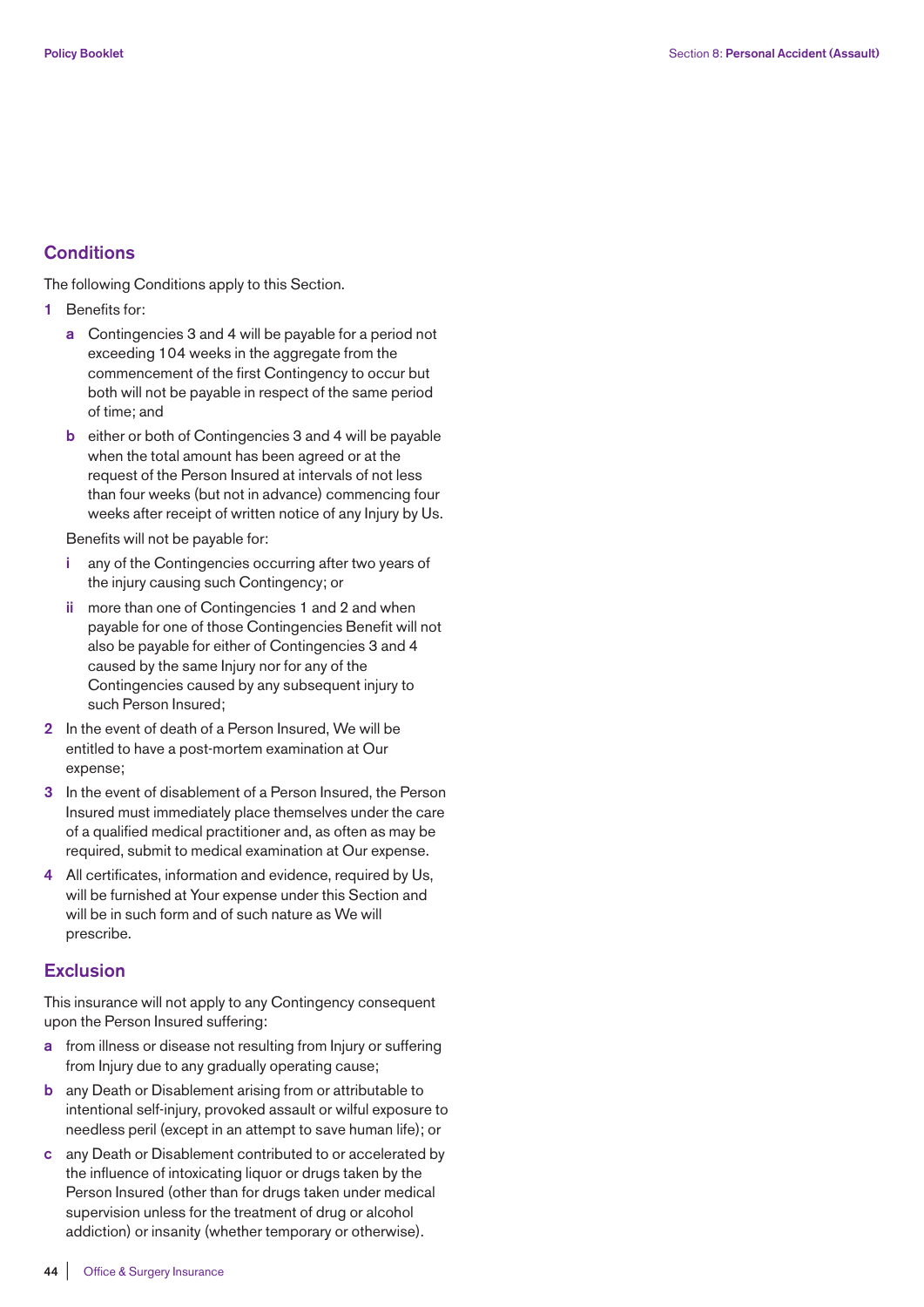## Conditions

The following Conditions apply to this Section.

1. Benefits for:
   - **a** Contingencies 3 and 4 will be payable for a period not exceeding 104 weeks in the aggregate from the commencement of the first Contingency to occur but both will not be payable in respect of the same period of time; and
   - **b** either or both of Contingencies 3 and 4 will be payable when the total amount has been agreed or at the request of the Person Insured at intervals of not less than four weeks (but not in advance) commencing four weeks after receipt of written notice of any Injury by Us.

   Benefits will not be payable for:

   - **i** any of the Contingencies occurring after two years of the injury causing such Contingency; or
   - **ii** more than one of Contingencies 1 and 2 and when payable for one of those Contingencies Benefit will not also be payable for either of Contingencies 3 and 4 caused by the same Injury nor for any of the Contingencies caused by any subsequent injury to such Person Insured;
2. In the event of death of a Person Insured, We will be entitled to have a post-mortem examination at Our expense;
3. In the event of disablement of a Person Insured, the Person Insured must immediately place themselves under the care of a qualified medical practitioner and, as often as may be required, submit to medical examination at Our expense.
4. All certificates, information and evidence, required by Us, will be furnished at Your expense under this Section and will be in such form and of such nature as We will prescribe.

## Exclusion

This insurance will not apply to any Contingency consequent upon the Person Insured suffering:

- **a** from illness or disease not resulting from Injury or suffering from Injury due to any gradually operating cause;
- **b** any Death or Disablement arising from or attributable to intentional self-injury, provoked assault or wilful exposure to needless peril (except in an attempt to save human life); or
- **c** any Death or Disablement contributed to or accelerated by the influence of intoxicating liquor or drugs taken by the Person Insured (other than for drugs taken under medical supervision unless for the treatment of drug or alcohol addiction) or insanity (whether temporary or otherwise).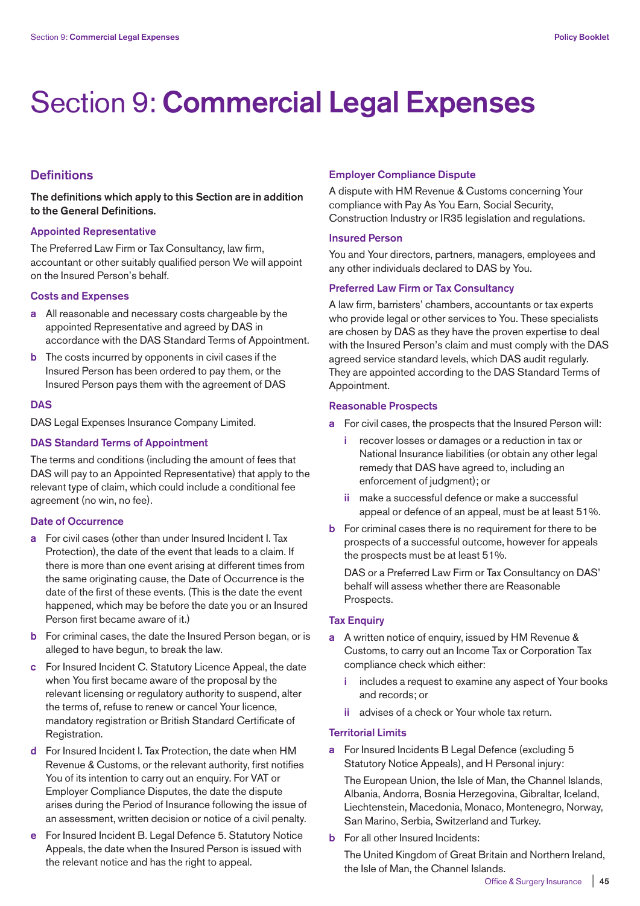# Section 9: **Commercial Legal Expenses**

## Definitions

**The definitions which apply to this Section are in addition to the General Definitions.**

### Appointed Representative

The Preferred Law Firm or Tax Consultancy, law firm, accountant or other suitably qualified person We will appoint on the Insured Person's behalf.

### Costs and Expenses

- **a** All reasonable and necessary costs chargeable by the appointed Representative and agreed by DAS in accordance with the DAS Standard Terms of Appointment.
- **b** The costs incurred by opponents in civil cases if the Insured Person has been ordered to pay them, or the Insured Person pays them with the agreement of DAS

### DAS

DAS Legal Expenses Insurance Company Limited.

### DAS Standard Terms of Appointment

The terms and conditions (including the amount of fees that DAS will pay to an Appointed Representative) that apply to the relevant type of claim, which could include a conditional fee agreement (no win, no fee).

### Date of Occurrence

- **a** For civil cases (other than under Insured Incident I. Tax Protection), the date of the event that leads to a claim. If there is more than one event arising at different times from the same originating cause, the Date of Occurrence is the date of the first of these events. (This is the date the event happened, which may be before the date you or an Insured Person first became aware of it.)
- **b** For criminal cases, the date the Insured Person began, or is alleged to have begun, to break the law.
- **c** For Insured Incident C. Statutory Licence Appeal, the date when You first became aware of the proposal by the relevant licensing or regulatory authority to suspend, alter the terms of, refuse to renew or cancel Your licence, mandatory registration or British Standard Certificate of Registration.
- **d** For Insured Incident I. Tax Protection, the date when HM Revenue & Customs, or the relevant authority, first notifies You of its intention to carry out an enquiry. For VAT or Employer Compliance Disputes, the date the dispute arises during the Period of Insurance following the issue of an assessment, written decision or notice of a civil penalty.
- **e** For Insured Incident B. Legal Defence 5. Statutory Notice Appeals, the date when the Insured Person is issued with the relevant notice and has the right to appeal.

### Employer Compliance Dispute

A dispute with HM Revenue & Customs concerning Your compliance with Pay As You Earn, Social Security, Construction Industry or IR35 legislation and regulations.

### Insured Person

You and Your directors, partners, managers, employees and any other individuals declared to DAS by You.

### Preferred Law Firm or Tax Consultancy

A law firm, barristers' chambers, accountants or tax experts who provide legal or other services to You. These specialists are chosen by DAS as they have the proven expertise to deal with the Insured Person's claim and must comply with the DAS agreed service standard levels, which DAS audit regularly. They are appointed according to the DAS Standard Terms of Appointment.

### Reasonable Prospects

- **a** For civil cases, the prospects that the Insured Person will:
  - **i** recover losses or damages or a reduction in tax or National Insurance liabilities (or obtain any other legal remedy that DAS have agreed to, including an enforcement of judgment); or
  - **ii** make a successful defence or make a successful appeal or defence of an appeal, must be at least 51%.
- **b** For criminal cases there is no requirement for there to be prospects of a successful outcome, however for appeals the prospects must be at least 51%.

  DAS or a Preferred Law Firm or Tax Consultancy on DAS' behalf will assess whether there are Reasonable Prospects.

### Tax Enquiry

- **a** A written notice of enquiry, issued by HM Revenue & Customs, to carry out an Income Tax or Corporation Tax compliance check which either:
  - **i** includes a request to examine any aspect of Your books and records; or
  - **ii** advises of a check or Your whole tax return.

### Territorial Limits

- **a** For Insured Incidents B Legal Defence (excluding 5 Statutory Notice Appeals), and H Personal injury:

  The European Union, the Isle of Man, the Channel Islands, Albania, Andorra, Bosnia Herzegovina, Gibraltar, Iceland, Liechtenstein, Macedonia, Monaco, Montenegro, Norway, San Marino, Serbia, Switzerland and Turkey.
- **b** For all other Insured Incidents:

  The United Kingdom of Great Britain and Northern Ireland, the Isle of Man, the Channel Islands.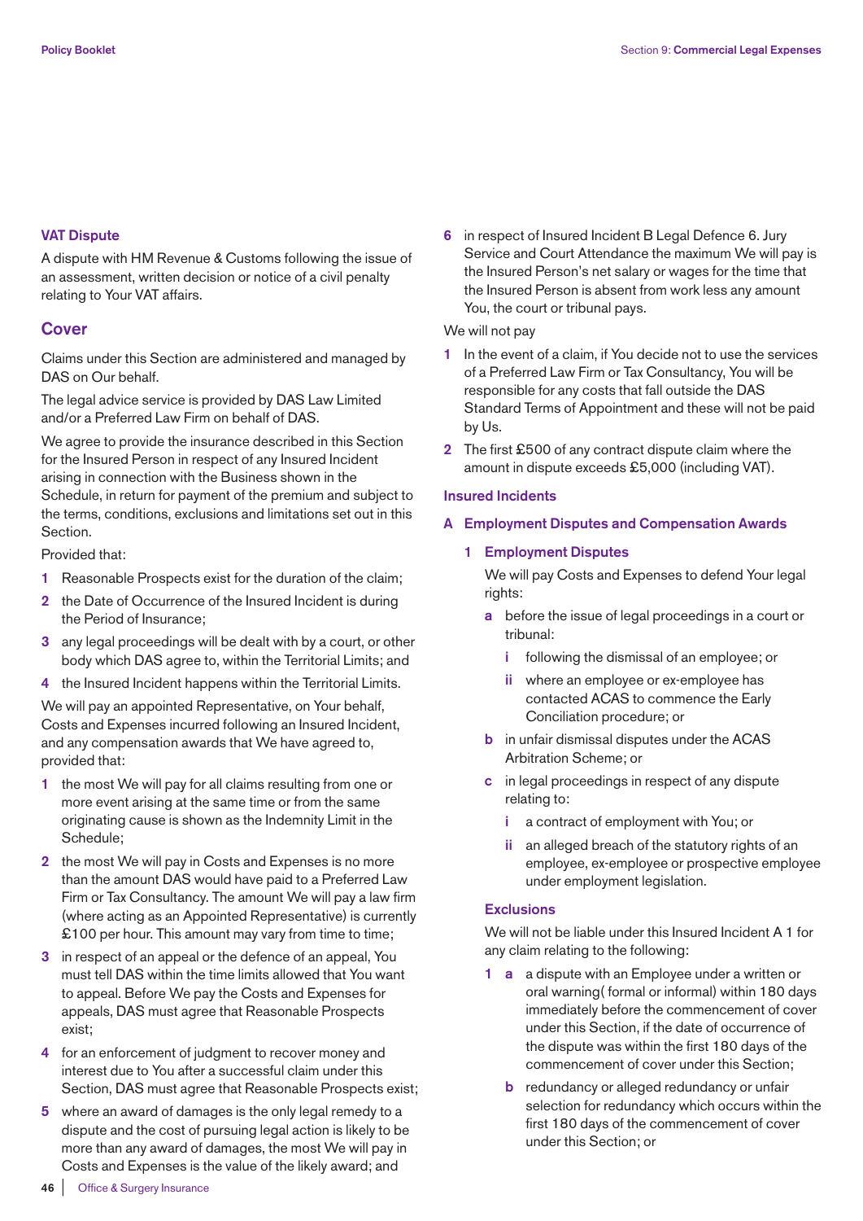### VAT Dispute

A dispute with HM Revenue & Customs following the issue of an assessment, written decision or notice of a civil penalty relating to Your VAT affairs.

## Cover

Claims under this Section are administered and managed by DAS on Our behalf.

The legal advice service is provided by DAS Law Limited and/or a Preferred Law Firm on behalf of DAS.

We agree to provide the insurance described in this Section for the Insured Person in respect of any Insured Incident arising in connection with the Business shown in the Schedule, in return for payment of the premium and subject to the terms, conditions, exclusions and limitations set out in this Section.

Provided that:

1. Reasonable Prospects exist for the duration of the claim;
2. the Date of Occurrence of the Insured Incident is during the Period of Insurance;
3. any legal proceedings will be dealt with by a court, or other body which DAS agree to, within the Territorial Limits; and
4. the Insured Incident happens within the Territorial Limits.

We will pay an appointed Representative, on Your behalf, Costs and Expenses incurred following an Insured Incident, and any compensation awards that We have agreed to, provided that:

1. the most We will pay for all claims resulting from one or more event arising at the same time or from the same originating cause is shown as the Indemnity Limit in the Schedule;
2. the most We will pay in Costs and Expenses is no more than the amount DAS would have paid to a Preferred Law Firm or Tax Consultancy. The amount We will pay a law firm (where acting as an Appointed Representative) is currently £100 per hour. This amount may vary from time to time;
3. in respect of an appeal or the defence of an appeal, You must tell DAS within the time limits allowed that You want to appeal. Before We pay the Costs and Expenses for appeals, DAS must agree that Reasonable Prospects exist;
4. for an enforcement of judgment to recover money and interest due to You after a successful claim under this Section, DAS must agree that Reasonable Prospects exist;
5. where an award of damages is the only legal remedy to a dispute and the cost of pursuing legal action is likely to be more than any award of damages, the most We will pay in Costs and Expenses is the value of the likely award; and
6. in respect of Insured Incident B Legal Defence 6. Jury Service and Court Attendance the maximum We will pay is the Insured Person's net salary or wages for the time that the Insured Person is absent from work less any amount You, the court or tribunal pays.

We will not pay

1. In the event of a claim, if You decide not to use the services of a Preferred Law Firm or Tax Consultancy, You will be responsible for any costs that fall outside the DAS Standard Terms of Appointment and these will not be paid by Us.
2. The first £500 of any contract dispute claim where the amount in dispute exceeds £5,000 (including VAT).

### Insured Incidents

### A Employment Disputes and Compensation Awards

#### 1 Employment Disputes

We will pay Costs and Expenses to defend Your legal rights:

- **a** before the issue of legal proceedings in a court or tribunal:
  - **i** following the dismissal of an employee; or
  - **ii** where an employee or ex-employee has contacted ACAS to commence the Early Conciliation procedure; or
- **b** in unfair dismissal disputes under the ACAS Arbitration Scheme; or
- **c** in legal proceedings in respect of any dispute relating to:
  - **i** a contract of employment with You; or
  - **ii** an alleged breach of the statutory rights of an employee, ex-employee or prospective employee under employment legislation.

#### Exclusions

We will not be liable under this Insured Incident A 1 for any claim relating to the following:

- **1 a** a dispute with an Employee under a written or oral warning( formal or informal) within 180 days immediately before the commencement of cover under this Section, if the date of occurrence of the dispute was within the first 180 days of the commencement of cover under this Section;
  - **b** redundancy or alleged redundancy or unfair selection for redundancy which occurs within the first 180 days of the commencement of cover under this Section; or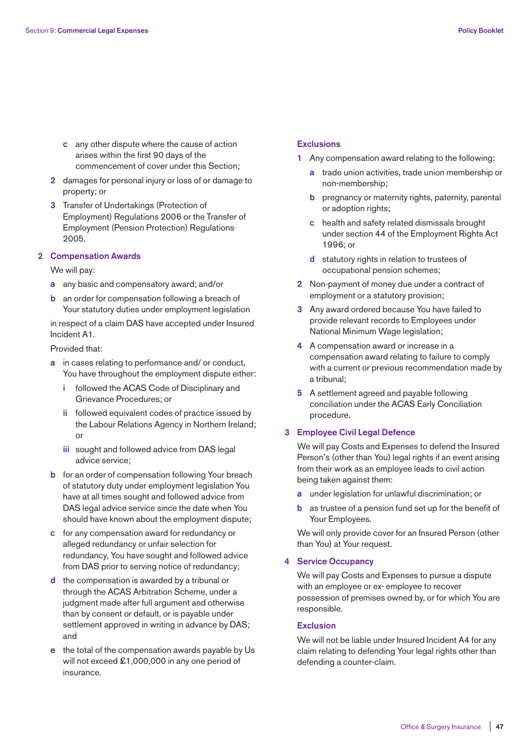c. any other dispute where the cause of action arises within the first 90 days of the commencement of cover under this Section;

2. damages for personal injury or loss of or damage to property; or
3. Transfer of Undertakings (Protection of Employment) Regulations 2006 or the Transfer of Employment (Pension Protection) Regulations 2005.

### 2 Compensation Awards

We will pay:

a. any basic and compensatory award; and/or
b. an order for compensation following a breach of Your statutory duties under employment legislation

in respect of a claim DAS have accepted under Insured Incident A1.

Provided that:

a. in cases relating to performance and/ or conduct, You have throughout the employment dispute either:
   i. followed the ACAS Code of Disciplinary and Grievance Procedures; or
   ii. followed equivalent codes of practice issued by the Labour Relations Agency in Northern Ireland; or
   iii. sought and followed advice from DAS legal advice service;
b. for an order of compensation following Your breach of statutory duty under employment legislation You have at all times sought and followed advice from DAS legal advice service since the date when You should have known about the employment dispute;
c. for any compensation award for redundancy or alleged redundancy or unfair selection for redundancy, You have sought and followed advice from DAS prior to serving notice of redundancy;
d. the compensation is awarded by a tribunal or through the ACAS Arbitration Scheme, under a judgment made after full argument and otherwise than by consent or default, or is payable under settlement approved in writing in advance by DAS; and
e. the total of the compensation awards payable by Us will not exceed £1,000,000 in any one period of insurance.

#### Exclusions

1. Any compensation award relating to the following:
   a. trade union activities, trade union membership or non-membership;
   b. pregnancy or maternity rights, paternity, parental or adoption rights;
   c. health and safety related dismissals brought under section 44 of the Employment Rights Act 1996; or
   d. statutory rights in relation to trustees of occupational pension schemes;
2. Non-payment of money due under a contract of employment or a statutory provision;
3. Any award ordered because You have failed to provide relevant records to Employees under National Minimum Wage legislation;
4. A compensation award or increase in a compensation award relating to failure to comply with a current or previous recommendation made by a tribunal;
5. A settlement agreed and payable following conciliation under the ACAS Early Conciliation procedure.

### 3 Employee Civil Legal Defence

We will pay Costs and Expenses to defend the Insured Person's (other than You) legal rights if an event arising from their work as an employee leads to civil action being taken against them:

a. under legislation for unlawful discrimination; or
b. as trustee of a pension fund set up for the benefit of Your Employees.

We will only provide cover for an Insured Person (other than You) at Your request.

### 4 Service Occupancy

We will pay Costs and Expenses to pursue a dispute with an employee or ex- employee to recover possession of premises owned by, or for which You are responsible.

#### Exclusion

We will not be liable under Insured Incident A4 for any claim relating to defending Your legal rights other than defending a counter-claim.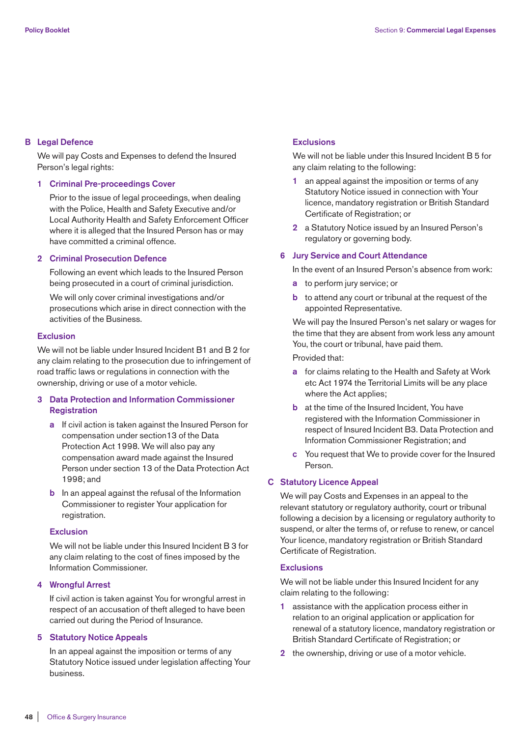## B Legal Defence

We will pay Costs and Expenses to defend the Insured Person's legal rights:

### 1 Criminal Pre-proceedings Cover

Prior to the issue of legal proceedings, when dealing with the Police, Health and Safety Executive and/or Local Authority Health and Safety Enforcement Officer where it is alleged that the Insured Person has or may have committed a criminal offence.

### 2 Criminal Prosecution Defence

Following an event which leads to the Insured Person being prosecuted in a court of criminal jurisdiction.

We will only cover criminal investigations and/or prosecutions which arise in direct connection with the activities of the Business.

#### Exclusion

We will not be liable under Insured Incident B1 and B 2 for any claim relating to the prosecution due to infringement of road traffic laws or regulations in connection with the ownership, driving or use of a motor vehicle.

### 3 Data Protection and Information Commissioner Registration

- **a** If civil action is taken against the Insured Person for compensation under section13 of the Data Protection Act 1998. We will also pay any compensation award made against the Insured Person under section 13 of the Data Protection Act 1998; and
- **b** In an appeal against the refusal of the Information Commissioner to register Your application for registration.

#### Exclusion

We will not be liable under this Insured Incident B 3 for any claim relating to the cost of fines imposed by the Information Commissioner.

### 4 Wrongful Arrest

If civil action is taken against You for wrongful arrest in respect of an accusation of theft alleged to have been carried out during the Period of Insurance.

### 5 Statutory Notice Appeals

In an appeal against the imposition or terms of any Statutory Notice issued under legislation affecting Your business.

#### Exclusions

We will not be liable under this Insured Incident B 5 for any claim relating to the following:

1. an appeal against the imposition or terms of any Statutory Notice issued in connection with Your licence, mandatory registration or British Standard Certificate of Registration; or
2. a Statutory Notice issued by an Insured Person's regulatory or governing body.

### 6 Jury Service and Court Attendance

In the event of an Insured Person's absence from work:

- **a** to perform jury service; or
- **b** to attend any court or tribunal at the request of the appointed Representative.

We will pay the Insured Person's net salary or wages for the time that they are absent from work less any amount You, the court or tribunal, have paid them.

Provided that:

- **a** for claims relating to the Health and Safety at Work etc Act 1974 the Territorial Limits will be any place where the Act applies;
- **b** at the time of the Insured Incident, You have registered with the Information Commissioner in respect of Insured Incident B3. Data Protection and Information Commissioner Registration; and
- **c** You request that We to provide cover for the Insured Person.

## C Statutory Licence Appeal

We will pay Costs and Expenses in an appeal to the relevant statutory or regulatory authority, court or tribunal following a decision by a licensing or regulatory authority to suspend, or alter the terms of, or refuse to renew, or cancel Your licence, mandatory registration or British Standard Certificate of Registration.

#### Exclusions

We will not be liable under this Insured Incident for any claim relating to the following:

1. assistance with the application process either in relation to an original application or application for renewal of a statutory licence, mandatory registration or British Standard Certificate of Registration; or
2. the ownership, driving or use of a motor vehicle.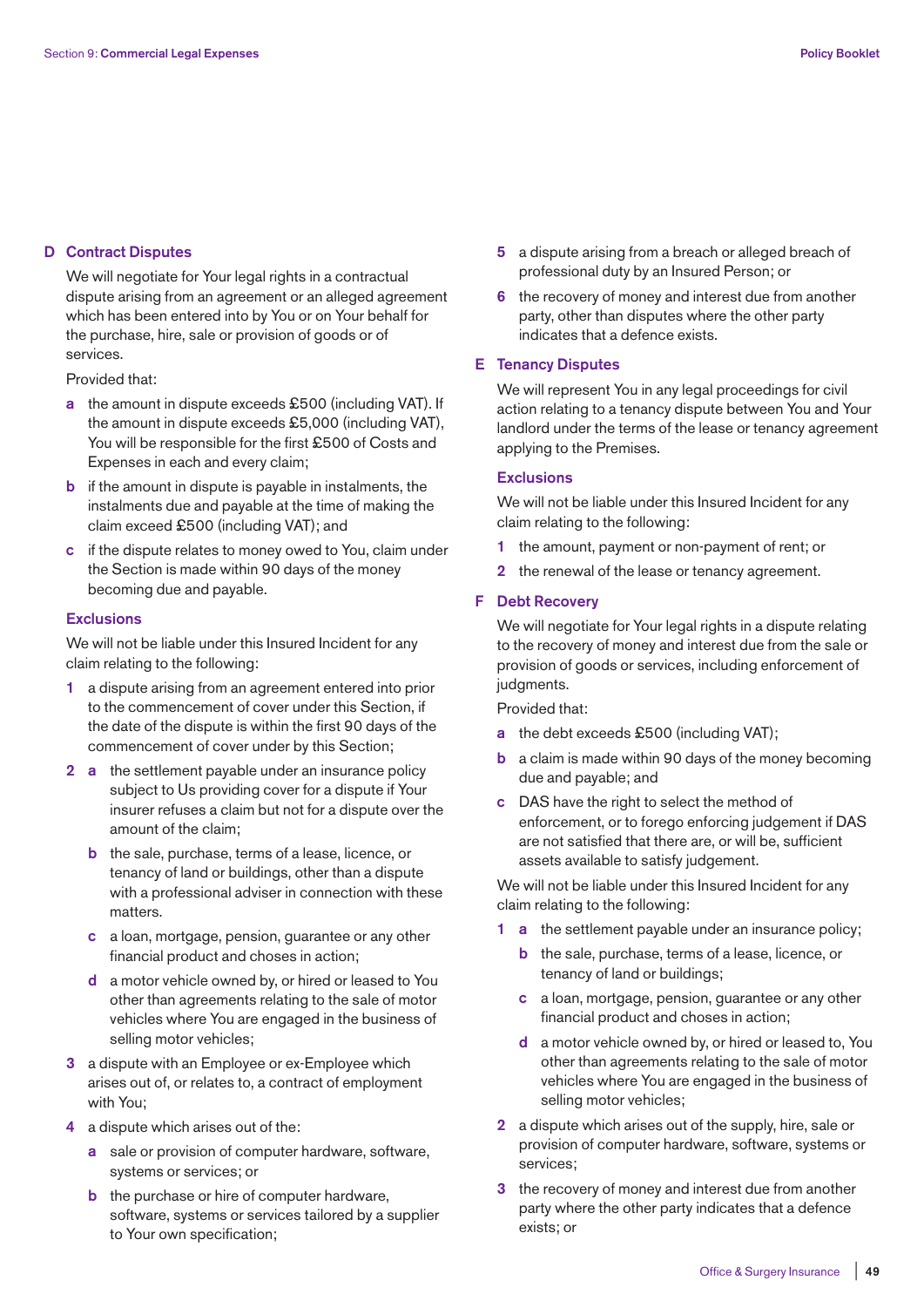## D Contract Disputes

We will negotiate for Your legal rights in a contractual dispute arising from an agreement or an alleged agreement which has been entered into by You or on Your behalf for the purchase, hire, sale or provision of goods or of services.

Provided that:

**a** the amount in dispute exceeds £500 (including VAT). If the amount in dispute exceeds £5,000 (including VAT), You will be responsible for the first £500 of Costs and Expenses in each and every claim;

**b** if the amount in dispute is payable in instalments, the instalments due and payable at the time of making the claim exceed £500 (including VAT); and

**c** if the dispute relates to money owed to You, claim under the Section is made within 90 days of the money becoming due and payable.

### Exclusions

We will not be liable under this Insured Incident for any claim relating to the following:

**1** a dispute arising from an agreement entered into prior to the commencement of cover under this Section, if the date of the dispute is within the first 90 days of the commencement of cover under by this Section;

**2** **a** the settlement payable under an insurance policy subject to Us providing cover for a dispute if Your insurer refuses a claim but not for a dispute over the amount of the claim;

**b** the sale, purchase, terms of a lease, licence, or tenancy of land or buildings, other than a dispute with a professional adviser in connection with these matters.

**c** a loan, mortgage, pension, guarantee or any other financial product and choses in action;

**d** a motor vehicle owned by, or hired or leased to You other than agreements relating to the sale of motor vehicles where You are engaged in the business of selling motor vehicles;

**3** a dispute with an Employee or ex-Employee which arises out of, or relates to, a contract of employment with You;

**4** a dispute which arises out of the:

**a** sale or provision of computer hardware, software, systems or services; or

**b** the purchase or hire of computer hardware, software, systems or services tailored by a supplier to Your own specification;

**5** a dispute arising from a breach or alleged breach of professional duty by an Insured Person; or

**6** the recovery of money and interest due from another party, other than disputes where the other party indicates that a defence exists.

## E Tenancy Disputes

We will represent You in any legal proceedings for civil action relating to a tenancy dispute between You and Your landlord under the terms of the lease or tenancy agreement applying to the Premises.

### Exclusions

We will not be liable under this Insured Incident for any claim relating to the following:

**1** the amount, payment or non-payment of rent; or

**2** the renewal of the lease or tenancy agreement.

## F Debt Recovery

We will negotiate for Your legal rights in a dispute relating to the recovery of money and interest due from the sale or provision of goods or services, including enforcement of judgments.

Provided that:

**a** the debt exceeds £500 (including VAT);

**b** a claim is made within 90 days of the money becoming due and payable; and

**c** DAS have the right to select the method of enforcement, or to forego enforcing judgement if DAS are not satisfied that there are, or will be, sufficient assets available to satisfy judgement.

We will not be liable under this Insured Incident for any claim relating to the following:

**1** **a** the settlement payable under an insurance policy;

**b** the sale, purchase, terms of a lease, licence, or tenancy of land or buildings;

**c** a loan, mortgage, pension, guarantee or any other financial product and choses in action;

**d** a motor vehicle owned by, or hired or leased to, You other than agreements relating to the sale of motor vehicles where You are engaged in the business of selling motor vehicles;

**2** a dispute which arises out of the supply, hire, sale or provision of computer hardware, software, systems or services;

**3** the recovery of money and interest due from another party where the other party indicates that a defence exists; or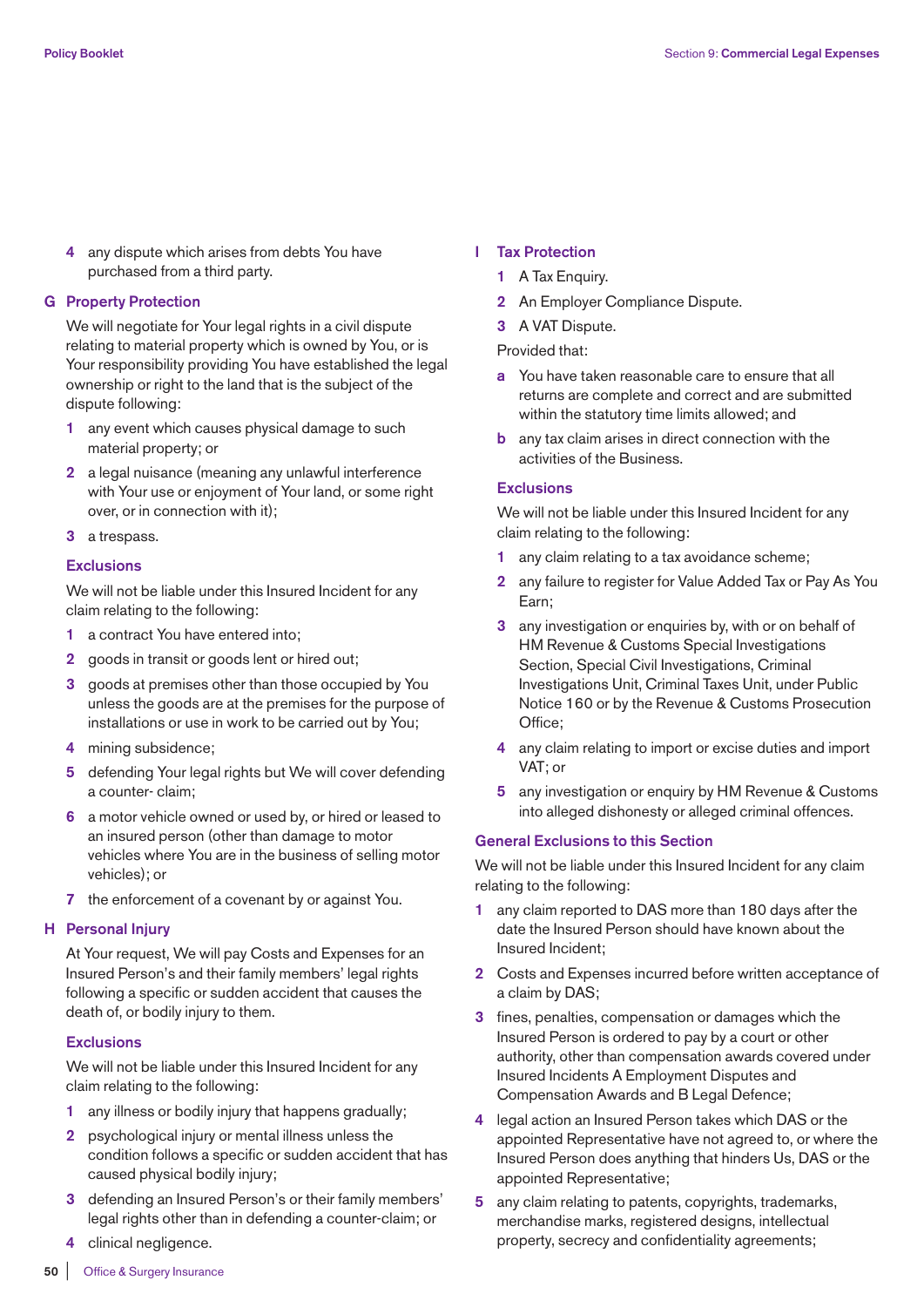4 any dispute which arises from debts You have purchased from a third party.

## G Property Protection

We will negotiate for Your legal rights in a civil dispute relating to material property which is owned by You, or is Your responsibility providing You have established the legal ownership or right to the land that is the subject of the dispute following:

1 any event which causes physical damage to such material property; or

2 a legal nuisance (meaning any unlawful interference with Your use or enjoyment of Your land, or some right over, or in connection with it);

3 a trespass.

### Exclusions

We will not be liable under this Insured Incident for any claim relating to the following:

1 a contract You have entered into;

2 goods in transit or goods lent or hired out;

3 goods at premises other than those occupied by You unless the goods are at the premises for the purpose of installations or use in work to be carried out by You;

4 mining subsidence;

5 defending Your legal rights but We will cover defending a counter- claim;

6 a motor vehicle owned or used by, or hired or leased to an insured person (other than damage to motor vehicles where You are in the business of selling motor vehicles); or

7 the enforcement of a covenant by or against You.

## H Personal Injury

At Your request, We will pay Costs and Expenses for an Insured Person's and their family members' legal rights following a specific or sudden accident that causes the death of, or bodily injury to them.

### Exclusions

We will not be liable under this Insured Incident for any claim relating to the following:

1 any illness or bodily injury that happens gradually;

2 psychological injury or mental illness unless the condition follows a specific or sudden accident that has caused physical bodily injury;

3 defending an Insured Person's or their family members' legal rights other than in defending a counter-claim; or

4 clinical negligence.

## I Tax Protection

1 A Tax Enquiry.

2 An Employer Compliance Dispute.

3 A VAT Dispute.

Provided that:

a You have taken reasonable care to ensure that all returns are complete and correct and are submitted within the statutory time limits allowed; and

b any tax claim arises in direct connection with the activities of the Business.

### Exclusions

We will not be liable under this Insured Incident for any claim relating to the following:

1 any claim relating to a tax avoidance scheme;

2 any failure to register for Value Added Tax or Pay As You Earn;

3 any investigation or enquiries by, with or on behalf of HM Revenue & Customs Special Investigations Section, Special Civil Investigations, Criminal Investigations Unit, Criminal Taxes Unit, under Public Notice 160 or by the Revenue & Customs Prosecution Office;

4 any claim relating to import or excise duties and import VAT; or

5 any investigation or enquiry by HM Revenue & Customs into alleged dishonesty or alleged criminal offences.

## General Exclusions to this Section

We will not be liable under this Insured Incident for any claim relating to the following:

1 any claim reported to DAS more than 180 days after the date the Insured Person should have known about the Insured Incident;

2 Costs and Expenses incurred before written acceptance of a claim by DAS;

3 fines, penalties, compensation or damages which the Insured Person is ordered to pay by a court or other authority, other than compensation awards covered under Insured Incidents A Employment Disputes and Compensation Awards and B Legal Defence;

4 legal action an Insured Person takes which DAS or the appointed Representative have not agreed to, or where the Insured Person does anything that hinders Us, DAS or the appointed Representative;

5 any claim relating to patents, copyrights, trademarks, merchandise marks, registered designs, intellectual property, secrecy and confidentiality agreements;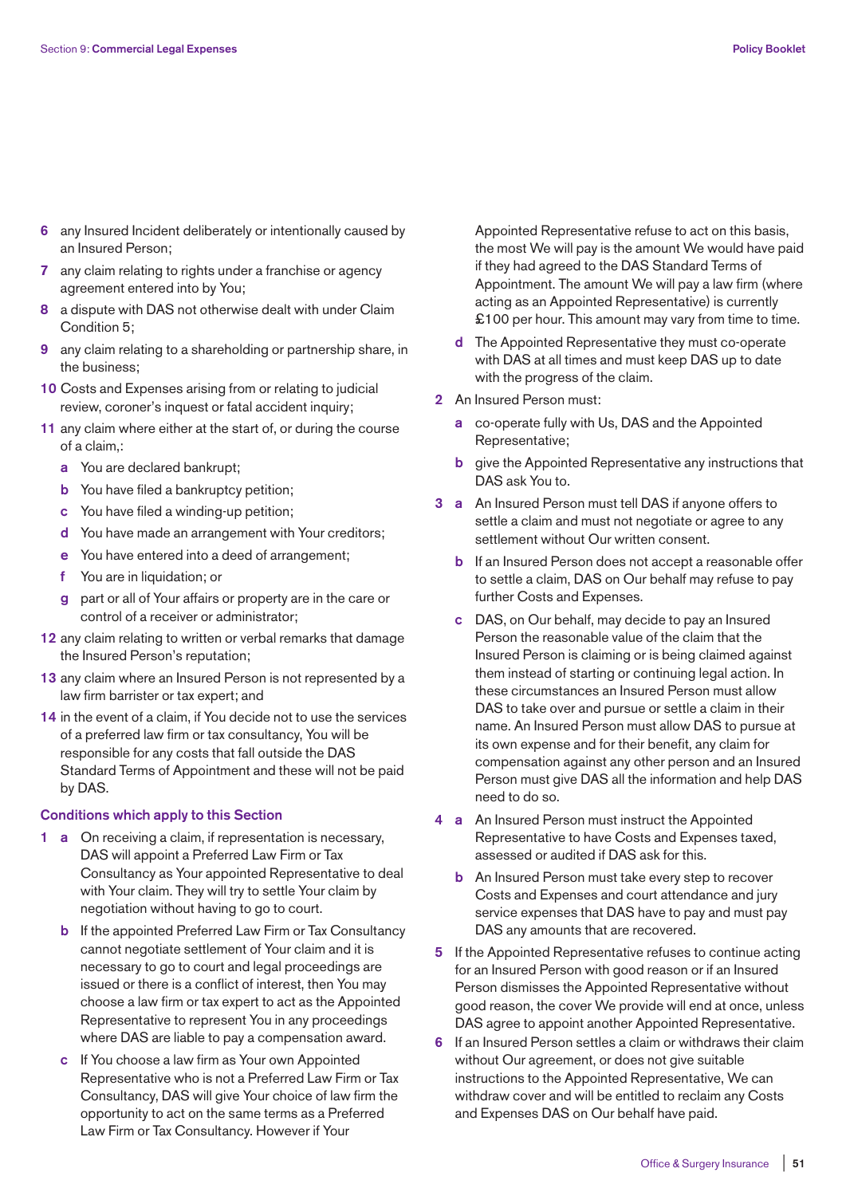6 any Insured Incident deliberately or intentionally caused by an Insured Person;

7 any claim relating to rights under a franchise or agency agreement entered into by You;

8 a dispute with DAS not otherwise dealt with under Claim Condition 5;

9 any claim relating to a shareholding or partnership share, in the business;

10 Costs and Expenses arising from or relating to judicial review, coroner's inquest or fatal accident inquiry;

11 any claim where either at the start of, or during the course of a claim,:

- a You are declared bankrupt;
- b You have filed a bankruptcy petition;
- c You have filed a winding-up petition;
- d You have made an arrangement with Your creditors;
- e You have entered into a deed of arrangement;
- f You are in liquidation; or
- g part or all of Your affairs or property are in the care or control of a receiver or administrator;

12 any claim relating to written or verbal remarks that damage the Insured Person's reputation;

13 any claim where an Insured Person is not represented by a law firm barrister or tax expert; and

14 in the event of a claim, if You decide not to use the services of a preferred law firm or tax consultancy, You will be responsible for any costs that fall outside the DAS Standard Terms of Appointment and these will not be paid by DAS.

### Conditions which apply to this Section

1 a On receiving a claim, if representation is necessary, DAS will appoint a Preferred Law Firm or Tax Consultancy as Your appointed Representative to deal with Your claim. They will try to settle Your claim by negotiation without having to go to court.

b If the appointed Preferred Law Firm or Tax Consultancy cannot negotiate settlement of Your claim and it is necessary to go to court and legal proceedings are issued or there is a conflict of interest, then You may choose a law firm or tax expert to act as the Appointed Representative to represent You in any proceedings where DAS are liable to pay a compensation award.

c If You choose a law firm as Your own Appointed Representative who is not a Preferred Law Firm or Tax Consultancy, DAS will give Your choice of law firm the opportunity to act on the same terms as a Preferred Law Firm or Tax Consultancy. However if Your Appointed Representative refuse to act on this basis, the most We will pay is the amount We would have paid if they had agreed to the DAS Standard Terms of Appointment. The amount We will pay a law firm (where acting as an Appointed Representative) is currently £100 per hour. This amount may vary from time to time.

d The Appointed Representative they must co-operate with DAS at all times and must keep DAS up to date with the progress of the claim.

2 An Insured Person must:

- a co-operate fully with Us, DAS and the Appointed Representative;
- b give the Appointed Representative any instructions that DAS ask You to.

3 a An Insured Person must tell DAS if anyone offers to settle a claim and must not negotiate or agree to any settlement without Our written consent.

b If an Insured Person does not accept a reasonable offer to settle a claim, DAS on Our behalf may refuse to pay further Costs and Expenses.

c DAS, on Our behalf, may decide to pay an Insured Person the reasonable value of the claim that the Insured Person is claiming or is being claimed against them instead of starting or continuing legal action. In these circumstances an Insured Person must allow DAS to take over and pursue or settle a claim in their name. An Insured Person must allow DAS to pursue at its own expense and for their benefit, any claim for compensation against any other person and an Insured Person must give DAS all the information and help DAS need to do so.

4 a An Insured Person must instruct the Appointed Representative to have Costs and Expenses taxed, assessed or audited if DAS ask for this.

b An Insured Person must take every step to recover Costs and Expenses and court attendance and jury service expenses that DAS have to pay and must pay DAS any amounts that are recovered.

5 If the Appointed Representative refuses to continue acting for an Insured Person with good reason or if an Insured Person dismisses the Appointed Representative without good reason, the cover We provide will end at once, unless DAS agree to appoint another Appointed Representative.

6 If an Insured Person settles a claim or withdraws their claim without Our agreement, or does not give suitable instructions to the Appointed Representative, We can withdraw cover and will be entitled to reclaim any Costs and Expenses DAS on Our behalf have paid.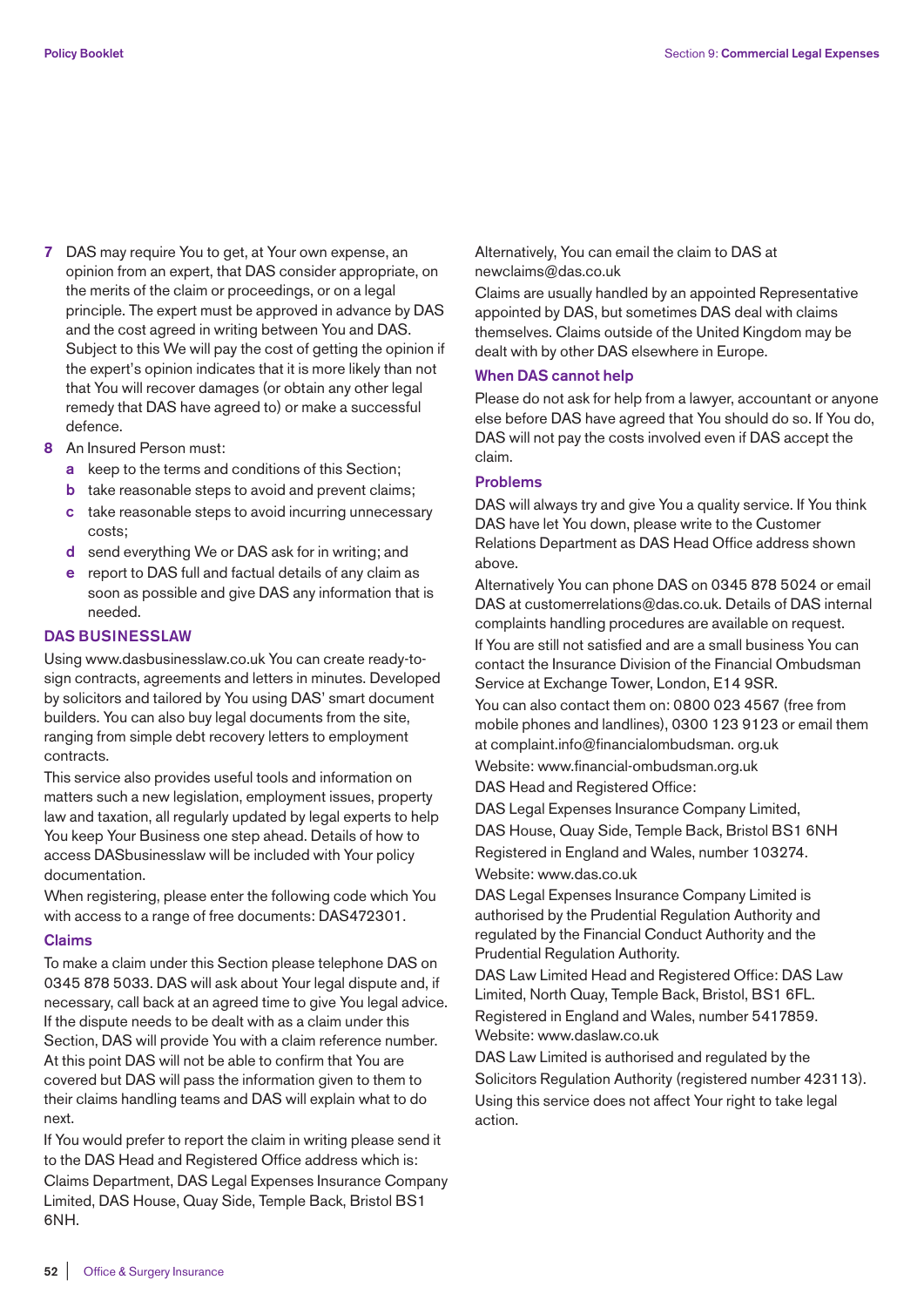7 DAS may require You to get, at Your own expense, an opinion from an expert, that DAS consider appropriate, on the merits of the claim or proceedings, or on a legal principle. The expert must be approved in advance by DAS and the cost agreed in writing between You and DAS. Subject to this We will pay the cost of getting the opinion if the expert's opinion indicates that it is more likely than not that You will recover damages (or obtain any other legal remedy that DAS have agreed to) or make a successful defence.

8 An Insured Person must:
   a keep to the terms and conditions of this Section;
   b take reasonable steps to avoid and prevent claims;
   c take reasonable steps to avoid incurring unnecessary costs;
   d send everything We or DAS ask for in writing; and
   e report to DAS full and factual details of any claim as soon as possible and give DAS any information that is needed.

### DAS BUSINESSLAW

Using www.dasbusinesslaw.co.uk You can create ready-to-sign contracts, agreements and letters in minutes. Developed by solicitors and tailored by You using DAS' smart document builders. You can also buy legal documents from the site, ranging from simple debt recovery letters to employment contracts.

This service also provides useful tools and information on matters such a new legislation, employment issues, property law and taxation, all regularly updated by legal experts to help You keep Your Business one step ahead. Details of how to access DASbusinesslaw will be included with Your policy documentation.

When registering, please enter the following code which You with access to a range of free documents: DAS472301.

### Claims

To make a claim under this Section please telephone DAS on 0345 878 5033. DAS will ask about Your legal dispute and, if necessary, call back at an agreed time to give You legal advice. If the dispute needs to be dealt with as a claim under this Section, DAS will provide You with a claim reference number. At this point DAS will not be able to confirm that You are covered but DAS will pass the information given to them to their claims handling teams and DAS will explain what to do next.

If You would prefer to report the claim in writing please send it to the DAS Head and Registered Office address which is: Claims Department, DAS Legal Expenses Insurance Company Limited, DAS House, Quay Side, Temple Back, Bristol BS1 6NH.

Alternatively, You can email the claim to DAS at newclaims@das.co.uk

Claims are usually handled by an appointed Representative appointed by DAS, but sometimes DAS deal with claims themselves. Claims outside of the United Kingdom may be dealt with by other DAS elsewhere in Europe.

### When DAS cannot help

Please do not ask for help from a lawyer, accountant or anyone else before DAS have agreed that You should do so. If You do, DAS will not pay the costs involved even if DAS accept the claim.

### Problems

DAS will always try and give You a quality service. If You think DAS have let You down, please write to the Customer Relations Department as DAS Head Office address shown above.

Alternatively You can phone DAS on 0345 878 5024 or email DAS at customerrelations@das.co.uk. Details of DAS internal complaints handling procedures are available on request.

If You are still not satisfied and are a small business You can contact the Insurance Division of the Financial Ombudsman Service at Exchange Tower, London, E14 9SR.

You can also contact them on: 0800 023 4567 (free from mobile phones and landlines), 0300 123 9123 or email them at complaint.info@financialombudsman. org.uk

Website: www.financial-ombudsman.org.uk

DAS Head and Registered Office:

DAS Legal Expenses Insurance Company Limited,

DAS House, Quay Side, Temple Back, Bristol BS1 6NH

Registered in England and Wales, number 103274.

Website: www.das.co.uk

DAS Legal Expenses Insurance Company Limited is authorised by the Prudential Regulation Authority and regulated by the Financial Conduct Authority and the Prudential Regulation Authority.

DAS Law Limited Head and Registered Office: DAS Law Limited, North Quay, Temple Back, Bristol, BS1 6FL.

Registered in England and Wales, number 5417859.

Website: www.daslaw.co.uk

DAS Law Limited is authorised and regulated by the Solicitors Regulation Authority (registered number 423113).

Using this service does not affect Your right to take legal action.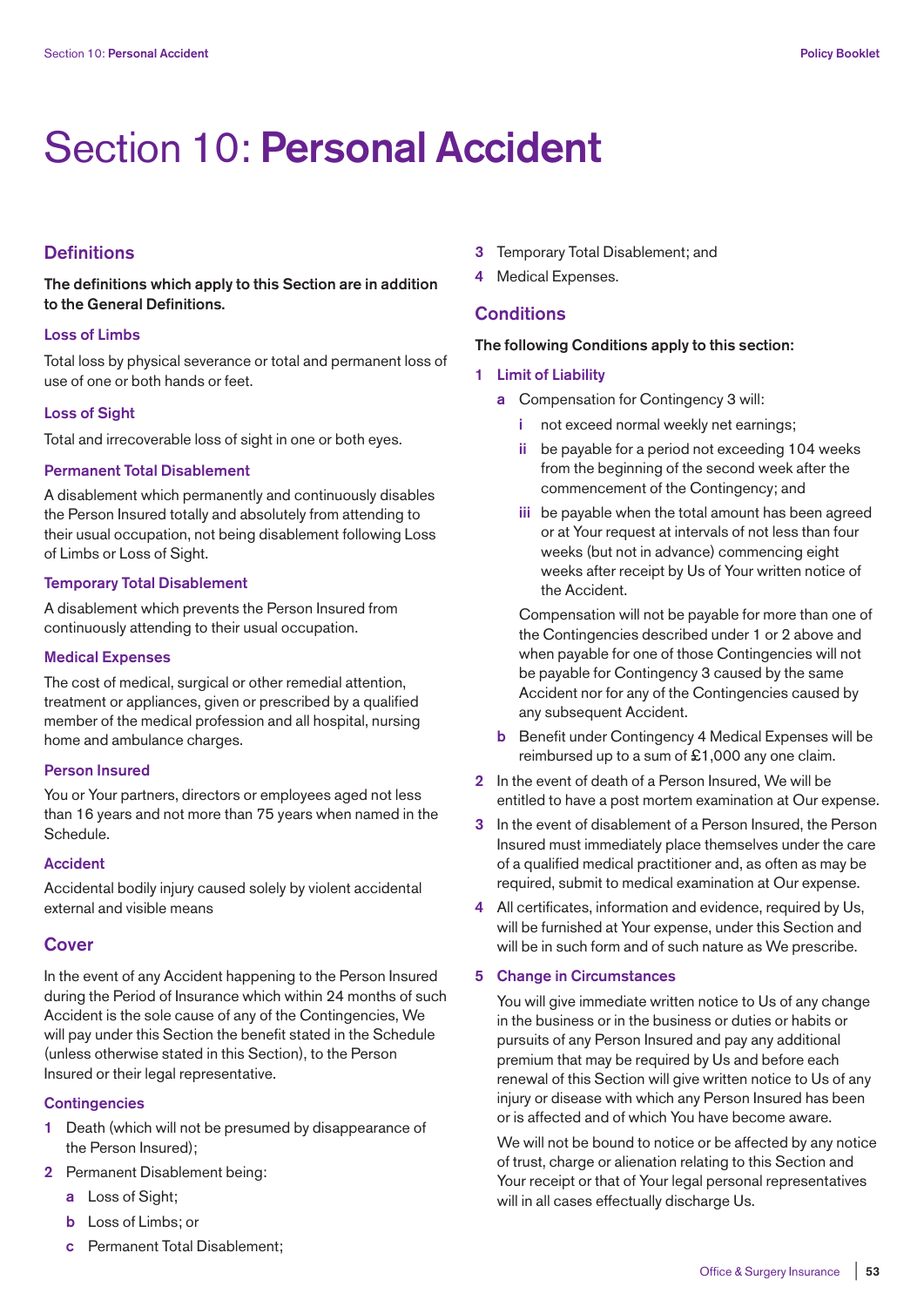# Section 10: **Personal Accident**

## Definitions

**The definitions which apply to this Section are in addition to the General Definitions.**

### Loss of Limbs

Total loss by physical severance or total and permanent loss of use of one or both hands or feet.

### Loss of Sight

Total and irrecoverable loss of sight in one or both eyes.

### Permanent Total Disablement

A disablement which permanently and continuously disables the Person Insured totally and absolutely from attending to their usual occupation, not being disablement following Loss of Limbs or Loss of Sight.

### Temporary Total Disablement

A disablement which prevents the Person Insured from continuously attending to their usual occupation.

### Medical Expenses

The cost of medical, surgical or other remedial attention, treatment or appliances, given or prescribed by a qualified member of the medical profession and all hospital, nursing home and ambulance charges.

### Person Insured

You or Your partners, directors or employees aged not less than 16 years and not more than 75 years when named in the Schedule.

### Accident

Accidental bodily injury caused solely by violent accidental external and visible means

## Cover

In the event of any Accident happening to the Person Insured during the Period of Insurance which within 24 months of such Accident is the sole cause of any of the Contingencies, We will pay under this Section the benefit stated in the Schedule (unless otherwise stated in this Section), to the Person Insured or their legal representative.

### Contingencies

1. Death (which will not be presumed by disappearance of the Person Insured);
2. Permanent Disablement being:
   - a. Loss of Sight;
   - b. Loss of Limbs; or
   - c. Permanent Total Disablement;
3. Temporary Total Disablement; and
4. Medical Expenses.

## Conditions

**The following Conditions apply to this section:**

1. **Limit of Liability**
   - a. Compensation for Contingency 3 will:
     - i. not exceed normal weekly net earnings;
     - ii. be payable for a period not exceeding 104 weeks from the beginning of the second week after the commencement of the Contingency; and
     - iii. be payable when the total amount has been agreed or at Your request at intervals of not less than four weeks (but not in advance) commencing eight weeks after receipt by Us of Your written notice of the Accident.

     Compensation will not be payable for more than one of the Contingencies described under 1 or 2 above and when payable for one of those Contingencies will not be payable for Contingency 3 caused by the same Accident nor for any of the Contingencies caused by any subsequent Accident.
   - b. Benefit under Contingency 4 Medical Expenses will be reimbursed up to a sum of £1,000 any one claim.
2. In the event of death of a Person Insured, We will be entitled to have a post mortem examination at Our expense.
3. In the event of disablement of a Person Insured, the Person Insured must immediately place themselves under the care of a qualified medical practitioner and, as often as may be required, submit to medical examination at Our expense.
4. All certificates, information and evidence, required by Us, will be furnished at Your expense, under this Section and will be in such form and of such nature as We prescribe.
5. **Change in Circumstances**

   You will give immediate written notice to Us of any change in the business or in the business or duties or habits or pursuits of any Person Insured and pay any additional premium that may be required by Us and before each renewal of this Section will give written notice to Us of any injury or disease with which any Person Insured has been or is affected and of which You have become aware.

   We will not be bound to notice or be affected by any notice of trust, charge or alienation relating to this Section and Your receipt or that of Your legal personal representatives will in all cases effectually discharge Us.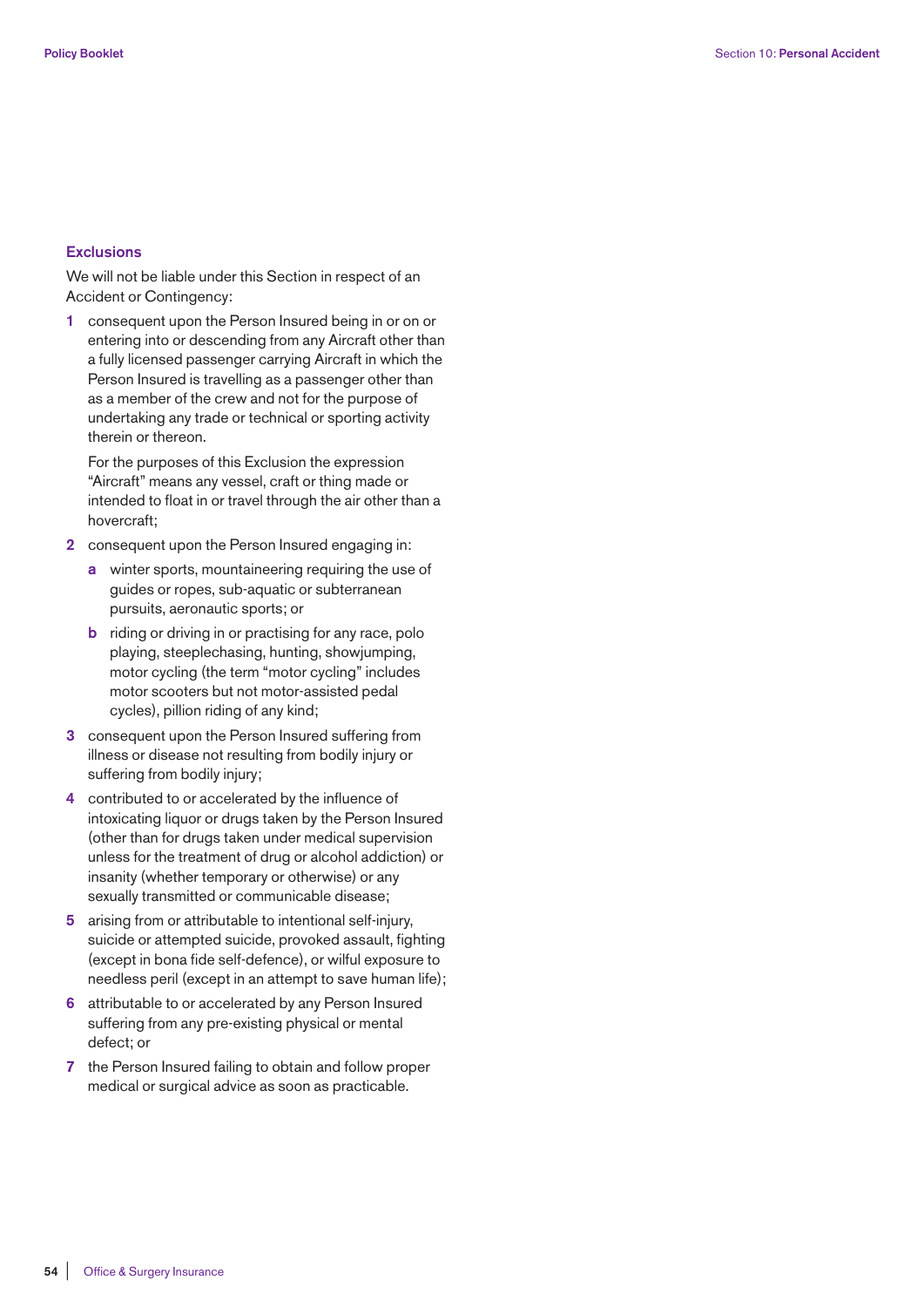### Exclusions

We will not be liable under this Section in respect of an Accident or Contingency:

1. consequent upon the Person Insured being in or on or entering into or descending from any Aircraft other than a fully licensed passenger carrying Aircraft in which the Person Insured is travelling as a passenger other than as a member of the crew and not for the purpose of undertaking any trade or technical or sporting activity therein or thereon.

   For the purposes of this Exclusion the expression "Aircraft" means any vessel, craft or thing made or intended to float in or travel through the air other than a hovercraft;

2. consequent upon the Person Insured engaging in:

   a. winter sports, mountaineering requiring the use of guides or ropes, sub-aquatic or subterranean pursuits, aeronautic sports; or

   b. riding or driving in or practising for any race, polo playing, steeplechasing, hunting, showjumping, motor cycling (the term "motor cycling" includes motor scooters but not motor-assisted pedal cycles), pillion riding of any kind;

3. consequent upon the Person Insured suffering from illness or disease not resulting from bodily injury or suffering from bodily injury;

4. contributed to or accelerated by the influence of intoxicating liquor or drugs taken by the Person Insured (other than for drugs taken under medical supervision unless for the treatment of drug or alcohol addiction) or insanity (whether temporary or otherwise) or any sexually transmitted or communicable disease;

5. arising from or attributable to intentional self-injury, suicide or attempted suicide, provoked assault, fighting (except in bona fide self-defence), or wilful exposure to needless peril (except in an attempt to save human life);

6. attributable to or accelerated by any Person Insured suffering from any pre-existing physical or mental defect; or

7. the Person Insured failing to obtain and follow proper medical or surgical advice as soon as practicable.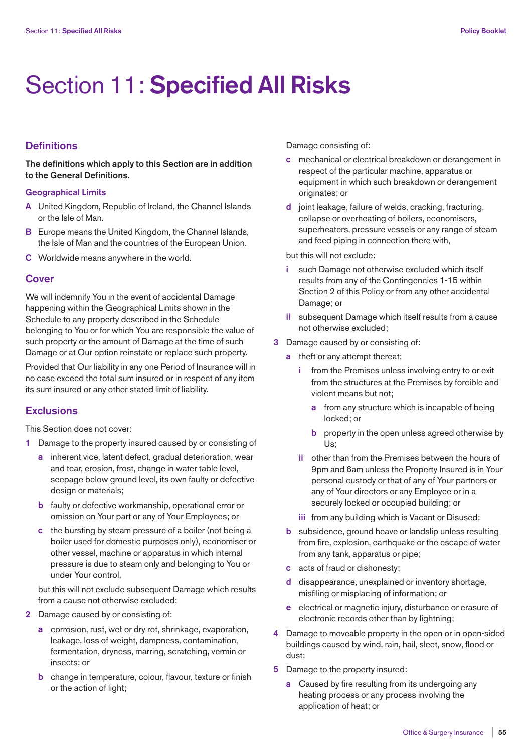# Section 11: **Specified All Risks**

## Definitions

**The definitions which apply to this Section are in addition to the General Definitions.**

### Geographical Limits

**A** United Kingdom, Republic of Ireland, the Channel Islands or the Isle of Man.

**B** Europe means the United Kingdom, the Channel Islands, the Isle of Man and the countries of the European Union.

**C** Worldwide means anywhere in the world.

## Cover

We will indemnify You in the event of accidental Damage happening within the Geographical Limits shown in the Schedule to any property described in the Schedule belonging to You or for which You are responsible the value of such property or the amount of Damage at the time of such Damage or at Our option reinstate or replace such property.

Provided that Our liability in any one Period of Insurance will in no case exceed the total sum insured or in respect of any item its sum insured or any other stated limit of liability.

## Exclusions

This Section does not cover:

**1** Damage to the property insured caused by or consisting of

- **a** inherent vice, latent defect, gradual deterioration, wear and tear, erosion, frost, change in water table level, seepage below ground level, its own faulty or defective design or materials;
- **b** faulty or defective workmanship, operational error or omission on Your part or any of Your Employees; or
- **c** the bursting by steam pressure of a boiler (not being a boiler used for domestic purposes only), economiser or other vessel, machine or apparatus in which internal pressure is due to steam only and belonging to You or under Your control,

but this will not exclude subsequent Damage which results from a cause not otherwise excluded;

**2** Damage caused by or consisting of:

- **a** corrosion, rust, wet or dry rot, shrinkage, evaporation, leakage, loss of weight, dampness, contamination, fermentation, dryness, marring, scratching, vermin or insects; or
- **b** change in temperature, colour, flavour, texture or finish or the action of light;

Damage consisting of:

- **c** mechanical or electrical breakdown or derangement in respect of the particular machine, apparatus or equipment in which such breakdown or derangement originates; or
- **d** joint leakage, failure of welds, cracking, fracturing, collapse or overheating of boilers, economisers, superheaters, pressure vessels or any range of steam and feed piping in connection there with,

but this will not exclude:

- **i** such Damage not otherwise excluded which itself results from any of the Contingencies 1-15 within Section 2 of this Policy or from any other accidental Damage; or
- **ii** subsequent Damage which itself results from a cause not otherwise excluded;

**3** Damage caused by or consisting of:

- **a** theft or any attempt thereat;
  - **i** from the Premises unless involving entry to or exit from the structures at the Premises by forcible and violent means but not;
    - **a** from any structure which is incapable of being locked; or
    - **b** property in the open unless agreed otherwise by Us;
  - **ii** other than from the Premises between the hours of 9pm and 6am unless the Property Insured is in Your personal custody or that of any of Your partners or any of Your directors or any Employee or in a securely locked or occupied building; or
  - **iii** from any building which is Vacant or Disused;
- **b** subsidence, ground heave or landslip unless resulting from fire, explosion, earthquake or the escape of water from any tank, apparatus or pipe;
- **c** acts of fraud or dishonesty;
- **d** disappearance, unexplained or inventory shortage, misfiling or misplacing of information; or
- **e** electrical or magnetic injury, disturbance or erasure of electronic records other than by lightning;

**4** Damage to moveable property in the open or in open-sided buildings caused by wind, rain, hail, sleet, snow, flood or dust;

**5** Damage to the property insured:

- **a** Caused by fire resulting from its undergoing any heating process or any process involving the application of heat; or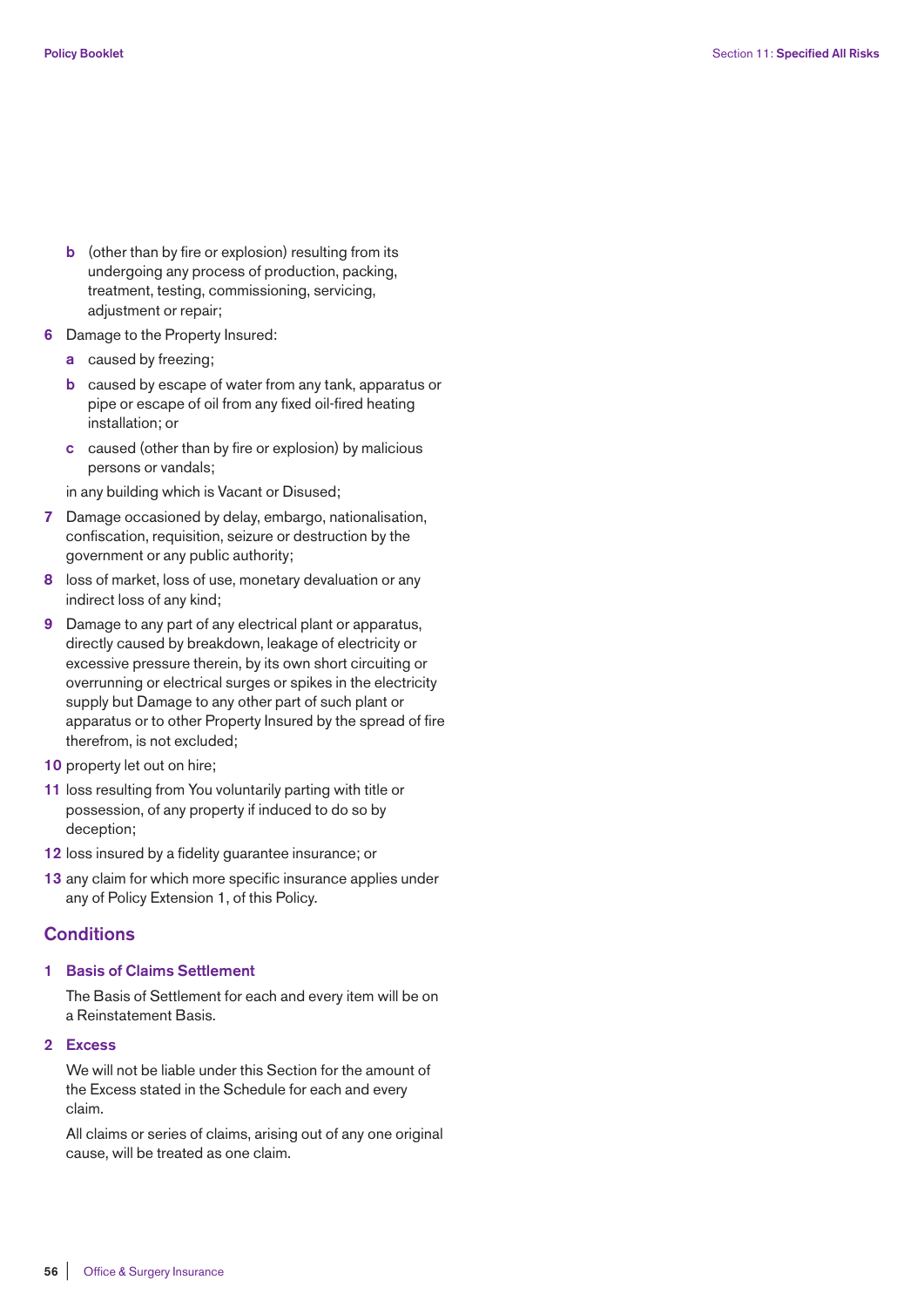b (other than by fire or explosion) resulting from its undergoing any process of production, packing, treatment, testing, commissioning, servicing, adjustment or repair;

6 Damage to the Property Insured:

  a caused by freezing;

  b caused by escape of water from any tank, apparatus or pipe or escape of oil from any fixed oil-fired heating installation; or

  c caused (other than by fire or explosion) by malicious persons or vandals;

  in any building which is Vacant or Disused;

7 Damage occasioned by delay, embargo, nationalisation, confiscation, requisition, seizure or destruction by the government or any public authority;

8 loss of market, loss of use, monetary devaluation or any indirect loss of any kind;

9 Damage to any part of any electrical plant or apparatus, directly caused by breakdown, leakage of electricity or excessive pressure therein, by its own short circuiting or overrunning or electrical surges or spikes in the electricity supply but Damage to any other part of such plant or apparatus or to other Property Insured by the spread of fire therefrom, is not excluded;

10 property let out on hire;

11 loss resulting from You voluntarily parting with title or possession, of any property if induced to do so by deception;

12 loss insured by a fidelity guarantee insurance; or

13 any claim for which more specific insurance applies under any of Policy Extension 1, of this Policy.

## Conditions

### 1 Basis of Claims Settlement

The Basis of Settlement for each and every item will be on a Reinstatement Basis.

### 2 Excess

We will not be liable under this Section for the amount of the Excess stated in the Schedule for each and every claim.

All claims or series of claims, arising out of any one original cause, will be treated as one claim.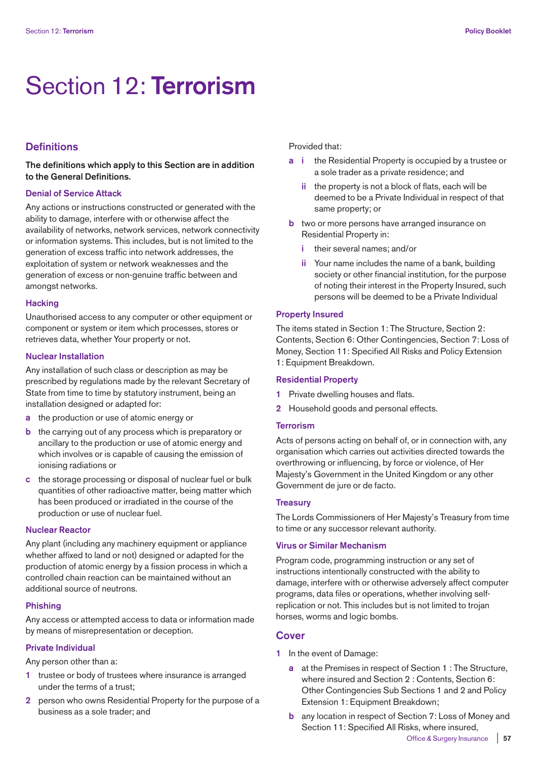# Section 12: **Terrorism**

## Definitions

**The definitions which apply to this Section are in addition to the General Definitions.**

### Denial of Service Attack

Any actions or instructions constructed or generated with the ability to damage, interfere with or otherwise affect the availability of networks, network services, network connectivity or information systems. This includes, but is not limited to the generation of excess traffic into network addresses, the exploitation of system or network weaknesses and the generation of excess or non-genuine traffic between and amongst networks.

### Hacking

Unauthorised access to any computer or other equipment or component or system or item which processes, stores or retrieves data, whether Your property or not.

### Nuclear Installation

Any installation of such class or description as may be prescribed by regulations made by the relevant Secretary of State from time to time by statutory instrument, being an installation designed or adapted for:

- **a** the production or use of atomic energy or
- **b** the carrying out of any process which is preparatory or ancillary to the production or use of atomic energy and which involves or is capable of causing the emission of ionising radiations or
- **c** the storage processing or disposal of nuclear fuel or bulk quantities of other radioactive matter, being matter which has been produced or irradiated in the course of the production or use of nuclear fuel.

### Nuclear Reactor

Any plant (including any machinery equipment or appliance whether affixed to land or not) designed or adapted for the production of atomic energy by a fission process in which a controlled chain reaction can be maintained without an additional source of neutrons.

### Phishing

Any access or attempted access to data or information made by means of misrepresentation or deception.

### Private Individual

Any person other than a:

1. trustee or body of trustees where insurance is arranged under the terms of a trust;
2. person who owns Residential Property for the purpose of a business as a sole trader; and

Provided that:

- **a** **i** the Residential Property is occupied by a trustee or a sole trader as a private residence; and
  - **ii** the property is not a block of flats, each will be deemed to be a Private Individual in respect of that same property; or
- **b** two or more persons have arranged insurance on Residential Property in:
  - **i** their several names; and/or
  - **ii** Your name includes the name of a bank, building society or other financial institution, for the purpose of noting their interest in the Property Insured, such persons will be deemed to be a Private Individual

### Property Insured

The items stated in Section 1: The Structure, Section 2: Contents, Section 6: Other Contingencies, Section 7: Loss of Money, Section 11: Specified All Risks and Policy Extension 1: Equipment Breakdown.

### Residential Property

1. Private dwelling houses and flats.
2. Household goods and personal effects.

### Terrorism

Acts of persons acting on behalf of, or in connection with, any organisation which carries out activities directed towards the overthrowing or influencing, by force or violence, of Her Majesty's Government in the United Kingdom or any other Government de jure or de facto.

### Treasury

The Lords Commissioners of Her Majesty's Treasury from time to time or any successor relevant authority.

### Virus or Similar Mechanism

Program code, programming instruction or any set of instructions intentionally constructed with the ability to damage, interfere with or otherwise adversely affect computer programs, data files or operations, whether involving self-replication or not. This includes but is not limited to trojan horses, worms and logic bombs.

## Cover

1. In the event of Damage:
   - **a** at the Premises in respect of Section 1 : The Structure, where insured and Section 2 : Contents, Section 6: Other Contingencies Sub Sections 1 and 2 and Policy Extension 1: Equipment Breakdown;
   - **b** any location in respect of Section 7: Loss of Money and Section 11: Specified All Risks, where insured,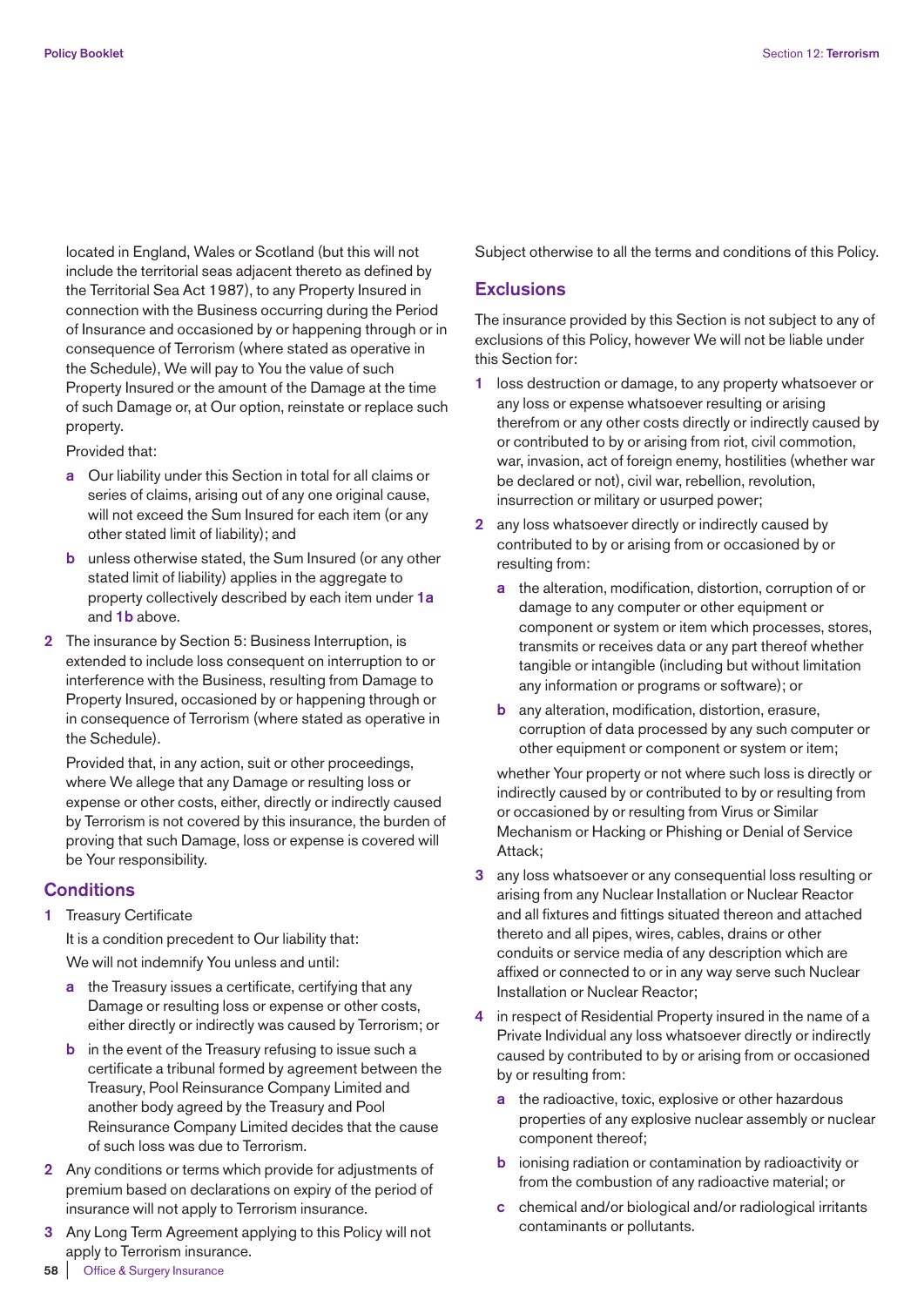located in England, Wales or Scotland (but this will not include the territorial seas adjacent thereto as defined by the Territorial Sea Act 1987), to any Property Insured in connection with the Business occurring during the Period of Insurance and occasioned by or happening through or in consequence of Terrorism (where stated as operative in the Schedule), We will pay to You the value of such Property Insured or the amount of the Damage at the time of such Damage or, at Our option, reinstate or replace such property.

Provided that:

**a** Our liability under this Section in total for all claims or series of claims, arising out of any one original cause, will not exceed the Sum Insured for each item (or any other stated limit of liability); and

**b** unless otherwise stated, the Sum Insured (or any other stated limit of liability) applies in the aggregate to property collectively described by each item under **1a** and **1b** above.

**2** The insurance by Section 5: Business Interruption, is extended to include loss consequent on interruption to or interference with the Business, resulting from Damage to Property Insured, occasioned by or happening through or in consequence of Terrorism (where stated as operative in the Schedule).

Provided that, in any action, suit or other proceedings, where We allege that any Damage or resulting loss or expense or other costs, either, directly or indirectly caused by Terrorism is not covered by this insurance, the burden of proving that such Damage, loss or expense is covered will be Your responsibility.

## Conditions

**1** Treasury Certificate

It is a condition precedent to Our liability that:

We will not indemnify You unless and until:

**a** the Treasury issues a certificate, certifying that any Damage or resulting loss or expense or other costs, either directly or indirectly was caused by Terrorism; or

**b** in the event of the Treasury refusing to issue such a certificate a tribunal formed by agreement between the Treasury, Pool Reinsurance Company Limited and another body agreed by the Treasury and Pool Reinsurance Company Limited decides that the cause of such loss was due to Terrorism.

**2** Any conditions or terms which provide for adjustments of premium based on declarations on expiry of the period of insurance will not apply to Terrorism insurance.

**3** Any Long Term Agreement applying to this Policy will not apply to Terrorism insurance.

Subject otherwise to all the terms and conditions of this Policy.

## Exclusions

The insurance provided by this Section is not subject to any of exclusions of this Policy, however We will not be liable under this Section for:

**1** loss destruction or damage, to any property whatsoever or any loss or expense whatsoever resulting or arising therefrom or any other costs directly or indirectly caused by or contributed to by or arising from riot, civil commotion, war, invasion, act of foreign enemy, hostilities (whether war be declared or not), civil war, rebellion, revolution, insurrection or military or usurped power;

**2** any loss whatsoever directly or indirectly caused by contributed to by or arising from or occasioned by or resulting from:

**a** the alteration, modification, distortion, corruption of or damage to any computer or other equipment or component or system or item which processes, stores, transmits or receives data or any part thereof whether tangible or intangible (including but without limitation any information or programs or software); or

**b** any alteration, modification, distortion, erasure, corruption of data processed by any such computer or other equipment or component or system or item;

whether Your property or not where such loss is directly or indirectly caused by or contributed to by or resulting from or occasioned by or resulting from Virus or Similar Mechanism or Hacking or Phishing or Denial of Service Attack;

**3** any loss whatsoever or any consequential loss resulting or arising from any Nuclear Installation or Nuclear Reactor and all fixtures and fittings situated thereon and attached thereto and all pipes, wires, cables, drains or other conduits or service media of any description which are affixed or connected to or in any way serve such Nuclear Installation or Nuclear Reactor;

**4** in respect of Residential Property insured in the name of a Private Individual any loss whatsoever directly or indirectly caused by contributed to by or arising from or occasioned by or resulting from:

**a** the radioactive, toxic, explosive or other hazardous properties of any explosive nuclear assembly or nuclear component thereof;

**b** ionising radiation or contamination by radioactivity or from the combustion of any radioactive material; or

**c** chemical and/or biological and/or radiological irritants contaminants or pollutants.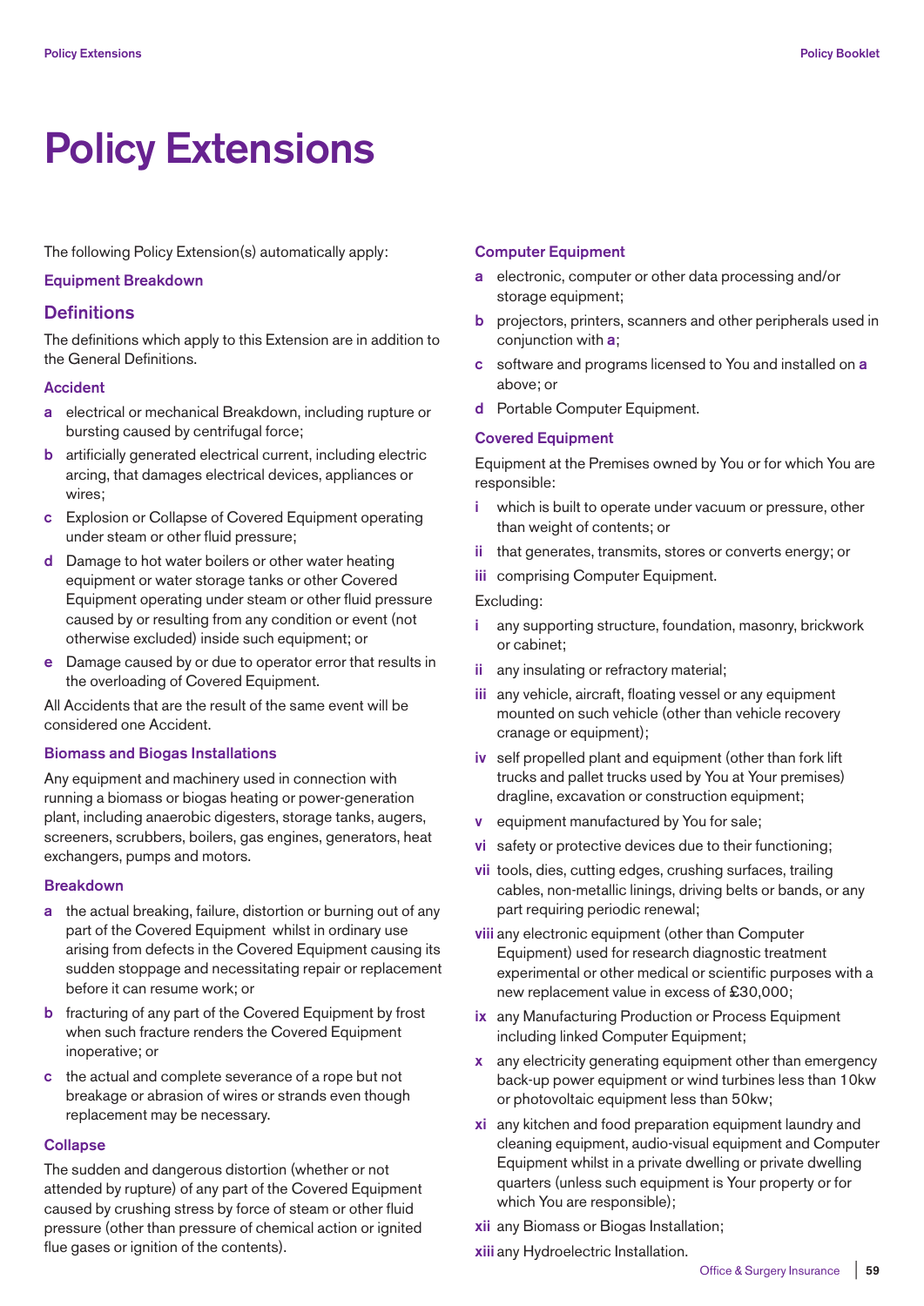# Policy Extensions

The following Policy Extension(s) automatically apply:

### Equipment Breakdown

## Definitions

The definitions which apply to this Extension are in addition to the General Definitions.

### Accident

- **a** electrical or mechanical Breakdown, including rupture or bursting caused by centrifugal force;
- **b** artificially generated electrical current, including electric arcing, that damages electrical devices, appliances or wires;
- **c** Explosion or Collapse of Covered Equipment operating under steam or other fluid pressure;
- **d** Damage to hot water boilers or other water heating equipment or water storage tanks or other Covered Equipment operating under steam or other fluid pressure caused by or resulting from any condition or event (not otherwise excluded) inside such equipment; or
- **e** Damage caused by or due to operator error that results in the overloading of Covered Equipment.

All Accidents that are the result of the same event will be considered one Accident.

### Biomass and Biogas Installations

Any equipment and machinery used in connection with running a biomass or biogas heating or power-generation plant, including anaerobic digesters, storage tanks, augers, screeners, scrubbers, boilers, gas engines, generators, heat exchangers, pumps and motors.

### Breakdown

- **a** the actual breaking, failure, distortion or burning out of any part of the Covered Equipment whilst in ordinary use arising from defects in the Covered Equipment causing its sudden stoppage and necessitating repair or replacement before it can resume work; or
- **b** fracturing of any part of the Covered Equipment by frost when such fracture renders the Covered Equipment inoperative; or
- **c** the actual and complete severance of a rope but not breakage or abrasion of wires or strands even though replacement may be necessary.

### Collapse

The sudden and dangerous distortion (whether or not attended by rupture) of any part of the Covered Equipment caused by crushing stress by force of steam or other fluid pressure (other than pressure of chemical action or ignited flue gases or ignition of the contents).

### Computer Equipment

- **a** electronic, computer or other data processing and/or storage equipment;
- **b** projectors, printers, scanners and other peripherals used in conjunction with **a**;
- **c** software and programs licensed to You and installed on **a** above; or
- **d** Portable Computer Equipment.

### Covered Equipment

Equipment at the Premises owned by You or for which You are responsible:

- **i** which is built to operate under vacuum or pressure, other than weight of contents; or
- **ii** that generates, transmits, stores or converts energy; or
- **iii** comprising Computer Equipment.

Excluding:

- **i** any supporting structure, foundation, masonry, brickwork or cabinet;
- **ii** any insulating or refractory material;
- **iii** any vehicle, aircraft, floating vessel or any equipment mounted on such vehicle (other than vehicle recovery cranage or equipment);
- **iv** self propelled plant and equipment (other than fork lift trucks and pallet trucks used by You at Your premises) dragline, excavation or construction equipment;
- **v** equipment manufactured by You for sale;
- **vi** safety or protective devices due to their functioning;
- **vii** tools, dies, cutting edges, crushing surfaces, trailing cables, non-metallic linings, driving belts or bands, or any part requiring periodic renewal;
- **viii** any electronic equipment (other than Computer Equipment) used for research diagnostic treatment experimental or other medical or scientific purposes with a new replacement value in excess of £30,000;
- **ix** any Manufacturing Production or Process Equipment including linked Computer Equipment;
- **x** any electricity generating equipment other than emergency back-up power equipment or wind turbines less than 10kw or photovoltaic equipment less than 50kw;
- **xi** any kitchen and food preparation equipment laundry and cleaning equipment, audio-visual equipment and Computer Equipment whilst in a private dwelling or private dwelling quarters (unless such equipment is Your property or for which You are responsible);
- **xii** any Biomass or Biogas Installation;
- **xiii** any Hydroelectric Installation.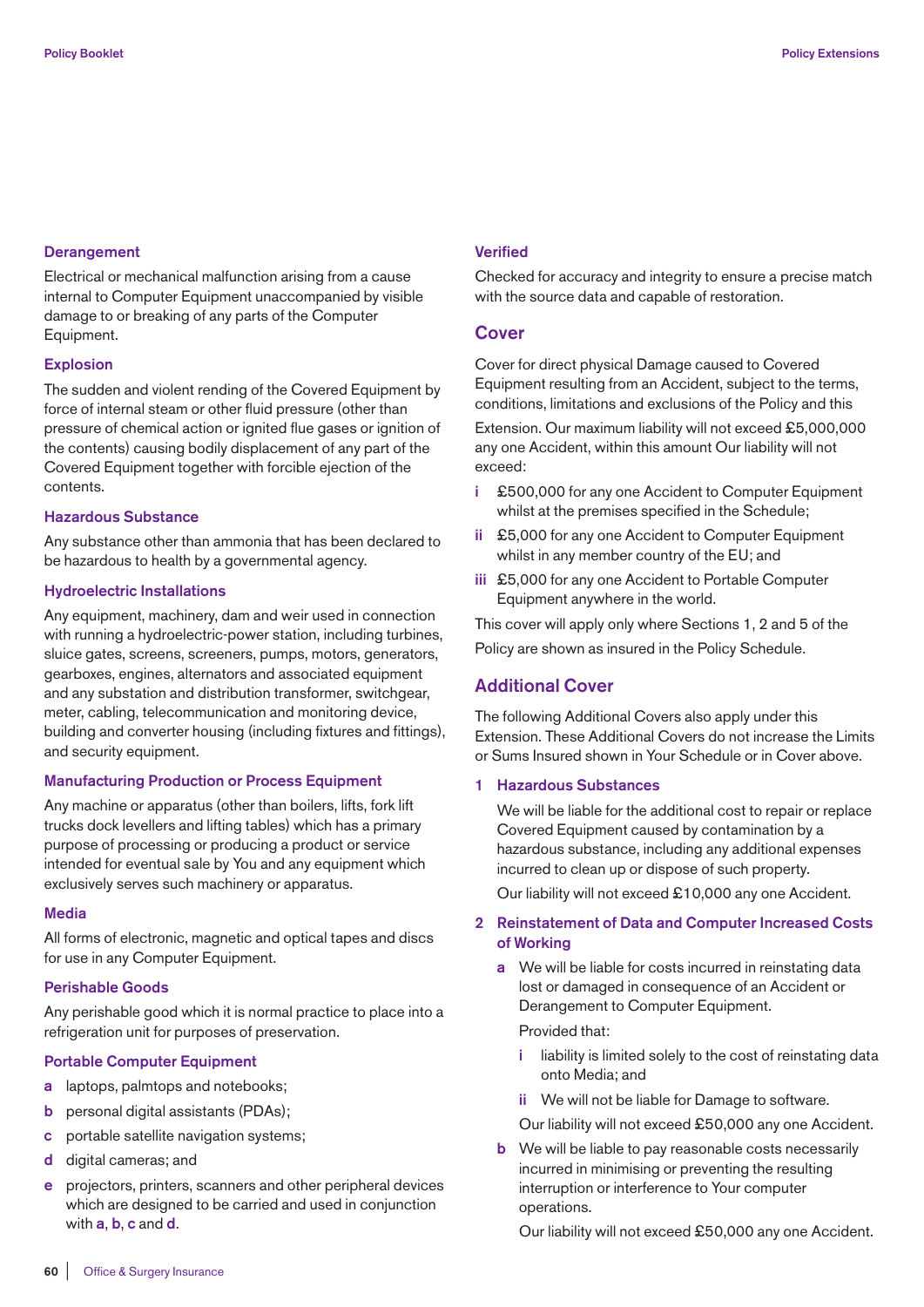### Derangement

Electrical or mechanical malfunction arising from a cause internal to Computer Equipment unaccompanied by visible damage to or breaking of any parts of the Computer Equipment.

### Explosion

The sudden and violent rending of the Covered Equipment by force of internal steam or other fluid pressure (other than pressure of chemical action or ignited flue gases or ignition of the contents) causing bodily displacement of any part of the Covered Equipment together with forcible ejection of the contents.

### Hazardous Substance

Any substance other than ammonia that has been declared to be hazardous to health by a governmental agency.

### Hydroelectric Installations

Any equipment, machinery, dam and weir used in connection with running a hydroelectric-power station, including turbines, sluice gates, screens, screeners, pumps, motors, generators, gearboxes, engines, alternators and associated equipment and any substation and distribution transformer, switchgear, meter, cabling, telecommunication and monitoring device, building and converter housing (including fixtures and fittings), and security equipment.

### Manufacturing Production or Process Equipment

Any machine or apparatus (other than boilers, lifts, fork lift trucks dock levellers and lifting tables) which has a primary purpose of processing or producing a product or service intended for eventual sale by You and any equipment which exclusively serves such machinery or apparatus.

### Media

All forms of electronic, magnetic and optical tapes and discs for use in any Computer Equipment.

### Perishable Goods

Any perishable good which it is normal practice to place into a refrigeration unit for purposes of preservation.

### Portable Computer Equipment

- **a** laptops, palmtops and notebooks;
- **b** personal digital assistants (PDAs);
- **c** portable satellite navigation systems;
- **d** digital cameras; and
- **e** projectors, printers, scanners and other peripheral devices which are designed to be carried and used in conjunction with **a**, **b**, **c** and **d**.

### Verified

Checked for accuracy and integrity to ensure a precise match with the source data and capable of restoration.

## Cover

Cover for direct physical Damage caused to Covered Equipment resulting from an Accident, subject to the terms, conditions, limitations and exclusions of the Policy and this Extension. Our maximum liability will not exceed £5,000,000 any one Accident, within this amount Our liability will not exceed:

- **i** £500,000 for any one Accident to Computer Equipment whilst at the premises specified in the Schedule;
- **ii** £5,000 for any one Accident to Computer Equipment whilst in any member country of the EU; and
- **iii** £5,000 for any one Accident to Portable Computer Equipment anywhere in the world.

This cover will apply only where Sections 1, 2 and 5 of the Policy are shown as insured in the Policy Schedule.

## Additional Cover

The following Additional Covers also apply under this Extension. These Additional Covers do not increase the Limits or Sums Insured shown in Your Schedule or in Cover above.

**1 Hazardous Substances**

We will be liable for the additional cost to repair or replace Covered Equipment caused by contamination by a hazardous substance, including any additional expenses incurred to clean up or dispose of such property.

Our liability will not exceed £10,000 any one Accident.

**2 Reinstatement of Data and Computer Increased Costs of Working**

**a** We will be liable for costs incurred in reinstating data lost or damaged in consequence of an Accident or Derangement to Computer Equipment.

Provided that:

- **i** liability is limited solely to the cost of reinstating data onto Media; and
- **ii** We will not be liable for Damage to software.

Our liability will not exceed £50,000 any one Accident.

**b** We will be liable to pay reasonable costs necessarily incurred in minimising or preventing the resulting interruption or interference to Your computer operations.

Our liability will not exceed £50,000 any one Accident.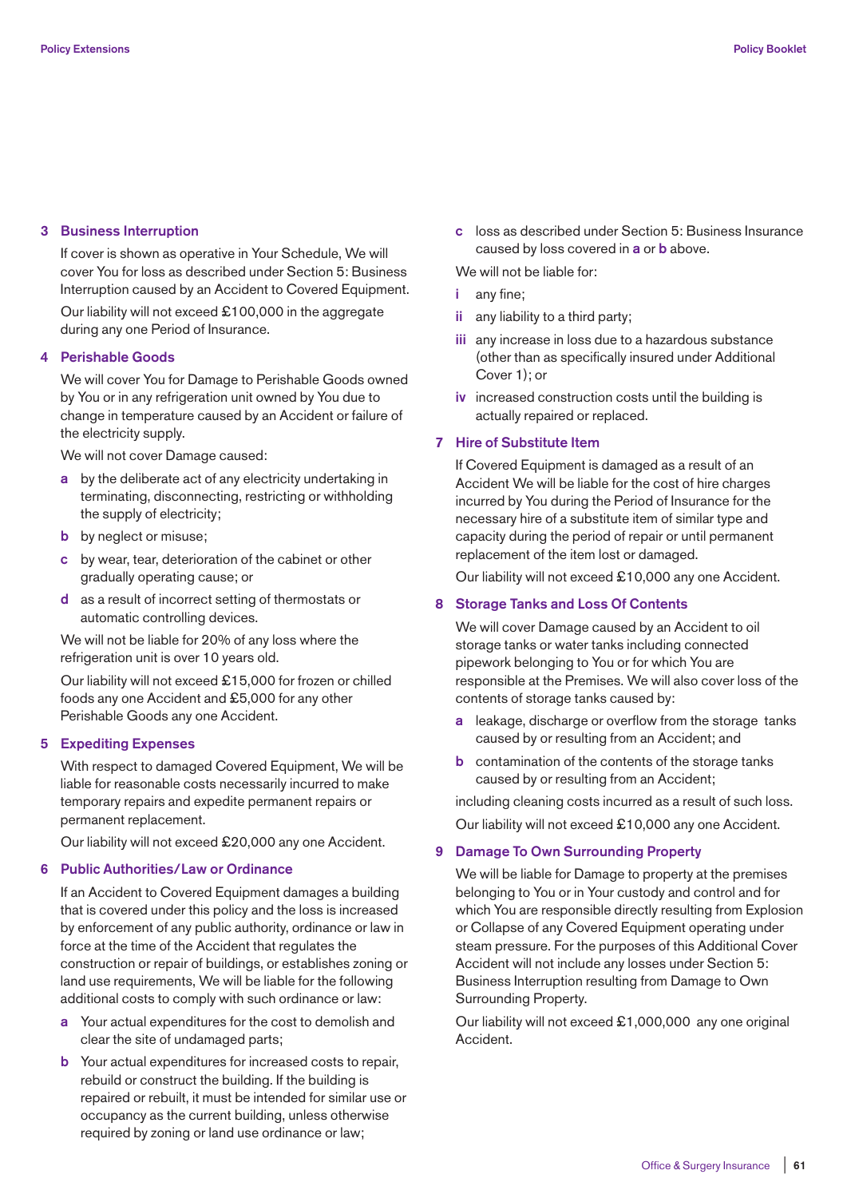## 3 Business Interruption

If cover is shown as operative in Your Schedule, We will cover You for loss as described under Section 5: Business Interruption caused by an Accident to Covered Equipment.

Our liability will not exceed £100,000 in the aggregate during any one Period of Insurance.

## 4 Perishable Goods

We will cover You for Damage to Perishable Goods owned by You or in any refrigeration unit owned by You due to change in temperature caused by an Accident or failure of the electricity supply.

We will not cover Damage caused:

- **a** by the deliberate act of any electricity undertaking in terminating, disconnecting, restricting or withholding the supply of electricity;
- **b** by neglect or misuse;
- **c** by wear, tear, deterioration of the cabinet or other gradually operating cause; or
- **d** as a result of incorrect setting of thermostats or automatic controlling devices.

We will not be liable for 20% of any loss where the refrigeration unit is over 10 years old.

Our liability will not exceed £15,000 for frozen or chilled foods any one Accident and £5,000 for any other Perishable Goods any one Accident.

## 5 Expediting Expenses

With respect to damaged Covered Equipment, We will be liable for reasonable costs necessarily incurred to make temporary repairs and expedite permanent repairs or permanent replacement.

Our liability will not exceed £20,000 any one Accident.

## 6 Public Authorities/Law or Ordinance

If an Accident to Covered Equipment damages a building that is covered under this policy and the loss is increased by enforcement of any public authority, ordinance or law in force at the time of the Accident that regulates the construction or repair of buildings, or establishes zoning or land use requirements, We will be liable for the following additional costs to comply with such ordinance or law:

- **a** Your actual expenditures for the cost to demolish and clear the site of undamaged parts;
- **b** Your actual expenditures for increased costs to repair, rebuild or construct the building. If the building is repaired or rebuilt, it must be intended for similar use or occupancy as the current building, unless otherwise required by zoning or land use ordinance or law;
- **c** loss as described under Section 5: Business Insurance caused by loss covered in **a** or **b** above.

We will not be liable for:

- **i** any fine;
- **ii** any liability to a third party;
- **iii** any increase in loss due to a hazardous substance (other than as specifically insured under Additional Cover 1); or
- **iv** increased construction costs until the building is actually repaired or replaced.

## 7 Hire of Substitute Item

If Covered Equipment is damaged as a result of an Accident We will be liable for the cost of hire charges incurred by You during the Period of Insurance for the necessary hire of a substitute item of similar type and capacity during the period of repair or until permanent replacement of the item lost or damaged.

Our liability will not exceed £10,000 any one Accident.

## 8 Storage Tanks and Loss Of Contents

We will cover Damage caused by an Accident to oil storage tanks or water tanks including connected pipework belonging to You or for which You are responsible at the Premises. We will also cover loss of the contents of storage tanks caused by:

- **a** leakage, discharge or overflow from the storage tanks caused by or resulting from an Accident; and
- **b** contamination of the contents of the storage tanks caused by or resulting from an Accident;

including cleaning costs incurred as a result of such loss.

Our liability will not exceed £10,000 any one Accident.

## 9 Damage To Own Surrounding Property

We will be liable for Damage to property at the premises belonging to You or in Your custody and control and for which You are responsible directly resulting from Explosion or Collapse of any Covered Equipment operating under steam pressure. For the purposes of this Additional Cover Accident will not include any losses under Section 5: Business Interruption resulting from Damage to Own Surrounding Property.

Our liability will not exceed £1,000,000 any one original Accident.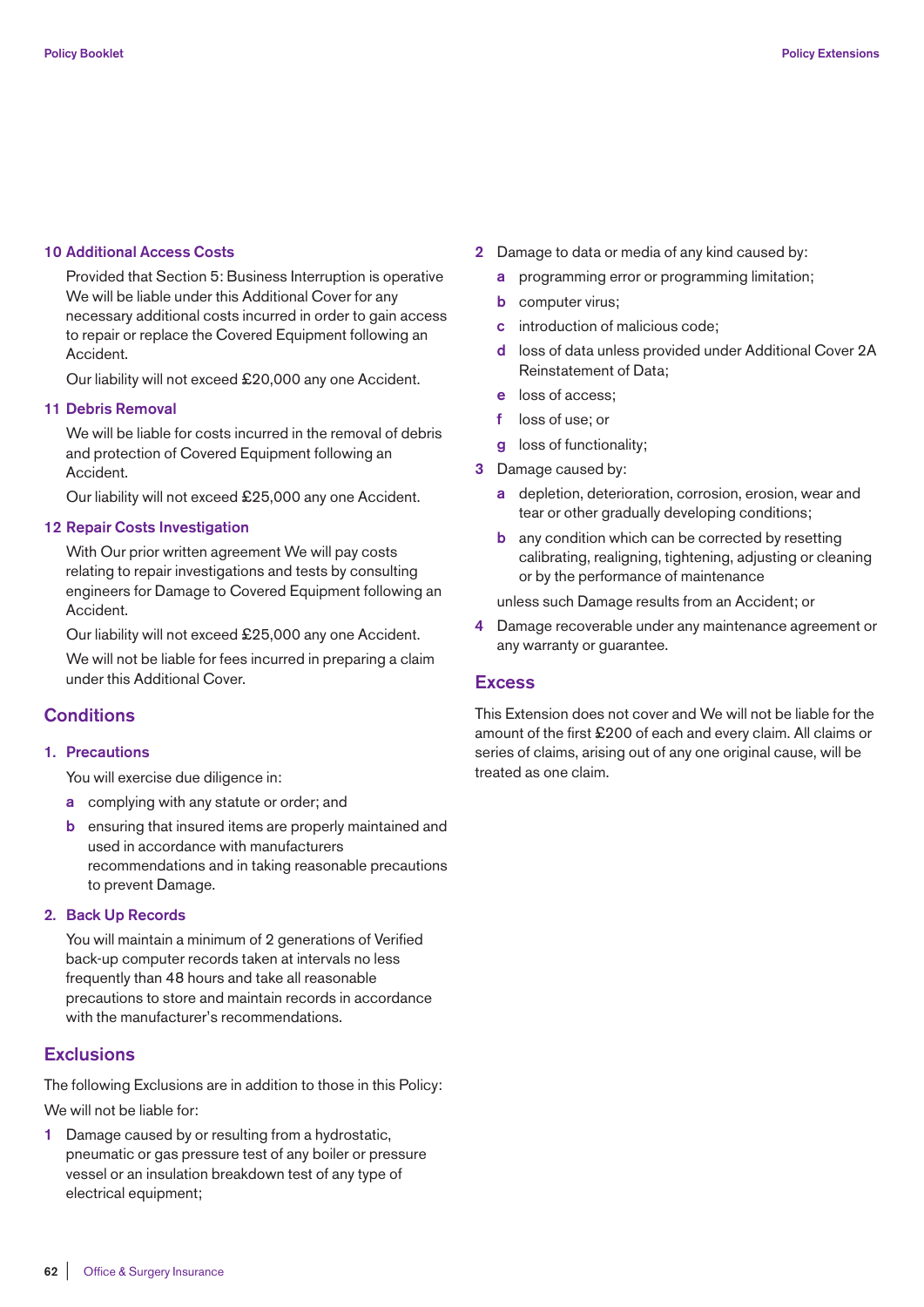### 10 Additional Access Costs

Provided that Section 5: Business Interruption is operative We will be liable under this Additional Cover for any necessary additional costs incurred in order to gain access to repair or replace the Covered Equipment following an Accident.

Our liability will not exceed £20,000 any one Accident.

### 11 Debris Removal

We will be liable for costs incurred in the removal of debris and protection of Covered Equipment following an Accident.

Our liability will not exceed £25,000 any one Accident.

### 12 Repair Costs Investigation

With Our prior written agreement We will pay costs relating to repair investigations and tests by consulting engineers for Damage to Covered Equipment following an Accident.

Our liability will not exceed £25,000 any one Accident.

We will not be liable for fees incurred in preparing a claim under this Additional Cover.

## Conditions

### 1. Precautions

You will exercise due diligence in:

- **a** complying with any statute or order; and
- **b** ensuring that insured items are properly maintained and used in accordance with manufacturers recommendations and in taking reasonable precautions to prevent Damage.

### 2. Back Up Records

You will maintain a minimum of 2 generations of Verified back-up computer records taken at intervals no less frequently than 48 hours and take all reasonable precautions to store and maintain records in accordance with the manufacturer's recommendations.

## Exclusions

The following Exclusions are in addition to those in this Policy:

We will not be liable for:

1. Damage caused by or resulting from a hydrostatic, pneumatic or gas pressure test of any boiler or pressure vessel or an insulation breakdown test of any type of electrical equipment;
2. Damage to data or media of any kind caused by:
   - **a** programming error or programming limitation;
   - **b** computer virus;
   - **c** introduction of malicious code;
   - **d** loss of data unless provided under Additional Cover 2A Reinstatement of Data;
   - **e** loss of access;
   - **f** loss of use; or
   - **g** loss of functionality;
3. Damage caused by:
   - **a** depletion, deterioration, corrosion, erosion, wear and tear or other gradually developing conditions;
   - **b** any condition which can be corrected by resetting calibrating, realigning, tightening, adjusting or cleaning or by the performance of maintenance

   unless such Damage results from an Accident; or
4. Damage recoverable under any maintenance agreement or any warranty or guarantee.

## Excess

This Extension does not cover and We will not be liable for the amount of the first £200 of each and every claim. All claims or series of claims, arising out of any one original cause, will be treated as one claim.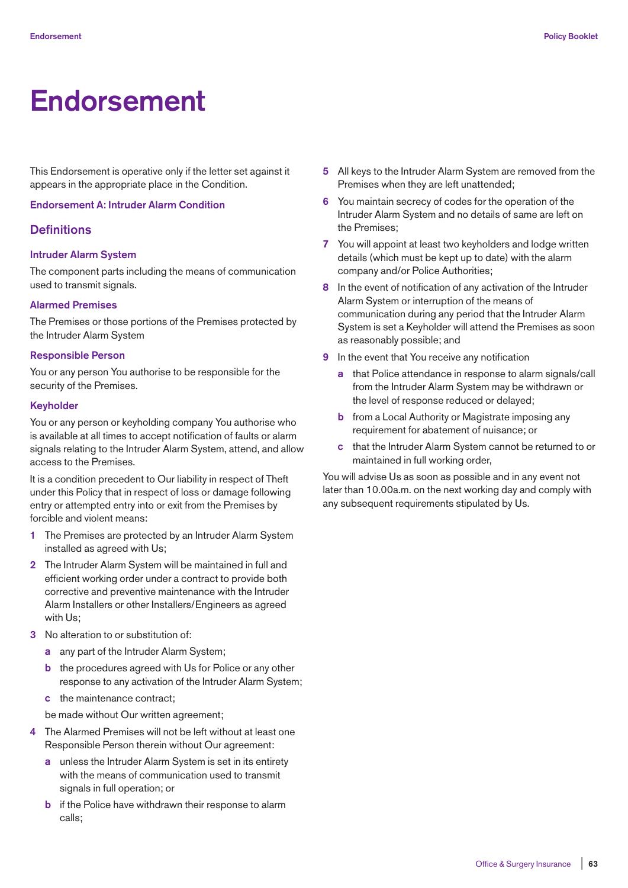# Endorsement

This Endorsement is operative only if the letter set against it appears in the appropriate place in the Condition.

### Endorsement A: Intruder Alarm Condition

## Definitions

### Intruder Alarm System

The component parts including the means of communication used to transmit signals.

### Alarmed Premises

The Premises or those portions of the Premises protected by the Intruder Alarm System

### Responsible Person

You or any person You authorise to be responsible for the security of the Premises.

### Keyholder

You or any person or keyholding company You authorise who is available at all times to accept notification of faults or alarm signals relating to the Intruder Alarm System, attend, and allow access to the Premises.

It is a condition precedent to Our liability in respect of Theft under this Policy that in respect of loss or damage following entry or attempted entry into or exit from the Premises by forcible and violent means:

1. The Premises are protected by an Intruder Alarm System installed as agreed with Us;
2. The Intruder Alarm System will be maintained in full and efficient working order under a contract to provide both corrective and preventive maintenance with the Intruder Alarm Installers or other Installers/Engineers as agreed with Us;
3. No alteration to or substitution of:
   - a. any part of the Intruder Alarm System;
   - b. the procedures agreed with Us for Police or any other response to any activation of the Intruder Alarm System;
   - c. the maintenance contract;

   be made without Our written agreement;
4. The Alarmed Premises will not be left without at least one Responsible Person therein without Our agreement:
   - a. unless the Intruder Alarm System is set in its entirety with the means of communication used to transmit signals in full operation; or
   - b. if the Police have withdrawn their response to alarm calls;
5. All keys to the Intruder Alarm System are removed from the Premises when they are left unattended;
6. You maintain secrecy of codes for the operation of the Intruder Alarm System and no details of same are left on the Premises;
7. You will appoint at least two keyholders and lodge written details (which must be kept up to date) with the alarm company and/or Police Authorities;
8. In the event of notification of any activation of the Intruder Alarm System or interruption of the means of communication during any period that the Intruder Alarm System is set a Keyholder will attend the Premises as soon as reasonably possible; and
9. In the event that You receive any notification
   - a. that Police attendance in response to alarm signals/call from the Intruder Alarm System may be withdrawn or the level of response reduced or delayed;
   - b. from a Local Authority or Magistrate imposing any requirement for abatement of nuisance; or
   - c. that the Intruder Alarm System cannot be returned to or maintained in full working order,

You will advise Us as soon as possible and in any event not later than 10.00a.m. on the next working day and comply with any subsequent requirements stipulated by Us.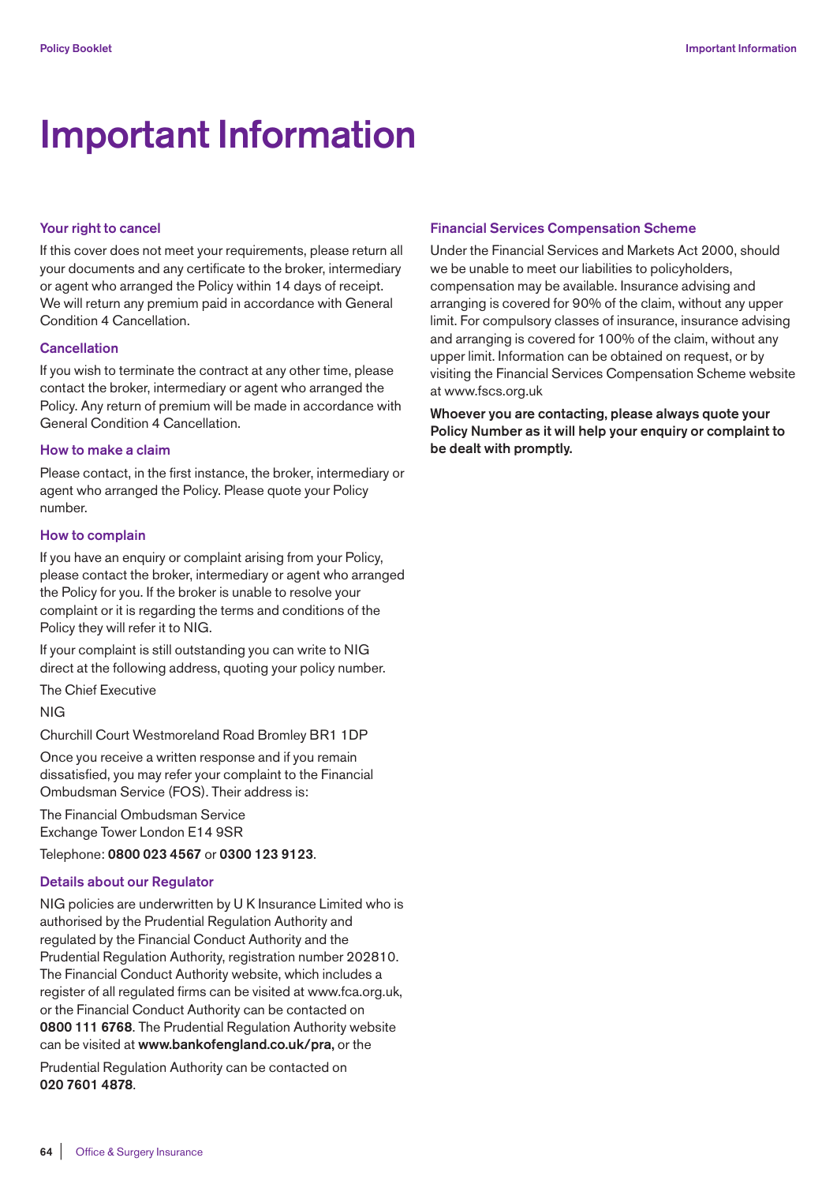# Important Information

### Your right to cancel

If this cover does not meet your requirements, please return all your documents and any certificate to the broker, intermediary or agent who arranged the Policy within 14 days of receipt. We will return any premium paid in accordance with General Condition 4 Cancellation.

### Cancellation

If you wish to terminate the contract at any other time, please contact the broker, intermediary or agent who arranged the Policy. Any return of premium will be made in accordance with General Condition 4 Cancellation.

### How to make a claim

Please contact, in the first instance, the broker, intermediary or agent who arranged the Policy. Please quote your Policy number.

### How to complain

If you have an enquiry or complaint arising from your Policy, please contact the broker, intermediary or agent who arranged the Policy for you. If the broker is unable to resolve your complaint or it is regarding the terms and conditions of the Policy they will refer it to NIG.

If your complaint is still outstanding you can write to NIG direct at the following address, quoting your policy number.

The Chief Executive

NIG

Churchill Court Westmoreland Road Bromley BR1 1DP

Once you receive a written response and if you remain dissatisfied, you may refer your complaint to the Financial Ombudsman Service (FOS). Their address is:

The Financial Ombudsman Service
Exchange Tower London E14 9SR

Telephone: **0800 023 4567** or **0300 123 9123**.

### Details about our Regulator

NIG policies are underwritten by U K Insurance Limited who is authorised by the Prudential Regulation Authority and regulated by the Financial Conduct Authority and the Prudential Regulation Authority, registration number 202810. The Financial Conduct Authority website, which includes a register of all regulated firms can be visited at www.fca.org.uk, or the Financial Conduct Authority can be contacted on **0800 111 6768**. The Prudential Regulation Authority website can be visited at **www.bankofengland.co.uk/pra,** or the Prudential Regulation Authority can be contacted on **020 7601 4878**.

### Financial Services Compensation Scheme

Under the Financial Services and Markets Act 2000, should we be unable to meet our liabilities to policyholders, compensation may be available. Insurance advising and arranging is covered for 90% of the claim, without any upper limit. For compulsory classes of insurance, insurance advising and arranging is covered for 100% of the claim, without any upper limit. Information can be obtained on request, or by visiting the Financial Services Compensation Scheme website at www.fscs.org.uk

**Whoever you are contacting, please always quote your Policy Number as it will help your enquiry or complaint to be dealt with promptly.**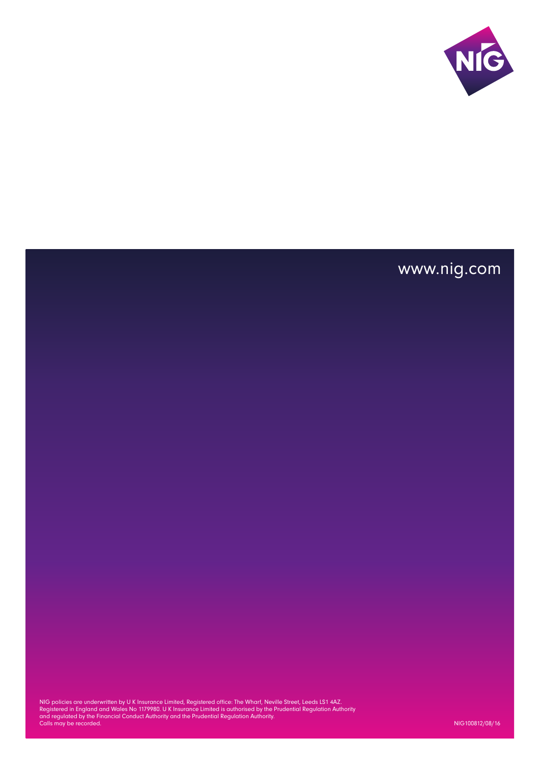www.nig.com

NIG policies are underwritten by U K Insurance Limited, Registered office: The Wharf, Neville Street, Leeds LS1 4AZ.
Registered in England and Wales No 1179980. U K Insurance Limited is authorised by the Prudential Regulation Authority
and regulated by the Financial Conduct Authority and the Prudential Regulation Authority.
Calls may be recorded.

NIG100812/08/16